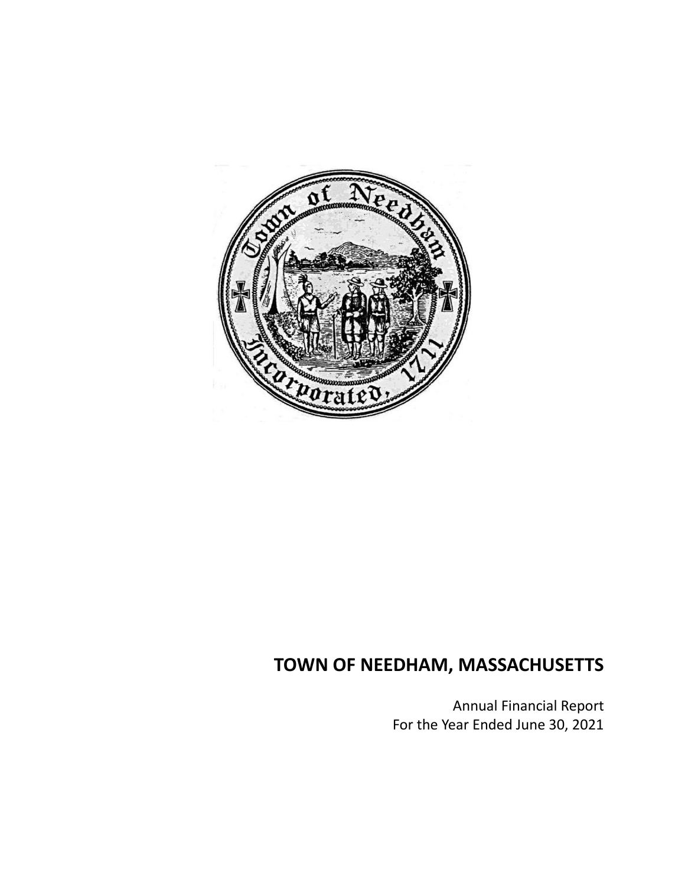# TOWN OF NEEDHAM, MASSACHUSETTS

Annual Financial Report
For the Year Ended June 30, 2021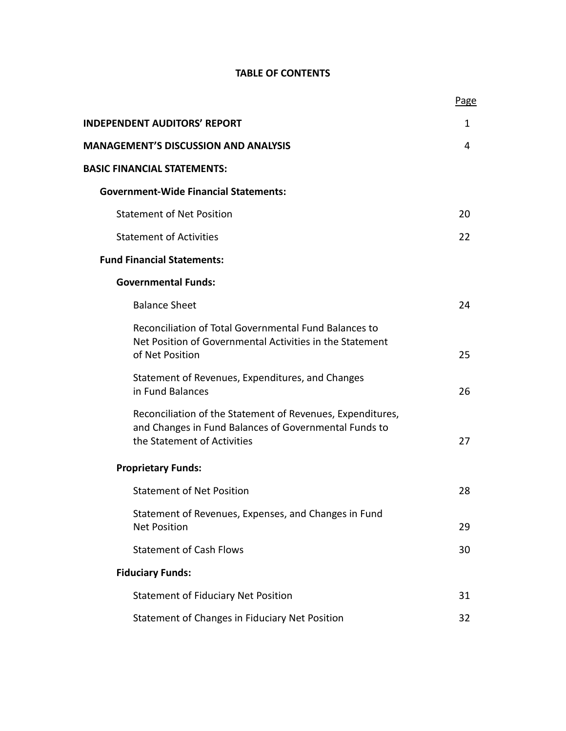# TABLE OF CONTENTS

| | Page |
|---|---|
| **INDEPENDENT AUDITORS' REPORT** | 1 |
| **MANAGEMENT'S DISCUSSION AND ANALYSIS** | 4 |
| **BASIC FINANCIAL STATEMENTS:** | |
| **Government-Wide Financial Statements:** | |
| Statement of Net Position | 20 |
| Statement of Activities | 22 |
| **Fund Financial Statements:** | |
| **Governmental Funds:** | |
| Balance Sheet | 24 |
| Reconciliation of Total Governmental Fund Balances to Net Position of Governmental Activities in the Statement of Net Position | 25 |
| Statement of Revenues, Expenditures, and Changes in Fund Balances | 26 |
| Reconciliation of the Statement of Revenues, Expenditures, and Changes in Fund Balances of Governmental Funds to the Statement of Activities | 27 |
| **Proprietary Funds:** | |
| Statement of Net Position | 28 |
| Statement of Revenues, Expenses, and Changes in Fund Net Position | 29 |
| Statement of Cash Flows | 30 |
| **Fiduciary Funds:** | |
| Statement of Fiduciary Net Position | 31 |
| Statement of Changes in Fiduciary Net Position | 32 |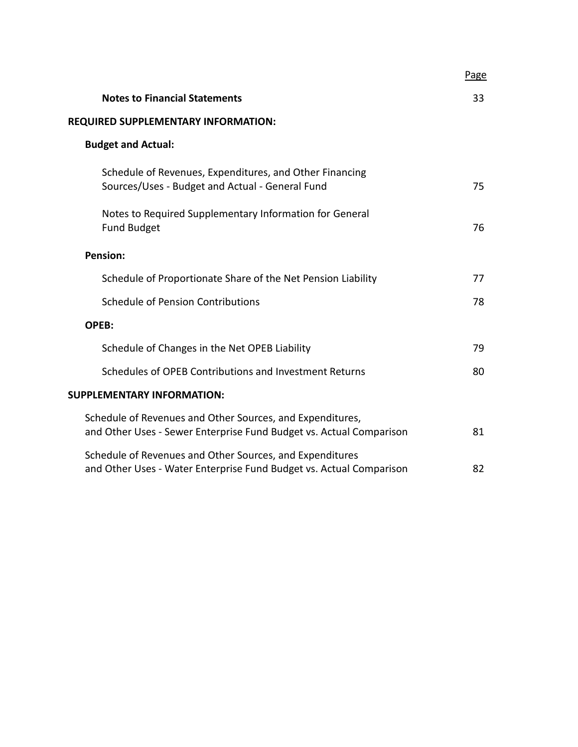| | Page |
|---|---|
| **Notes to Financial Statements** | 33 |
| **REQUIRED SUPPLEMENTARY INFORMATION:** | |
| **Budget and Actual:** | |
| Schedule of Revenues, Expenditures, and Other Financing Sources/Uses - Budget and Actual - General Fund | 75 |
| Notes to Required Supplementary Information for General Fund Budget | 76 |
| **Pension:** | |
| Schedule of Proportionate Share of the Net Pension Liability | 77 |
| Schedule of Pension Contributions | 78 |
| **OPEB:** | |
| Schedule of Changes in the Net OPEB Liability | 79 |
| Schedules of OPEB Contributions and Investment Returns | 80 |
| **SUPPLEMENTARY INFORMATION:** | |
| Schedule of Revenues and Other Sources, and Expenditures, and Other Uses - Sewer Enterprise Fund Budget vs. Actual Comparison | 81 |
| Schedule of Revenues and Other Sources, and Expenditures and Other Uses - Water Enterprise Fund Budget vs. Actual Comparison | 82 |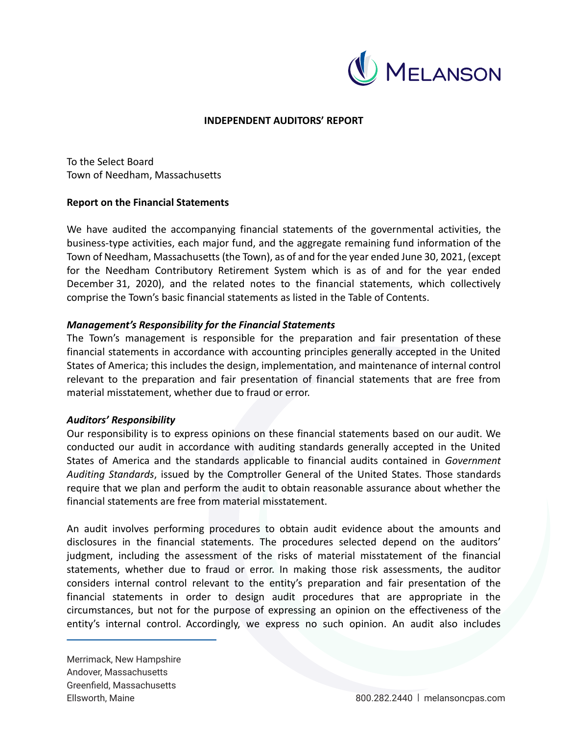# INDEPENDENT AUDITORS' REPORT

To the Select Board
Town of Needham, Massachusetts

**Report on the Financial Statements**

We have audited the accompanying financial statements of the governmental activities, the business-type activities, each major fund, and the aggregate remaining fund information of the Town of Needham, Massachusetts (the Town), as of and for the year ended June 30, 2021, (except for the Needham Contributory Retirement System which is as of and for the year ended December 31, 2020), and the related notes to the financial statements, which collectively comprise the Town's basic financial statements as listed in the Table of Contents.

***Management's Responsibility for the Financial Statements***

The Town's management is responsible for the preparation and fair presentation of these financial statements in accordance with accounting principles generally accepted in the United States of America; this includes the design, implementation, and maintenance of internal control relevant to the preparation and fair presentation of financial statements that are free from material misstatement, whether due to fraud or error.

***Auditors' Responsibility***

Our responsibility is to express opinions on these financial statements based on our audit. We conducted our audit in accordance with auditing standards generally accepted in the United States of America and the standards applicable to financial audits contained in *Government Auditing Standards*, issued by the Comptroller General of the United States. Those standards require that we plan and perform the audit to obtain reasonable assurance about whether the financial statements are free from material misstatement.

An audit involves performing procedures to obtain audit evidence about the amounts and disclosures in the financial statements. The procedures selected depend on the auditors' judgment, including the assessment of the risks of material misstatement of the financial statements, whether due to fraud or error. In making those risk assessments, the auditor considers internal control relevant to the entity's preparation and fair presentation of the financial statements in order to design audit procedures that are appropriate in the circumstances, but not for the purpose of expressing an opinion on the effectiveness of the entity's internal control. Accordingly, we express no such opinion. An audit also includes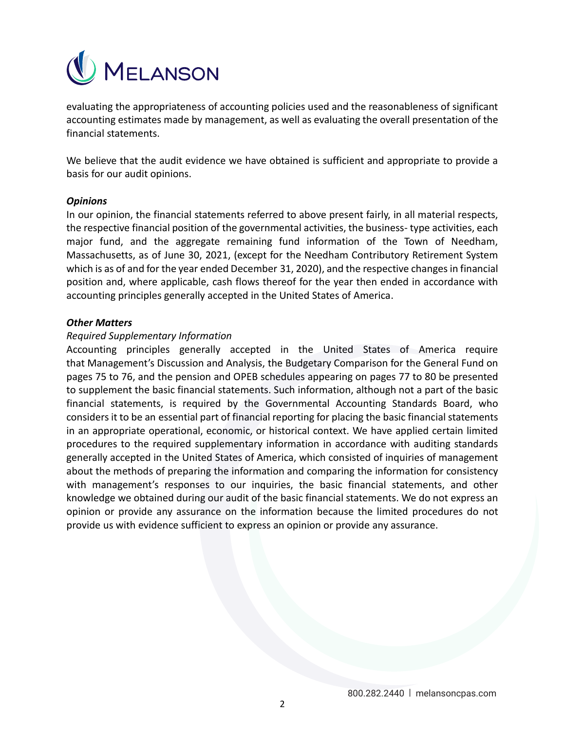evaluating the appropriateness of accounting policies used and the reasonableness of significant accounting estimates made by management, as well as evaluating the overall presentation of the financial statements.

We believe that the audit evidence we have obtained is sufficient and appropriate to provide a basis for our audit opinions.

***Opinions***

In our opinion, the financial statements referred to above present fairly, in all material respects, the respective financial position of the governmental activities, the business- type activities, each major fund, and the aggregate remaining fund information of the Town of Needham, Massachusetts, as of June 30, 2021, (except for the Needham Contributory Retirement System which is as of and for the year ended December 31, 2020), and the respective changes in financial position and, where applicable, cash flows thereof for the year then ended in accordance with accounting principles generally accepted in the United States of America.

***Other Matters***

*Required Supplementary Information*

Accounting principles generally accepted in the United States of America require that Management's Discussion and Analysis, the Budgetary Comparison for the General Fund on pages 75 to 76, and the pension and OPEB schedules appearing on pages 77 to 80 be presented to supplement the basic financial statements. Such information, although not a part of the basic financial statements, is required by the Governmental Accounting Standards Board, who considers it to be an essential part of financial reporting for placing the basic financial statements in an appropriate operational, economic, or historical context. We have applied certain limited procedures to the required supplementary information in accordance with auditing standards generally accepted in the United States of America, which consisted of inquiries of management about the methods of preparing the information and comparing the information for consistency with management's responses to our inquiries, the basic financial statements, and other knowledge we obtained during our audit of the basic financial statements. We do not express an opinion or provide any assurance on the information because the limited procedures do not provide us with evidence sufficient to express an opinion or provide any assurance.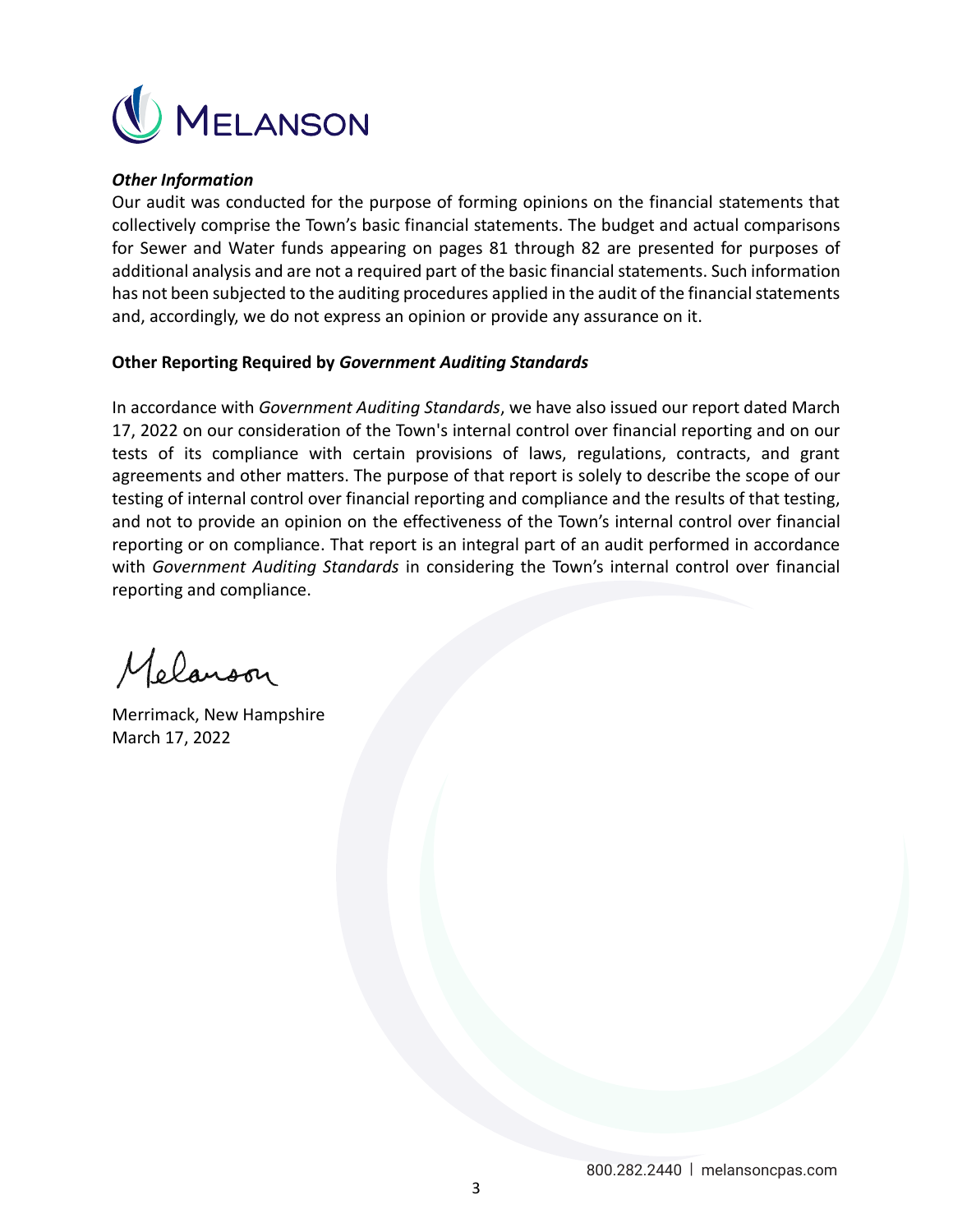### *Other Information*

Our audit was conducted for the purpose of forming opinions on the financial statements that collectively comprise the Town's basic financial statements. The budget and actual comparisons for Sewer and Water funds appearing on pages 81 through 82 are presented for purposes of additional analysis and are not a required part of the basic financial statements. Such information has not been subjected to the auditing procedures applied in the audit of the financial statements and, accordingly, we do not express an opinion or provide any assurance on it.

### Other Reporting Required by *Government Auditing Standards*

In accordance with *Government Auditing Standards*, we have also issued our report dated March 17, 2022 on our consideration of the Town's internal control over financial reporting and on our tests of its compliance with certain provisions of laws, regulations, contracts, and grant agreements and other matters. The purpose of that report is solely to describe the scope of our testing of internal control over financial reporting and compliance and the results of that testing, and not to provide an opinion on the effectiveness of the Town's internal control over financial reporting or on compliance. That report is an integral part of an audit performed in accordance with *Government Auditing Standards* in considering the Town's internal control over financial reporting and compliance.

Melanson

Merrimack, New Hampshire
March 17, 2022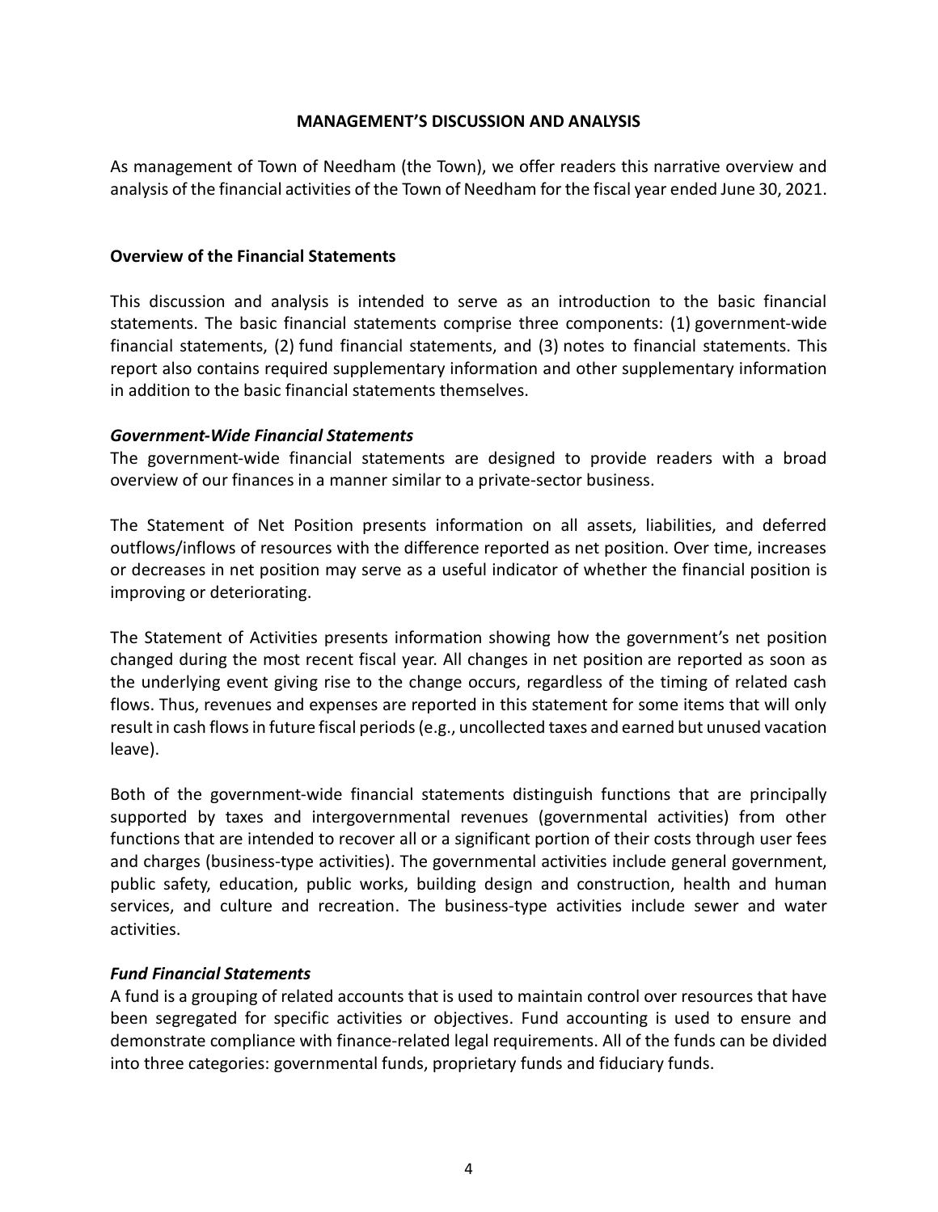# MANAGEMENT'S DISCUSSION AND ANALYSIS

As management of Town of Needham (the Town), we offer readers this narrative overview and analysis of the financial activities of the Town of Needham for the fiscal year ended June 30, 2021.

## Overview of the Financial Statements

This discussion and analysis is intended to serve as an introduction to the basic financial statements. The basic financial statements comprise three components: (1) government-wide financial statements, (2) fund financial statements, and (3) notes to financial statements. This report also contains required supplementary information and other supplementary information in addition to the basic financial statements themselves.

### *Government-Wide Financial Statements*

The government-wide financial statements are designed to provide readers with a broad overview of our finances in a manner similar to a private-sector business.

The Statement of Net Position presents information on all assets, liabilities, and deferred outflows/inflows of resources with the difference reported as net position. Over time, increases or decreases in net position may serve as a useful indicator of whether the financial position is improving or deteriorating.

The Statement of Activities presents information showing how the government's net position changed during the most recent fiscal year. All changes in net position are reported as soon as the underlying event giving rise to the change occurs, regardless of the timing of related cash flows. Thus, revenues and expenses are reported in this statement for some items that will only result in cash flows in future fiscal periods (e.g., uncollected taxes and earned but unused vacation leave).

Both of the government-wide financial statements distinguish functions that are principally supported by taxes and intergovernmental revenues (governmental activities) from other functions that are intended to recover all or a significant portion of their costs through user fees and charges (business-type activities). The governmental activities include general government, public safety, education, public works, building design and construction, health and human services, and culture and recreation. The business-type activities include sewer and water activities.

### *Fund Financial Statements*

A fund is a grouping of related accounts that is used to maintain control over resources that have been segregated for specific activities or objectives. Fund accounting is used to ensure and demonstrate compliance with finance-related legal requirements. All of the funds can be divided into three categories: governmental funds, proprietary funds and fiduciary funds.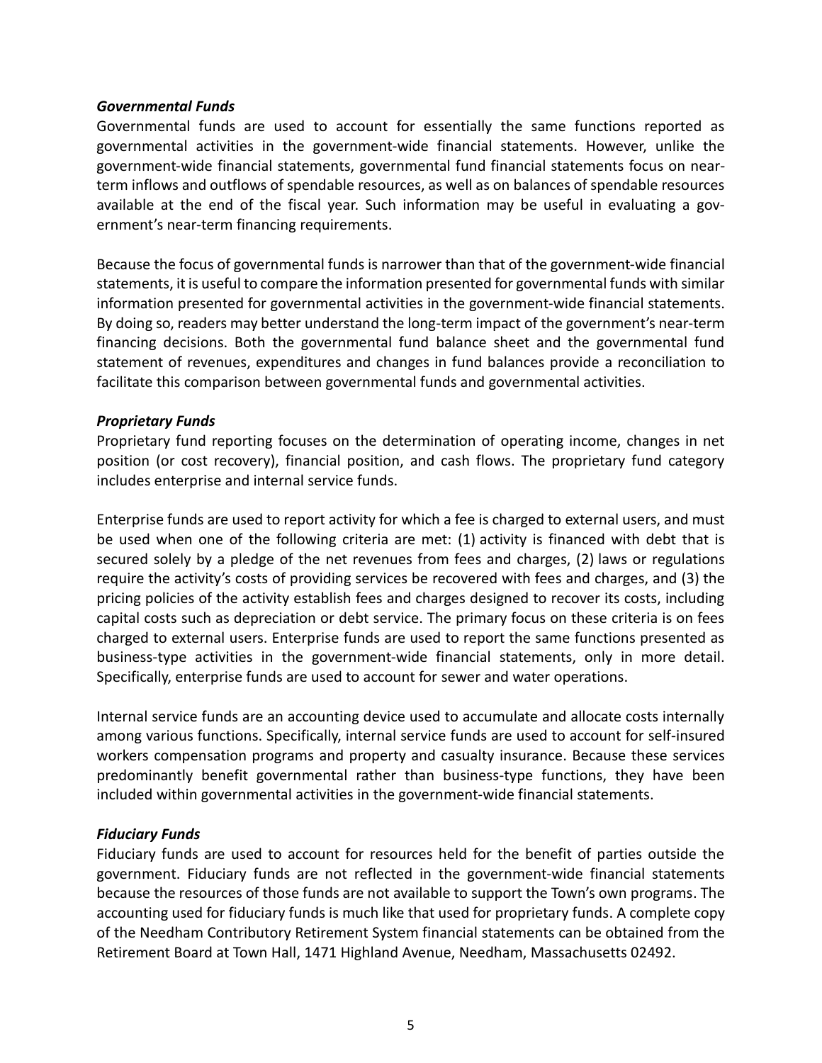***Governmental Funds***

Governmental funds are used to account for essentially the same functions reported as governmental activities in the government-wide financial statements. However, unlike the government-wide financial statements, governmental fund financial statements focus on near-term inflows and outflows of spendable resources, as well as on balances of spendable resources available at the end of the fiscal year. Such information may be useful in evaluating a government's near-term financing requirements.

Because the focus of governmental funds is narrower than that of the government-wide financial statements, it is useful to compare the information presented for governmental funds with similar information presented for governmental activities in the government-wide financial statements. By doing so, readers may better understand the long-term impact of the government's near-term financing decisions. Both the governmental fund balance sheet and the governmental fund statement of revenues, expenditures and changes in fund balances provide a reconciliation to facilitate this comparison between governmental funds and governmental activities.

***Proprietary Funds***

Proprietary fund reporting focuses on the determination of operating income, changes in net position (or cost recovery), financial position, and cash flows. The proprietary fund category includes enterprise and internal service funds.

Enterprise funds are used to report activity for which a fee is charged to external users, and must be used when one of the following criteria are met: (1) activity is financed with debt that is secured solely by a pledge of the net revenues from fees and charges, (2) laws or regulations require the activity's costs of providing services be recovered with fees and charges, and (3) the pricing policies of the activity establish fees and charges designed to recover its costs, including capital costs such as depreciation or debt service. The primary focus on these criteria is on fees charged to external users. Enterprise funds are used to report the same functions presented as business-type activities in the government-wide financial statements, only in more detail. Specifically, enterprise funds are used to account for sewer and water operations.

Internal service funds are an accounting device used to accumulate and allocate costs internally among various functions. Specifically, internal service funds are used to account for self-insured workers compensation programs and property and casualty insurance. Because these services predominantly benefit governmental rather than business-type functions, they have been included within governmental activities in the government-wide financial statements.

***Fiduciary Funds***

Fiduciary funds are used to account for resources held for the benefit of parties outside the government. Fiduciary funds are not reflected in the government-wide financial statements because the resources of those funds are not available to support the Town's own programs. The accounting used for fiduciary funds is much like that used for proprietary funds. A complete copy of the Needham Contributory Retirement System financial statements can be obtained from the Retirement Board at Town Hall, 1471 Highland Avenue, Needham, Massachusetts 02492.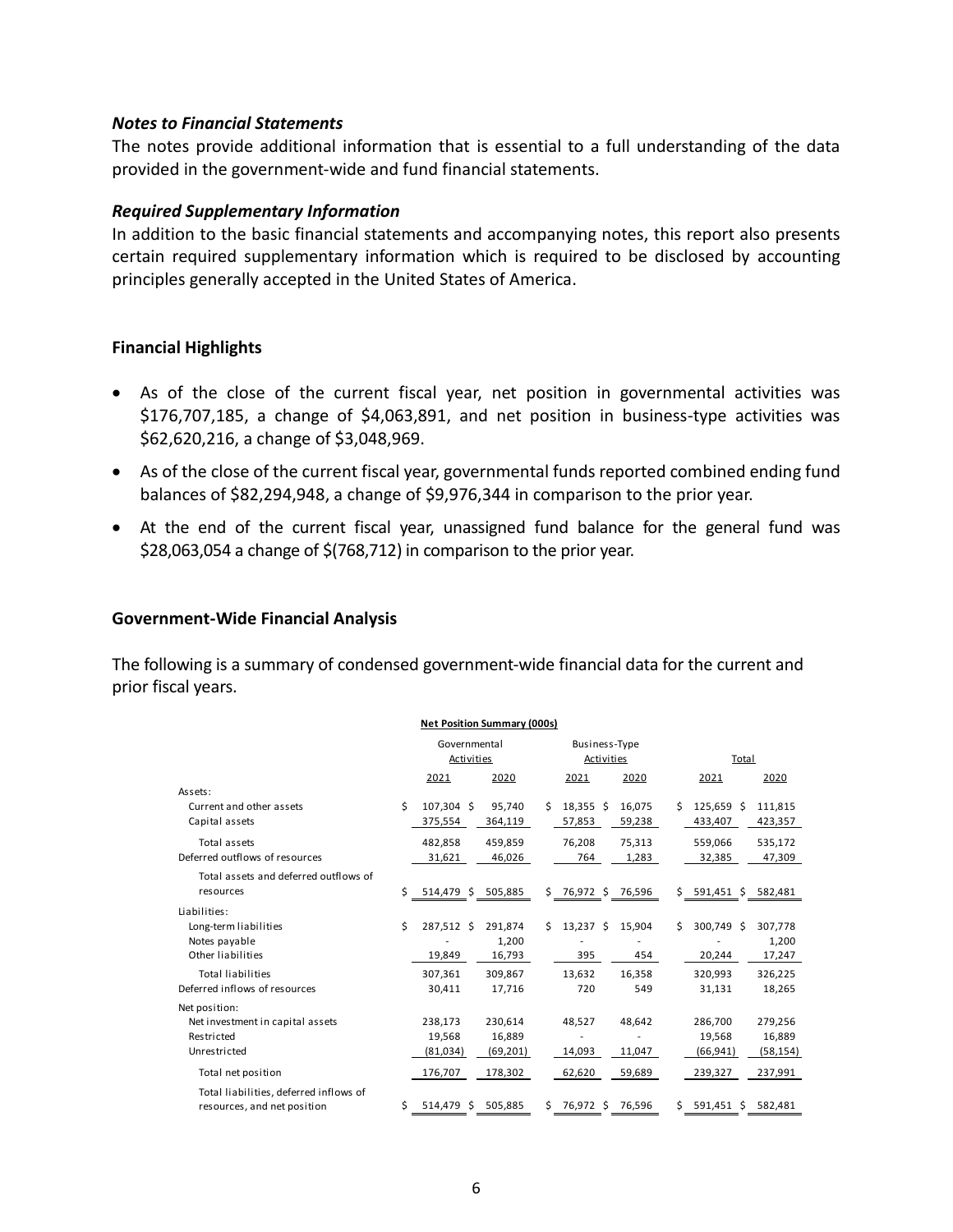### *Notes to Financial Statements*

The notes provide additional information that is essential to a full understanding of the data provided in the government-wide and fund financial statements.

### *Required Supplementary Information*

In addition to the basic financial statements and accompanying notes, this report also presents certain required supplementary information which is required to be disclosed by accounting principles generally accepted in the United States of America.

## Financial Highlights

- As of the close of the current fiscal year, net position in governmental activities was $176,707,185, a change of $4,063,891, and net position in business-type activities was $62,620,216, a change of $3,048,969.
- As of the close of the current fiscal year, governmental funds reported combined ending fund balances of $82,294,948, a change of $9,976,344 in comparison to the prior year.
- At the end of the current fiscal year, unassigned fund balance for the general fund was $28,063,054 a change of $(768,712) in comparison to the prior year.

## Government-Wide Financial Analysis

The following is a summary of condensed government-wide financial data for the current and prior fiscal years.

**Net Position Summary (000s)**

| | Governmental Activities | | Business-Type Activities | | Total | |
|---|---|---|---|---|---|---|
| | 2021 | 2020 | 2021 | 2020 | 2021 | 2020 |
| Assets: | | | | | | |
| Current and other assets | $ 107,304 | $ 95,740 | $ 18,355 | $ 16,075 | $ 125,659 | $ 111,815 |
| Capital assets | 375,554 | 364,119 | 57,853 | 59,238 | 433,407 | 423,357 |
| Total assets | 482,858 | 459,859 | 76,208 | 75,313 | 559,066 | 535,172 |
| Deferred outflows of resources | 31,621 | 46,026 | 764 | 1,283 | 32,385 | 47,309 |
| Total assets and deferred outflows of resources | $ 514,479 | $ 505,885 | $ 76,972 | $ 76,596 | $ 591,451 | $ 582,481 |
| Liabilities: | | | | | | |
| Long-term liabilities | $ 287,512 | $ 291,874 | $ 13,237 | $ 15,904 | $ 300,749 | $ 307,778 |
| Notes payable | - | 1,200 | - | - | - | 1,200 |
| Other liabilities | 19,849 | 16,793 | 395 | 454 | 20,244 | 17,247 |
| Total liabilities | 307,361 | 309,867 | 13,632 | 16,358 | 320,993 | 326,225 |
| Deferred inflows of resources | 30,411 | 17,716 | 720 | 549 | 31,131 | 18,265 |
| Net position: | | | | | | |
| Net investment in capital assets | 238,173 | 230,614 | 48,527 | 48,642 | 286,700 | 279,256 |
| Restricted | 19,568 | 16,889 | - | - | 19,568 | 16,889 |
| Unrestricted | (81,034) | (69,201) | 14,093 | 11,047 | (66,941) | (58,154) |
| Total net position | 176,707 | 178,302 | 62,620 | 59,689 | 239,327 | 237,991 |
| Total liabilities, deferred inflows of resources, and net position | $ 514,479 | $ 505,885 | $ 76,972 | $ 76,596 | $ 591,451 | $ 582,481 |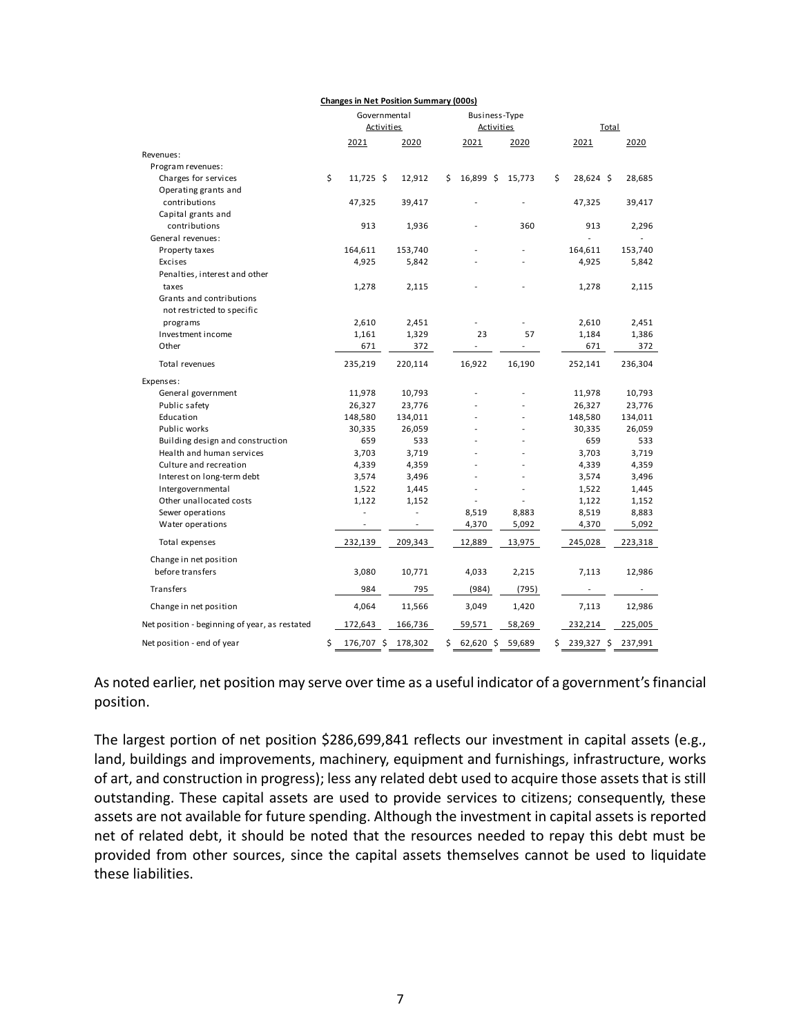**Changes in Net Position Summary (000s)**

| | Governmental Activities | | Business-Type Activities | | Total | |
|---|---|---|---|---|---|---|
| | 2021 | 2020 | 2021 | 2020 | 2021 | 2020 |
| Revenues: | | | | | | |
| Program revenues: | | | | | | |
| Charges for services | $ 11,725 | $ 12,912 | $ 16,899 | $ 15,773 | $ 28,624 | $ 28,685 |
| Operating grants and contributions | 47,325 | 39,417 | - | - | 47,325 | 39,417 |
| Capital grants and contributions | 913 | 1,936 | - | 360 | 913 | 2,296 |
| General revenues: | | | | | - | - |
| Property taxes | 164,611 | 153,740 | - | - | 164,611 | 153,740 |
| Excises | 4,925 | 5,842 | - | - | 4,925 | 5,842 |
| Penalties, interest and other taxes | 1,278 | 2,115 | - | - | 1,278 | 2,115 |
| Grants and contributions not restricted to specific programs | 2,610 | 2,451 | - | - | 2,610 | 2,451 |
| Investment income | 1,161 | 1,329 | 23 | 57 | 1,184 | 1,386 |
| Other | 671 | 372 | - | - | 671 | 372 |
| Total revenues | 235,219 | 220,114 | 16,922 | 16,190 | 252,141 | 236,304 |
| Expenses: | | | | | | |
| General government | 11,978 | 10,793 | - | - | 11,978 | 10,793 |
| Public safety | 26,327 | 23,776 | - | - | 26,327 | 23,776 |
| Education | 148,580 | 134,011 | - | - | 148,580 | 134,011 |
| Public works | 30,335 | 26,059 | - | - | 30,335 | 26,059 |
| Building design and construction | 659 | 533 | - | - | 659 | 533 |
| Health and human services | 3,703 | 3,719 | - | - | 3,703 | 3,719 |
| Culture and recreation | 4,339 | 4,359 | - | - | 4,339 | 4,359 |
| Interest on long-term debt | 3,574 | 3,496 | - | - | 3,574 | 3,496 |
| Intergovernmental | 1,522 | 1,445 | - | - | 1,522 | 1,445 |
| Other unallocated costs | 1,122 | 1,152 | - | - | 1,122 | 1,152 |
| Sewer operations | - | - | 8,519 | 8,883 | 8,519 | 8,883 |
| Water operations | - | - | 4,370 | 5,092 | 4,370 | 5,092 |
| Total expenses | 232,139 | 209,343 | 12,889 | 13,975 | 245,028 | 223,318 |
| Change in net position before transfers | 3,080 | 10,771 | 4,033 | 2,215 | 7,113 | 12,986 |
| Transfers | 984 | 795 | (984) | (795) | - | - |
| Change in net position | 4,064 | 11,566 | 3,049 | 1,420 | 7,113 | 12,986 |
| Net position - beginning of year, as restated | 172,643 | 166,736 | 59,571 | 58,269 | 232,214 | 225,005 |
| Net position - end of year | $ 176,707 | $ 178,302 | $ 62,620 | $ 59,689 | $ 239,327 | $ 237,991 |

As noted earlier, net position may serve over time as a useful indicator of a government's financial position.

The largest portion of net position $286,699,841 reflects our investment in capital assets (e.g., land, buildings and improvements, machinery, equipment and furnishings, infrastructure, works of art, and construction in progress); less any related debt used to acquire those assets that is still outstanding. These capital assets are used to provide services to citizens; consequently, these assets are not available for future spending. Although the investment in capital assets is reported net of related debt, it should be noted that the resources needed to repay this debt must be provided from other sources, since the capital assets themselves cannot be used to liquidate these liabilities.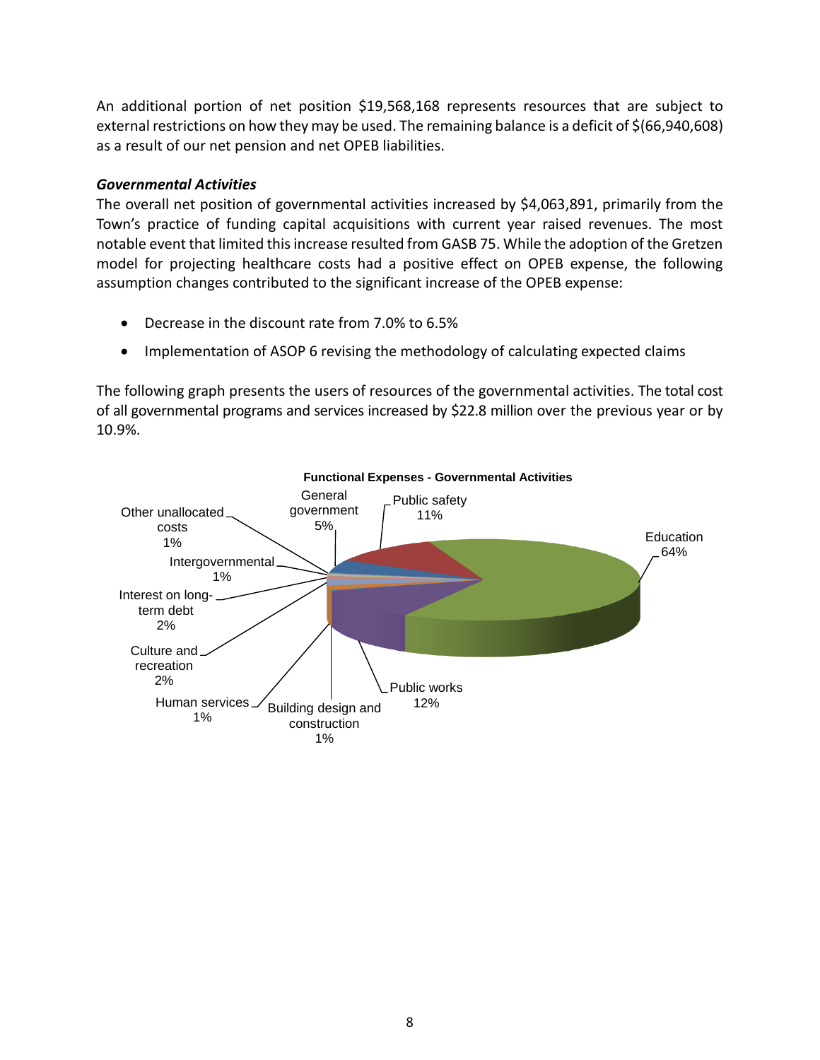An additional portion of net position $19,568,168 represents resources that are subject to external restrictions on how they may be used. The remaining balance is a deficit of $(66,940,608) as a result of our net pension and net OPEB liabilities.

***Governmental Activities***

The overall net position of governmental activities increased by $4,063,891, primarily from the Town's practice of funding capital acquisitions with current year raised revenues. The most notable event that limited this increase resulted from GASB 75. While the adoption of the Gretzen model for projecting healthcare costs had a positive effect on OPEB expense, the following assumption changes contributed to the significant increase of the OPEB expense:

- Decrease in the discount rate from 7.0% to 6.5%
- Implementation of ASOP 6 revising the methodology of calculating expected claims

The following graph presents the users of resources of the governmental activities. The total cost of all governmental programs and services increased by $22.8 million over the previous year or by 10.9%.

**Functional Expenses - Governmental Activities**

| Function | Percentage |
| --- | --- |
| Education | 64% |
| Public works | 12% |
| Public safety | 11% |
| General government | 5% |
| Interest on long-term debt | 2% |
| Culture and recreation | 2% |
| Other unallocated costs | 1% |
| Intergovernmental | 1% |
| Human services | 1% |
| Building design and construction | 1% |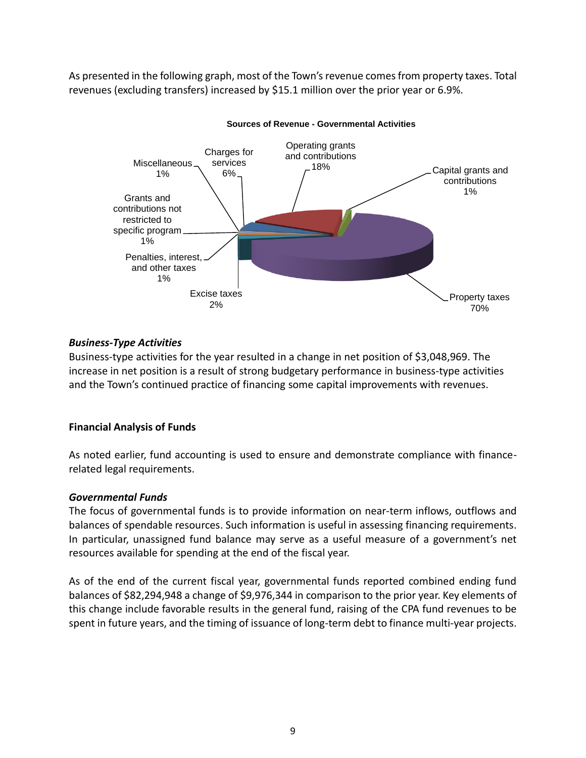As presented in the following graph, most of the Town's revenue comes from property taxes. Total revenues (excluding transfers) increased by $15.1 million over the prior year or 6.9%.

**Sources of Revenue - Governmental Activities**

| Source | Percentage |
|---|---|
| Property taxes | 70% |
| Operating grants and contributions | 18% |
| Charges for services | 6% |
| Excise taxes | 2% |
| Capital grants and contributions | 1% |
| Miscellaneous | 1% |
| Grants and contributions not restricted to specific program | 1% |
| Penalties, interest, and other taxes | 1% |

### *Business-Type Activities*

Business-type activities for the year resulted in a change in net position of $3,048,969. The increase in net position is a result of strong budgetary performance in business-type activities and the Town's continued practice of financing some capital improvements with revenues.

## Financial Analysis of Funds

As noted earlier, fund accounting is used to ensure and demonstrate compliance with finance-related legal requirements.

### *Governmental Funds*

The focus of governmental funds is to provide information on near-term inflows, outflows and balances of spendable resources. Such information is useful in assessing financing requirements. In particular, unassigned fund balance may serve as a useful measure of a government's net resources available for spending at the end of the fiscal year.

As of the end of the current fiscal year, governmental funds reported combined ending fund balances of $82,294,948 a change of $9,976,344 in comparison to the prior year. Key elements of this change include favorable results in the general fund, raising of the CPA fund revenues to be spent in future years, and the timing of issuance of long-term debt to finance multi-year projects.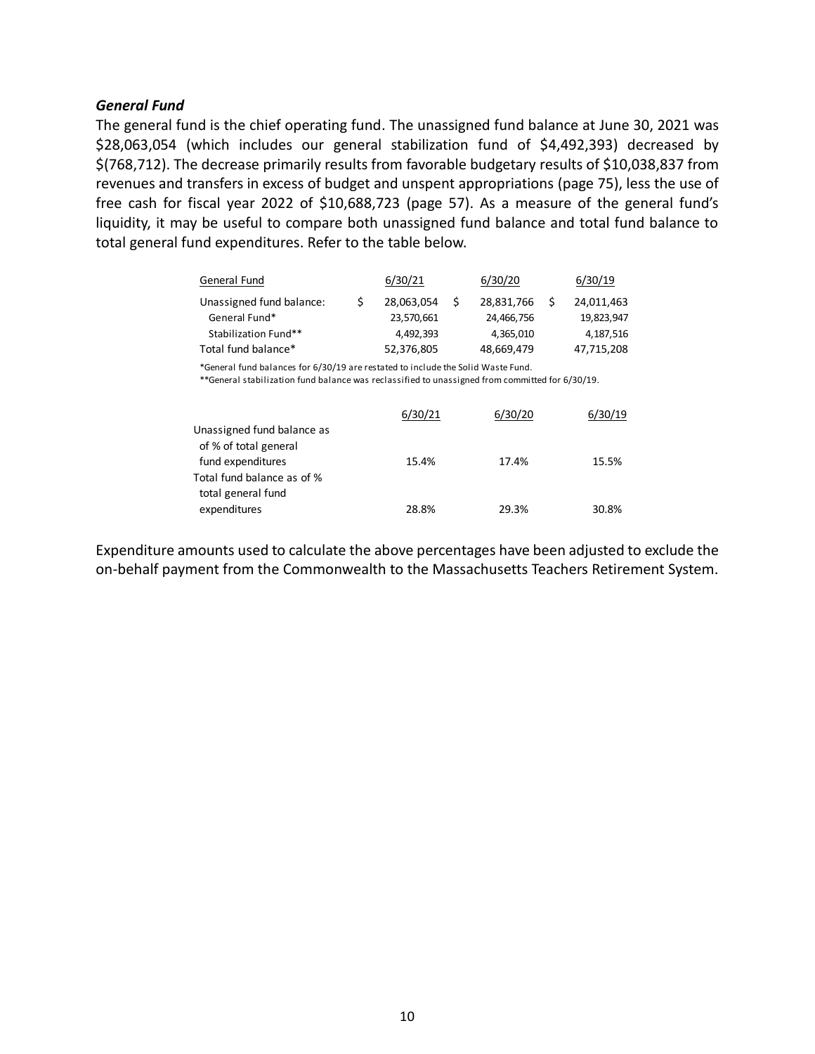### *General Fund*

The general fund is the chief operating fund. The unassigned fund balance at June 30, 2021 was $28,063,054 (which includes our general stabilization fund of $4,492,393) decreased by $(768,712). The decrease primarily results from favorable budgetary results of $10,038,837 from revenues and transfers in excess of budget and unspent appropriations (page 75), less the use of free cash for fiscal year 2022 of $10,688,723 (page 57). As a measure of the general fund's liquidity, it may be useful to compare both unassigned fund balance and total fund balance to total general fund expenditures. Refer to the table below.

| General Fund | 6/30/21 | 6/30/20 | 6/30/19 |
|---|---|---|---|
| Unassigned fund balance: | $ 28,063,054 | $ 28,831,766 | $ 24,011,463 |
| General Fund* | 23,570,661 | 24,466,756 | 19,823,947 |
| Stabilization Fund** | 4,492,393 | 4,365,010 | 4,187,516 |
| Total fund balance* | 52,376,805 | 48,669,479 | 47,715,208 |

*General fund balances for 6/30/19 are restated to include the Solid Waste Fund.

**General stabilization fund balance was reclassified to unassigned from committed for 6/30/19.

| | 6/30/21 | 6/30/20 | 6/30/19 |
|---|---|---|---|
| Unassigned fund balance as of % of total general fund expenditures | 15.4% | 17.4% | 15.5% |
| Total fund balance as of % total general fund expenditures | 28.8% | 29.3% | 30.8% |

Expenditure amounts used to calculate the above percentages have been adjusted to exclude the on-behalf payment from the Commonwealth to the Massachusetts Teachers Retirement System.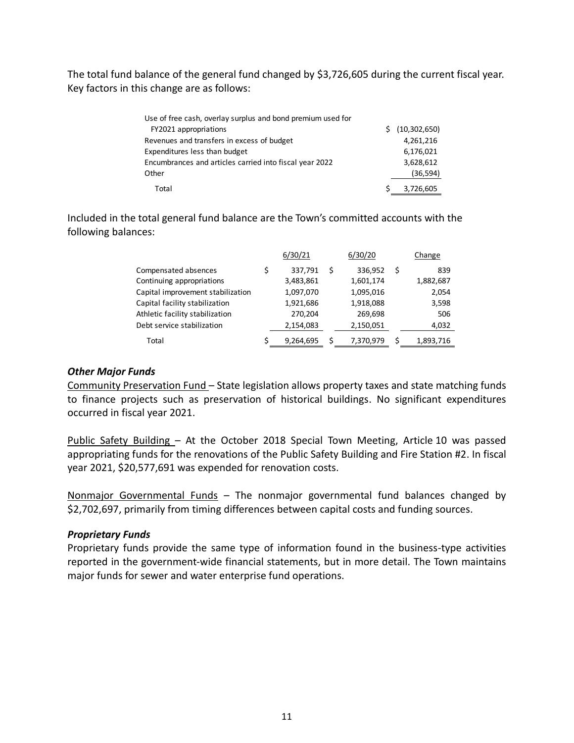The total fund balance of the general fund changed by $3,726,605 during the current fiscal year. Key factors in this change are as follows:

| | |
|---|---|
| Use of free cash, overlay surplus and bond premium used for FY2021 appropriations | $ (10,302,650) |
| Revenues and transfers in excess of budget | 4,261,216 |
| Expenditures less than budget | 6,176,021 |
| Encumbrances and articles carried into fiscal year 2022 | 3,628,612 |
| Other | (36,594) |
| Total | $ 3,726,605 |

Included in the total general fund balance are the Town's committed accounts with the following balances:

| | 6/30/21 | 6/30/20 | Change |
|---|---|---|---|
| Compensated absences | $ 337,791 | $ 336,952 | $ 839 |
| Continuing appropriations | 3,483,861 | 1,601,174 | 1,882,687 |
| Capital improvement stabilization | 1,097,070 | 1,095,016 | 2,054 |
| Capital facility stabilization | 1,921,686 | 1,918,088 | 3,598 |
| Athletic facility stabilization | 270,204 | 269,698 | 506 |
| Debt service stabilization | 2,154,083 | 2,150,051 | 4,032 |
| Total | $ 9,264,695 | $ 7,370,979 | $ 1,893,716 |

### *Other Major Funds*

Community Preservation Fund – State legislation allows property taxes and state matching funds to finance projects such as preservation of historical buildings. No significant expenditures occurred in fiscal year 2021.

Public Safety Building – At the October 2018 Special Town Meeting, Article 10 was passed appropriating funds for the renovations of the Public Safety Building and Fire Station #2. In fiscal year 2021, $20,577,691 was expended for renovation costs.

Nonmajor Governmental Funds – The nonmajor governmental fund balances changed by $2,702,697, primarily from timing differences between capital costs and funding sources.

### *Proprietary Funds*

Proprietary funds provide the same type of information found in the business-type activities reported in the government-wide financial statements, but in more detail. The Town maintains major funds for sewer and water enterprise fund operations.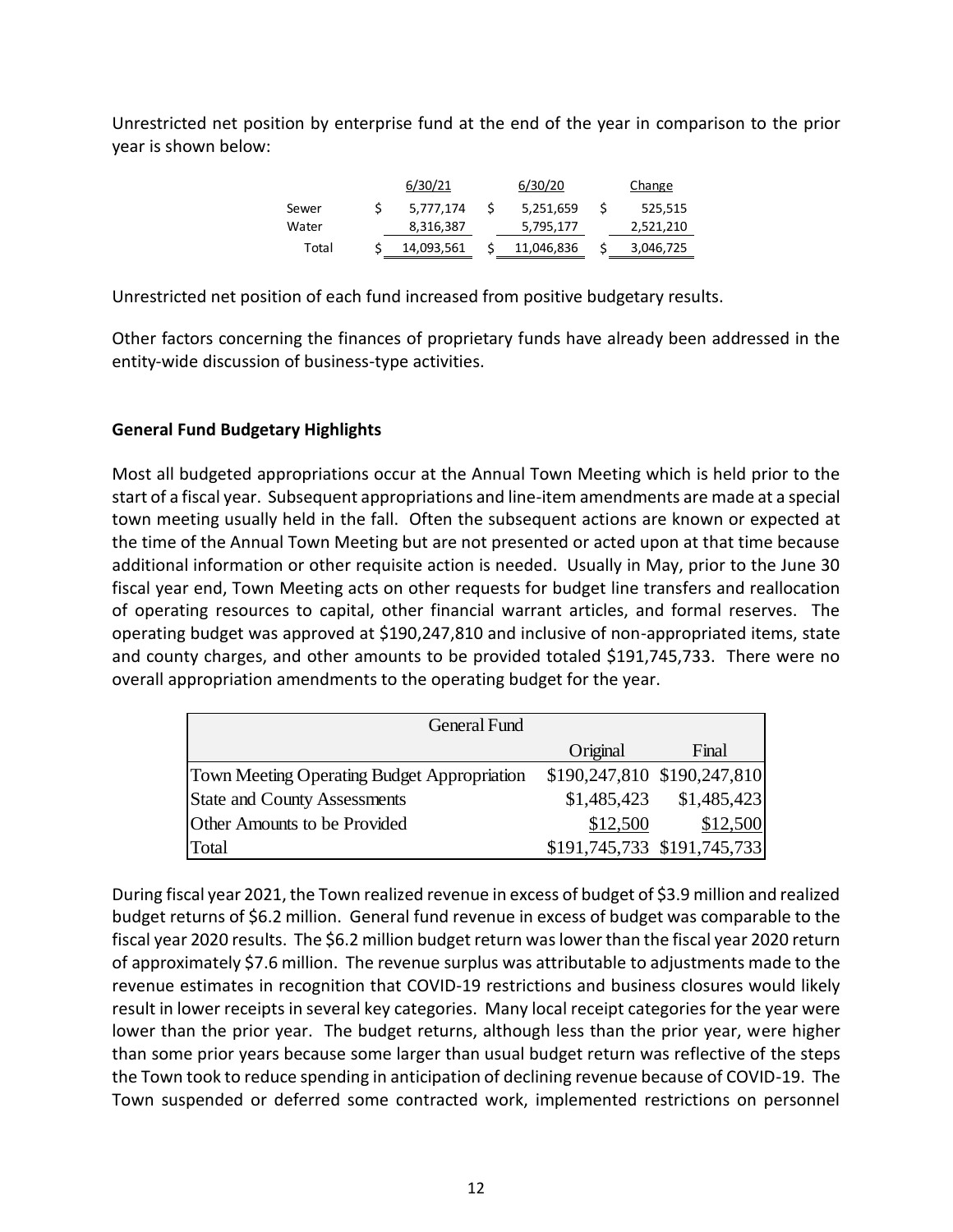Unrestricted net position by enterprise fund at the end of the year in comparison to the prior year is shown below:

| | 6/30/21 | 6/30/20 | Change |
|---|---|---|---|
| Sewer | $ 5,777,174 | $ 5,251,659 | $ 525,515 |
| Water | 8,316,387 | 5,795,177 | 2,521,210 |
| Total | $ 14,093,561 | $ 11,046,836 | $ 3,046,725 |

Unrestricted net position of each fund increased from positive budgetary results.

Other factors concerning the finances of proprietary funds have already been addressed in the entity-wide discussion of business-type activities.

**General Fund Budgetary Highlights**

Most all budgeted appropriations occur at the Annual Town Meeting which is held prior to the start of a fiscal year. Subsequent appropriations and line-item amendments are made at a special town meeting usually held in the fall. Often the subsequent actions are known or expected at the time of the Annual Town Meeting but are not presented or acted upon at that time because additional information or other requisite action is needed. Usually in May, prior to the June 30 fiscal year end, Town Meeting acts on other requests for budget line transfers and reallocation of operating resources to capital, other financial warrant articles, and formal reserves. The operating budget was approved at $190,247,810 and inclusive of non-appropriated items, state and county charges, and other amounts to be provided totaled $191,745,733. There were no overall appropriation amendments to the operating budget for the year.

| General Fund | | |
|---|---|---|
| | Original | Final |
| Town Meeting Operating Budget Appropriation | $190,247,810 | $190,247,810 |
| State and County Assessments | $1,485,423 | $1,485,423 |
| Other Amounts to be Provided | $12,500 | $12,500 |
| Total | $191,745,733 | $191,745,733 |

During fiscal year 2021, the Town realized revenue in excess of budget of $3.9 million and realized budget returns of $6.2 million. General fund revenue in excess of budget was comparable to the fiscal year 2020 results. The $6.2 million budget return was lower than the fiscal year 2020 return of approximately $7.6 million. The revenue surplus was attributable to adjustments made to the revenue estimates in recognition that COVID-19 restrictions and business closures would likely result in lower receipts in several key categories. Many local receipt categories for the year were lower than the prior year. The budget returns, although less than the prior year, were higher than some prior years because some larger than usual budget return was reflective of the steps the Town took to reduce spending in anticipation of declining revenue because of COVID-19. The Town suspended or deferred some contracted work, implemented restrictions on personnel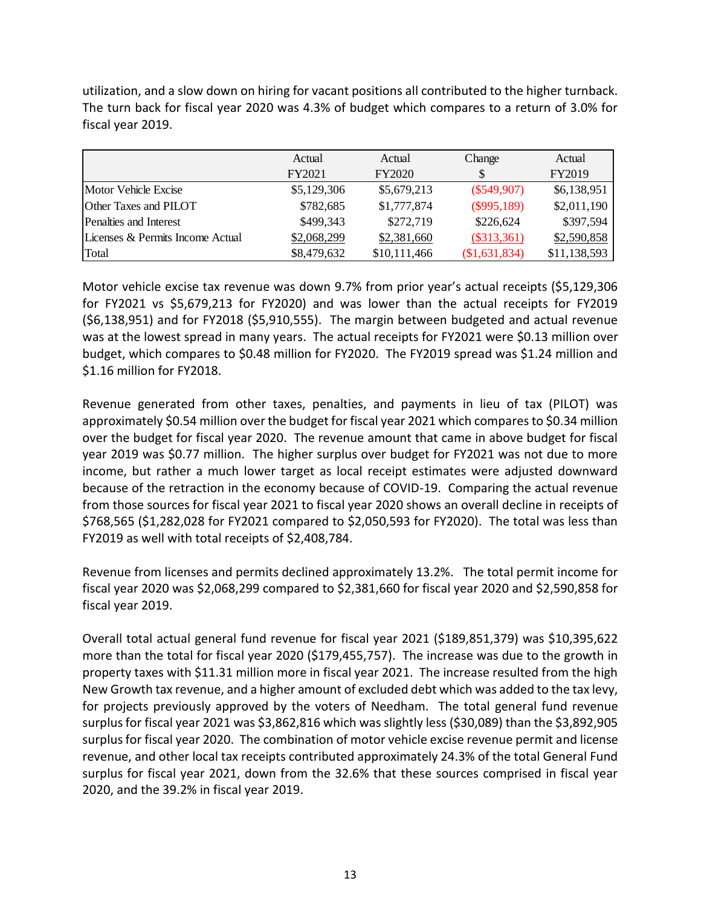utilization, and a slow down on hiring for vacant positions all contributed to the higher turnback. The turn back for fiscal year 2020 was 4.3% of budget which compares to a return of 3.0% for fiscal year 2019.

| | Actual FY2021 | Actual FY2020 | Change $ | Actual FY2019 |
|---|---|---|---|---|
| Motor Vehicle Excise | $5,129,306 | $5,679,213 | ($549,907) | $6,138,951 |
| Other Taxes and PILOT | $782,685 | $1,777,874 | ($995,189) | $2,011,190 |
| Penalties and Interest | $499,343 | $272,719 | $226,624 | $397,594 |
| Licenses & Permits Income Actual | $2,068,299 | $2,381,660 | ($313,361) | $2,590,858 |
| Total | $8,479,632 | $10,111,466 | ($1,631,834) | $11,138,593 |

Motor vehicle excise tax revenue was down 9.7% from prior year's actual receipts ($5,129,306 for FY2021 vs $5,679,213 for FY2020) and was lower than the actual receipts for FY2019 ($6,138,951) and for FY2018 ($5,910,555). The margin between budgeted and actual revenue was at the lowest spread in many years. The actual receipts for FY2021 were $0.13 million over budget, which compares to $0.48 million for FY2020. The FY2019 spread was $1.24 million and $1.16 million for FY2018.

Revenue generated from other taxes, penalties, and payments in lieu of tax (PILOT) was approximately $0.54 million over the budget for fiscal year 2021 which compares to $0.34 million over the budget for fiscal year 2020. The revenue amount that came in above budget for fiscal year 2019 was $0.77 million. The higher surplus over budget for FY2021 was not due to more income, but rather a much lower target as local receipt estimates were adjusted downward because of the retraction in the economy because of COVID-19. Comparing the actual revenue from those sources for fiscal year 2021 to fiscal year 2020 shows an overall decline in receipts of $768,565 ($1,282,028 for FY2021 compared to $2,050,593 for FY2020). The total was less than FY2019 as well with total receipts of $2,408,784.

Revenue from licenses and permits declined approximately 13.2%. The total permit income for fiscal year 2020 was $2,068,299 compared to $2,381,660 for fiscal year 2020 and $2,590,858 for fiscal year 2019.

Overall total actual general fund revenue for fiscal year 2021 ($189,851,379) was $10,395,622 more than the total for fiscal year 2020 ($179,455,757). The increase was due to the growth in property taxes with $11.31 million more in fiscal year 2021. The increase resulted from the high New Growth tax revenue, and a higher amount of excluded debt which was added to the tax levy, for projects previously approved by the voters of Needham. The total general fund revenue surplus for fiscal year 2021 was $3,862,816 which was slightly less ($30,089) than the $3,892,905 surplus for fiscal year 2020. The combination of motor vehicle excise revenue permit and license revenue, and other local tax receipts contributed approximately 24.3% of the total General Fund surplus for fiscal year 2021, down from the 32.6% that these sources comprised in fiscal year 2020, and the 39.2% in fiscal year 2019.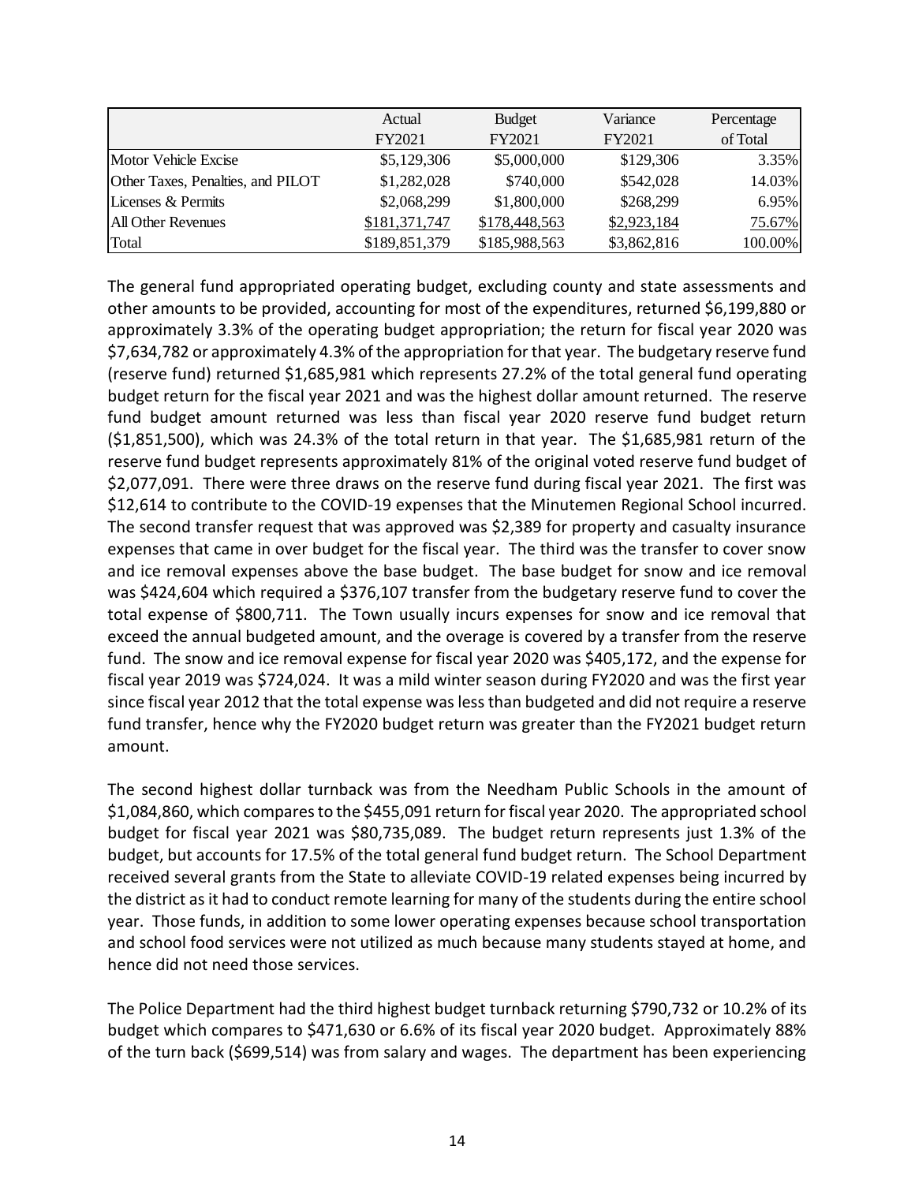| | Actual FY2021 | Budget FY2021 | Variance FY2021 | Percentage of Total |
|---|---|---|---|---|
| Motor Vehicle Excise | $5,129,306 | $5,000,000 | $129,306 | 3.35% |
| Other Taxes, Penalties, and PILOT | $1,282,028 | $740,000 | $542,028 | 14.03% |
| Licenses & Permits | $2,068,299 | $1,800,000 | $268,299 | 6.95% |
| All Other Revenues | $181,371,747 | $178,448,563 | $2,923,184 | 75.67% |
| Total | $189,851,379 | $185,988,563 | $3,862,816 | 100.00% |

The general fund appropriated operating budget, excluding county and state assessments and other amounts to be provided, accounting for most of the expenditures, returned $6,199,880 or approximately 3.3% of the operating budget appropriation; the return for fiscal year 2020 was $7,634,782 or approximately 4.3% of the appropriation for that year. The budgetary reserve fund (reserve fund) returned $1,685,981 which represents 27.2% of the total general fund operating budget return for the fiscal year 2021 and was the highest dollar amount returned. The reserve fund budget amount returned was less than fiscal year 2020 reserve fund budget return ($1,851,500), which was 24.3% of the total return in that year. The $1,685,981 return of the reserve fund budget represents approximately 81% of the original voted reserve fund budget of $2,077,091. There were three draws on the reserve fund during fiscal year 2021. The first was $12,614 to contribute to the COVID-19 expenses that the Minutemen Regional School incurred. The second transfer request that was approved was $2,389 for property and casualty insurance expenses that came in over budget for the fiscal year. The third was the transfer to cover snow and ice removal expenses above the base budget. The base budget for snow and ice removal was $424,604 which required a $376,107 transfer from the budgetary reserve fund to cover the total expense of $800,711. The Town usually incurs expenses for snow and ice removal that exceed the annual budgeted amount, and the overage is covered by a transfer from the reserve fund. The snow and ice removal expense for fiscal year 2020 was $405,172, and the expense for fiscal year 2019 was $724,024. It was a mild winter season during FY2020 and was the first year since fiscal year 2012 that the total expense was less than budgeted and did not require a reserve fund transfer, hence why the FY2020 budget return was greater than the FY2021 budget return amount.

The second highest dollar turnback was from the Needham Public Schools in the amount of $1,084,860, which compares to the $455,091 return for fiscal year 2020. The appropriated school budget for fiscal year 2021 was $80,735,089. The budget return represents just 1.3% of the budget, but accounts for 17.5% of the total general fund budget return. The School Department received several grants from the State to alleviate COVID-19 related expenses being incurred by the district as it had to conduct remote learning for many of the students during the entire school year. Those funds, in addition to some lower operating expenses because school transportation and school food services were not utilized as much because many students stayed at home, and hence did not need those services.

The Police Department had the third highest budget turnback returning $790,732 or 10.2% of its budget which compares to $471,630 or 6.6% of its fiscal year 2020 budget. Approximately 88% of the turn back ($699,514) was from salary and wages. The department has been experiencing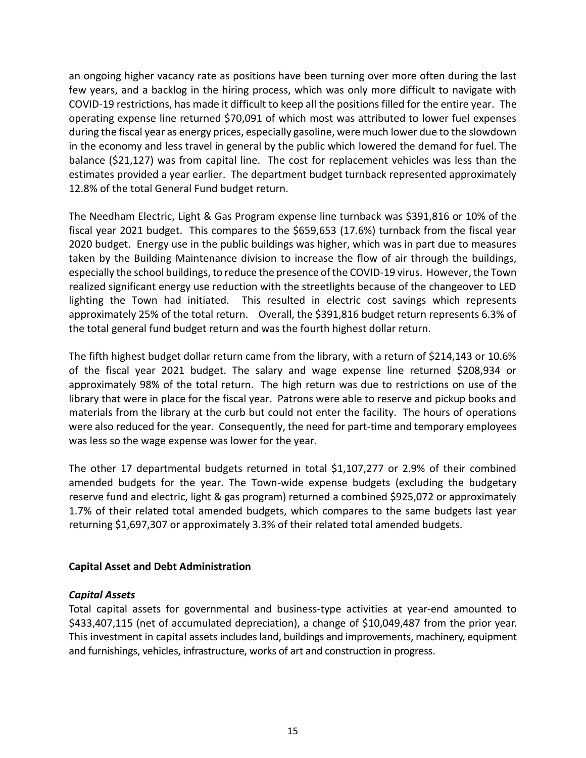an ongoing higher vacancy rate as positions have been turning over more often during the last few years, and a backlog in the hiring process, which was only more difficult to navigate with COVID-19 restrictions, has made it difficult to keep all the positions filled for the entire year. The operating expense line returned $70,091 of which most was attributed to lower fuel expenses during the fiscal year as energy prices, especially gasoline, were much lower due to the slowdown in the economy and less travel in general by the public which lowered the demand for fuel. The balance ($21,127) was from capital line. The cost for replacement vehicles was less than the estimates provided a year earlier. The department budget turnback represented approximately 12.8% of the total General Fund budget return.

The Needham Electric, Light & Gas Program expense line turnback was $391,816 or 10% of the fiscal year 2021 budget. This compares to the $659,653 (17.6%) turnback from the fiscal year 2020 budget. Energy use in the public buildings was higher, which was in part due to measures taken by the Building Maintenance division to increase the flow of air through the buildings, especially the school buildings, to reduce the presence of the COVID-19 virus. However, the Town realized significant energy use reduction with the streetlights because of the changeover to LED lighting the Town had initiated. This resulted in electric cost savings which represents approximately 25% of the total return. Overall, the $391,816 budget return represents 6.3% of the total general fund budget return and was the fourth highest dollar return.

The fifth highest budget dollar return came from the library, with a return of $214,143 or 10.6% of the fiscal year 2021 budget. The salary and wage expense line returned $208,934 or approximately 98% of the total return. The high return was due to restrictions on use of the library that were in place for the fiscal year. Patrons were able to reserve and pickup books and materials from the library at the curb but could not enter the facility. The hours of operations were also reduced for the year. Consequently, the need for part-time and temporary employees was less so the wage expense was lower for the year.

The other 17 departmental budgets returned in total $1,107,277 or 2.9% of their combined amended budgets for the year. The Town-wide expense budgets (excluding the budgetary reserve fund and electric, light & gas program) returned a combined $925,072 or approximately 1.7% of their related total amended budgets, which compares to the same budgets last year returning $1,697,307 or approximately 3.3% of their related total amended budgets.

## Capital Asset and Debt Administration

### *Capital Assets*

Total capital assets for governmental and business-type activities at year-end amounted to $433,407,115 (net of accumulated depreciation), a change of $10,049,487 from the prior year. This investment in capital assets includes land, buildings and improvements, machinery, equipment and furnishings, vehicles, infrastructure, works of art and construction in progress.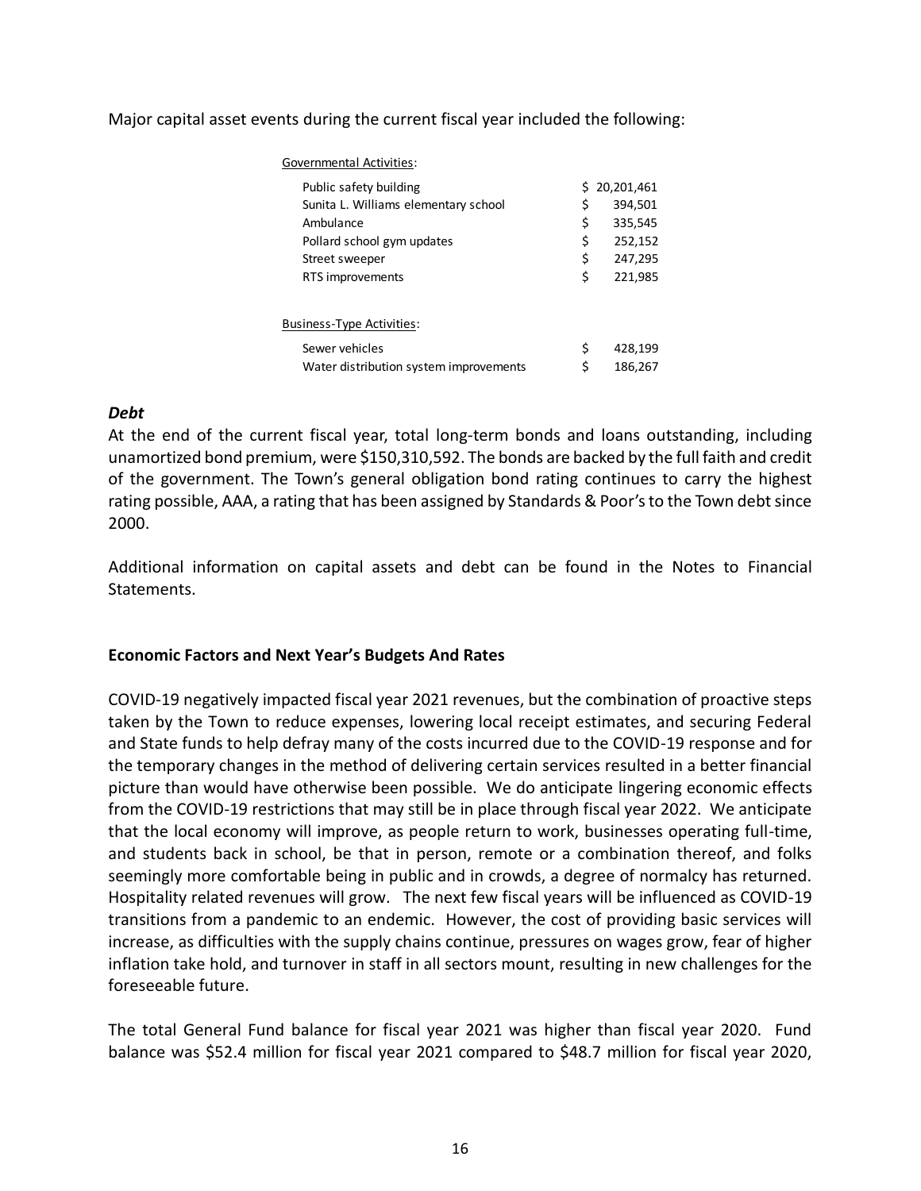Major capital asset events during the current fiscal year included the following:

| Governmental Activities: | |
|---|---|
| Public safety building | $ 20,201,461 |
| Sunita L. Williams elementary school | $ 394,501 |
| Ambulance | $ 335,545 |
| Pollard school gym updates | $ 252,152 |
| Street sweeper | $ 247,295 |
| RTS improvements | $ 221,985 |
| | |
| Business-Type Activities: | |
| Sewer vehicles | $ 428,199 |
| Water distribution system improvements | $ 186,267 |

### *Debt*

At the end of the current fiscal year, total long-term bonds and loans outstanding, including unamortized bond premium, were $150,310,592. The bonds are backed by the full faith and credit of the government. The Town's general obligation bond rating continues to carry the highest rating possible, AAA, a rating that has been assigned by Standards & Poor's to the Town debt since 2000.

Additional information on capital assets and debt can be found in the Notes to Financial Statements.

## Economic Factors and Next Year's Budgets And Rates

COVID-19 negatively impacted fiscal year 2021 revenues, but the combination of proactive steps taken by the Town to reduce expenses, lowering local receipt estimates, and securing Federal and State funds to help defray many of the costs incurred due to the COVID-19 response and for the temporary changes in the method of delivering certain services resulted in a better financial picture than would have otherwise been possible. We do anticipate lingering economic effects from the COVID-19 restrictions that may still be in place through fiscal year 2022. We anticipate that the local economy will improve, as people return to work, businesses operating full-time, and students back in school, be that in person, remote or a combination thereof, and folks seemingly more comfortable being in public and in crowds, a degree of normalcy has returned. Hospitality related revenues will grow. The next few fiscal years will be influenced as COVID-19 transitions from a pandemic to an endemic. However, the cost of providing basic services will increase, as difficulties with the supply chains continue, pressures on wages grow, fear of higher inflation take hold, and turnover in staff in all sectors mount, resulting in new challenges for the foreseeable future.

The total General Fund balance for fiscal year 2021 was higher than fiscal year 2020. Fund balance was $52.4 million for fiscal year 2021 compared to $48.7 million for fiscal year 2020,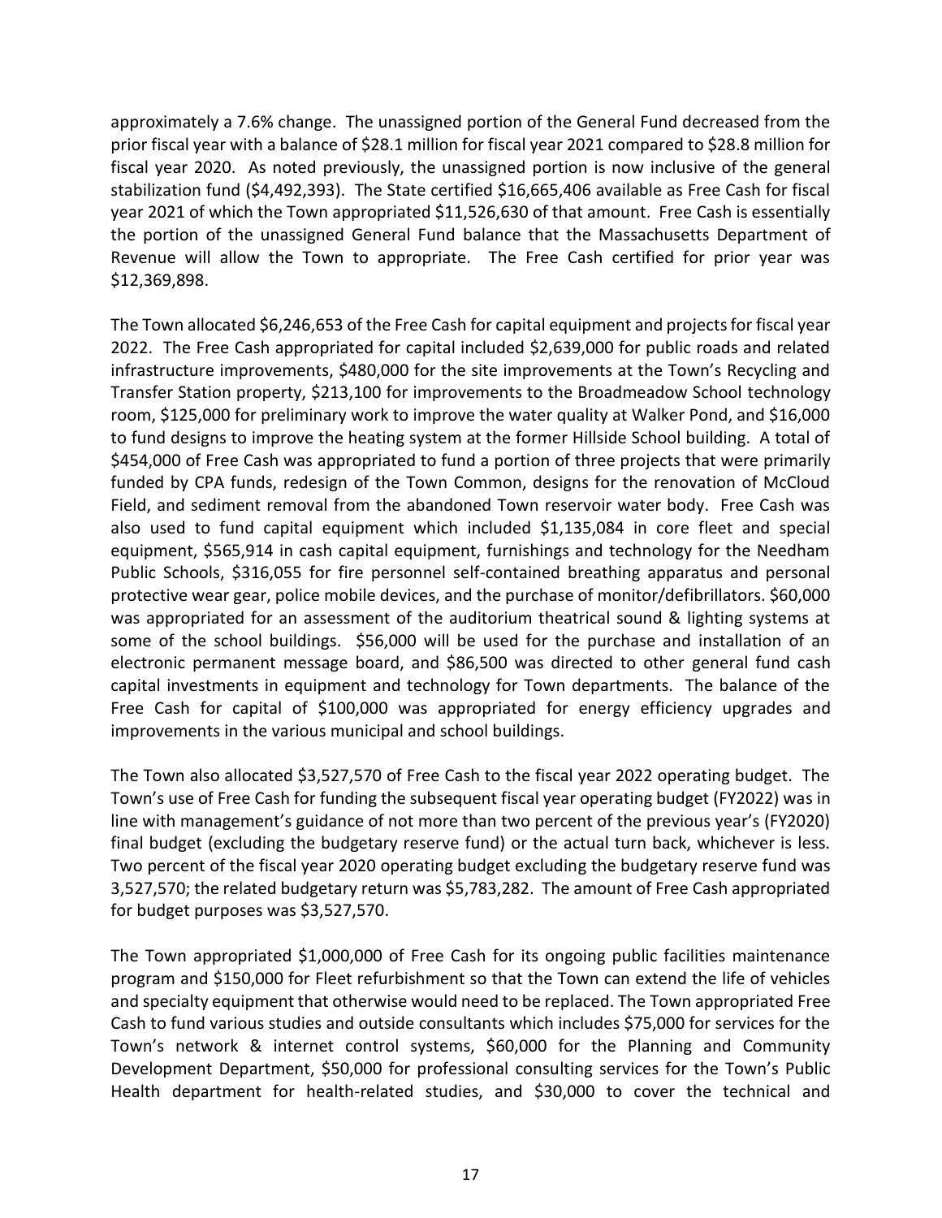approximately a 7.6% change. The unassigned portion of the General Fund decreased from the prior fiscal year with a balance of $28.1 million for fiscal year 2021 compared to $28.8 million for fiscal year 2020. As noted previously, the unassigned portion is now inclusive of the general stabilization fund ($4,492,393). The State certified $16,665,406 available as Free Cash for fiscal year 2021 of which the Town appropriated $11,526,630 of that amount. Free Cash is essentially the portion of the unassigned General Fund balance that the Massachusetts Department of Revenue will allow the Town to appropriate. The Free Cash certified for prior year was $12,369,898.

The Town allocated $6,246,653 of the Free Cash for capital equipment and projects for fiscal year 2022. The Free Cash appropriated for capital included $2,639,000 for public roads and related infrastructure improvements, $480,000 for the site improvements at the Town's Recycling and Transfer Station property, $213,100 for improvements to the Broadmeadow School technology room, $125,000 for preliminary work to improve the water quality at Walker Pond, and $16,000 to fund designs to improve the heating system at the former Hillside School building. A total of $454,000 of Free Cash was appropriated to fund a portion of three projects that were primarily funded by CPA funds, redesign of the Town Common, designs for the renovation of McCloud Field, and sediment removal from the abandoned Town reservoir water body. Free Cash was also used to fund capital equipment which included $1,135,084 in core fleet and special equipment, $565,914 in cash capital equipment, furnishings and technology for the Needham Public Schools, $316,055 for fire personnel self-contained breathing apparatus and personal protective wear gear, police mobile devices, and the purchase of monitor/defibrillators. $60,000 was appropriated for an assessment of the auditorium theatrical sound & lighting systems at some of the school buildings. $56,000 will be used for the purchase and installation of an electronic permanent message board, and $86,500 was directed to other general fund cash capital investments in equipment and technology for Town departments. The balance of the Free Cash for capital of $100,000 was appropriated for energy efficiency upgrades and improvements in the various municipal and school buildings.

The Town also allocated $3,527,570 of Free Cash to the fiscal year 2022 operating budget. The Town's use of Free Cash for funding the subsequent fiscal year operating budget (FY2022) was in line with management's guidance of not more than two percent of the previous year's (FY2020) final budget (excluding the budgetary reserve fund) or the actual turn back, whichever is less. Two percent of the fiscal year 2020 operating budget excluding the budgetary reserve fund was 3,527,570; the related budgetary return was $5,783,282. The amount of Free Cash appropriated for budget purposes was $3,527,570.

The Town appropriated $1,000,000 of Free Cash for its ongoing public facilities maintenance program and $150,000 for Fleet refurbishment so that the Town can extend the life of vehicles and specialty equipment that otherwise would need to be replaced. The Town appropriated Free Cash to fund various studies and outside consultants which includes $75,000 for services for the Town's network & internet control systems, $60,000 for the Planning and Community Development Department, $50,000 for professional consulting services for the Town's Public Health department for health-related studies, and $30,000 to cover the technical and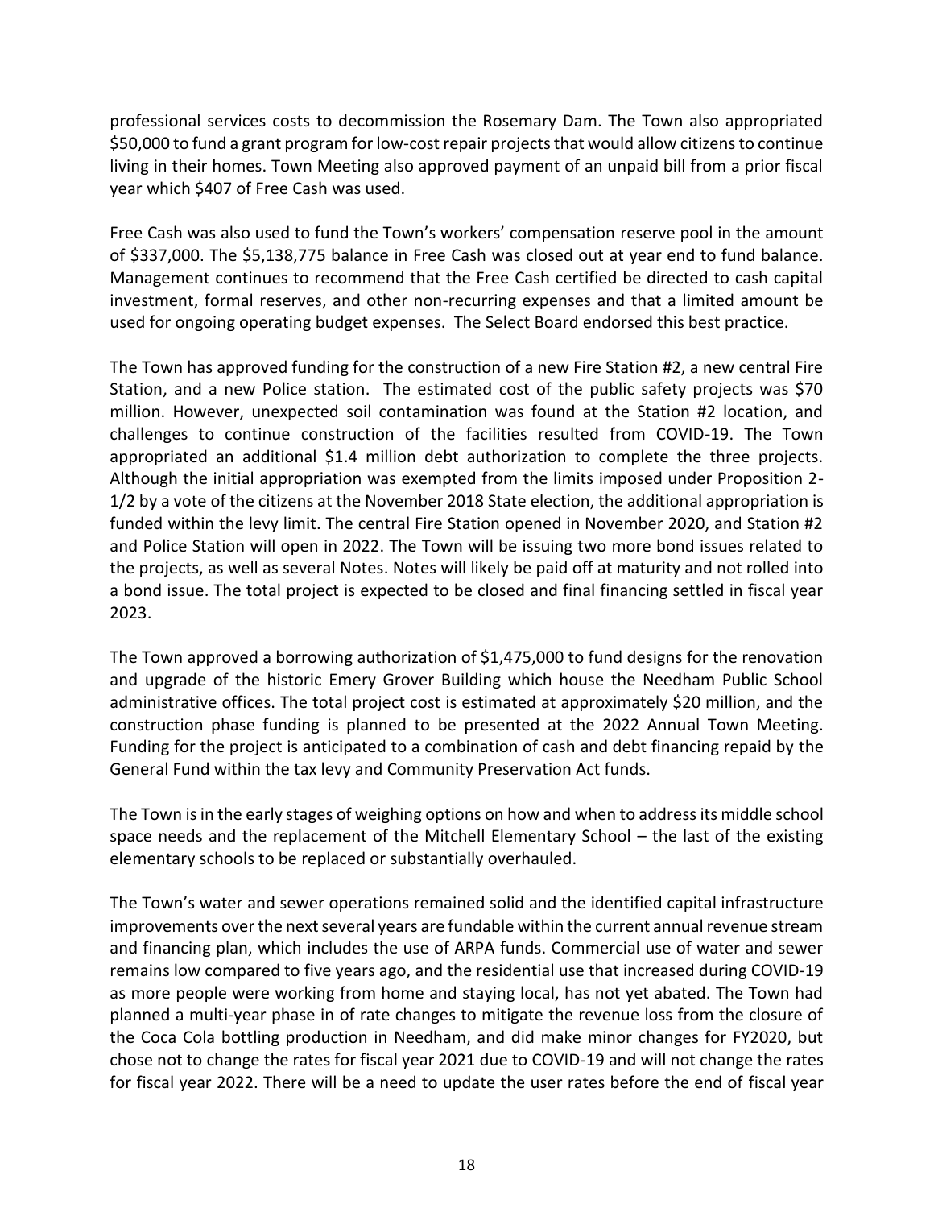professional services costs to decommission the Rosemary Dam. The Town also appropriated $50,000 to fund a grant program for low-cost repair projects that would allow citizens to continue living in their homes. Town Meeting also approved payment of an unpaid bill from a prior fiscal year which $407 of Free Cash was used.

Free Cash was also used to fund the Town's workers' compensation reserve pool in the amount of $337,000. The $5,138,775 balance in Free Cash was closed out at year end to fund balance. Management continues to recommend that the Free Cash certified be directed to cash capital investment, formal reserves, and other non-recurring expenses and that a limited amount be used for ongoing operating budget expenses. The Select Board endorsed this best practice.

The Town has approved funding for the construction of a new Fire Station #2, a new central Fire Station, and a new Police station. The estimated cost of the public safety projects was $70 million. However, unexpected soil contamination was found at the Station #2 location, and challenges to continue construction of the facilities resulted from COVID-19. The Town appropriated an additional $1.4 million debt authorization to complete the three projects. Although the initial appropriation was exempted from the limits imposed under Proposition 2-1/2 by a vote of the citizens at the November 2018 State election, the additional appropriation is funded within the levy limit. The central Fire Station opened in November 2020, and Station #2 and Police Station will open in 2022. The Town will be issuing two more bond issues related to the projects, as well as several Notes. Notes will likely be paid off at maturity and not rolled into a bond issue. The total project is expected to be closed and final financing settled in fiscal year 2023.

The Town approved a borrowing authorization of $1,475,000 to fund designs for the renovation and upgrade of the historic Emery Grover Building which house the Needham Public School administrative offices. The total project cost is estimated at approximately $20 million, and the construction phase funding is planned to be presented at the 2022 Annual Town Meeting. Funding for the project is anticipated to a combination of cash and debt financing repaid by the General Fund within the tax levy and Community Preservation Act funds.

The Town is in the early stages of weighing options on how and when to address its middle school space needs and the replacement of the Mitchell Elementary School – the last of the existing elementary schools to be replaced or substantially overhauled.

The Town's water and sewer operations remained solid and the identified capital infrastructure improvements over the next several years are fundable within the current annual revenue stream and financing plan, which includes the use of ARPA funds. Commercial use of water and sewer remains low compared to five years ago, and the residential use that increased during COVID-19 as more people were working from home and staying local, has not yet abated. The Town had planned a multi-year phase in of rate changes to mitigate the revenue loss from the closure of the Coca Cola bottling production in Needham, and did make minor changes for FY2020, but chose not to change the rates for fiscal year 2021 due to COVID-19 and will not change the rates for fiscal year 2022. There will be a need to update the user rates before the end of fiscal year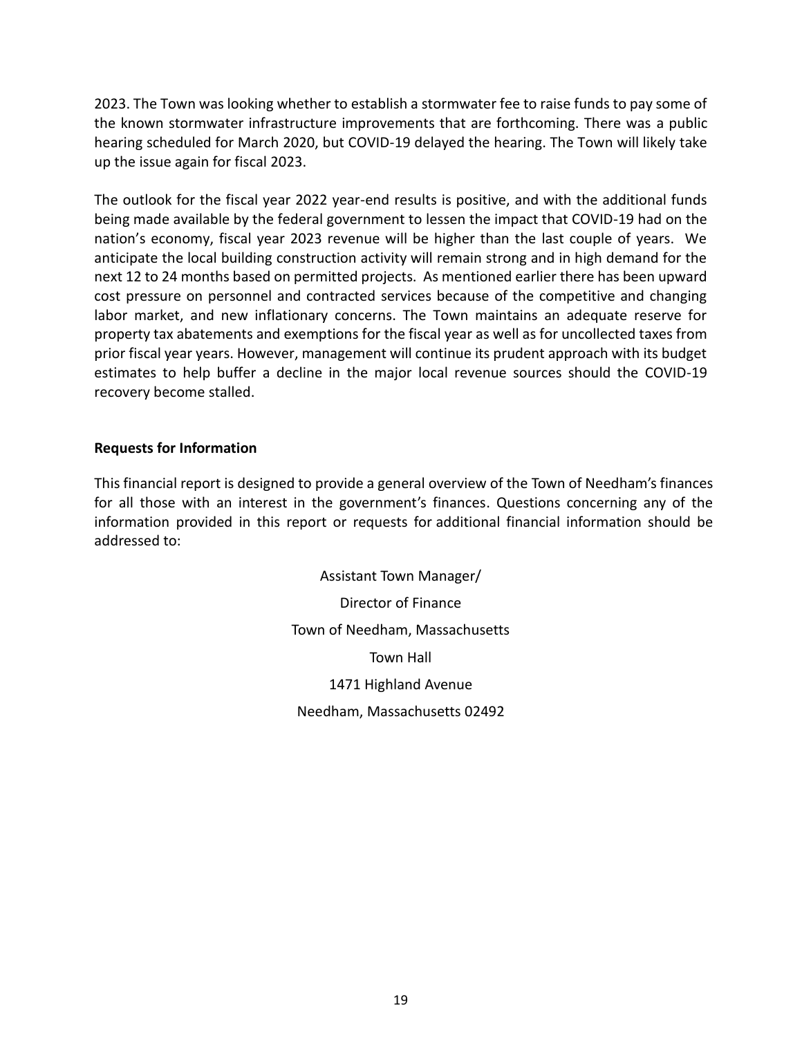2023. The Town was looking whether to establish a stormwater fee to raise funds to pay some of the known stormwater infrastructure improvements that are forthcoming. There was a public hearing scheduled for March 2020, but COVID-19 delayed the hearing. The Town will likely take up the issue again for fiscal 2023.

The outlook for the fiscal year 2022 year-end results is positive, and with the additional funds being made available by the federal government to lessen the impact that COVID-19 had on the nation's economy, fiscal year 2023 revenue will be higher than the last couple of years. We anticipate the local building construction activity will remain strong and in high demand for the next 12 to 24 months based on permitted projects. As mentioned earlier there has been upward cost pressure on personnel and contracted services because of the competitive and changing labor market, and new inflationary concerns. The Town maintains an adequate reserve for property tax abatements and exemptions for the fiscal year as well as for uncollected taxes from prior fiscal year years. However, management will continue its prudent approach with its budget estimates to help buffer a decline in the major local revenue sources should the COVID-19 recovery become stalled.

**Requests for Information**

This financial report is designed to provide a general overview of the Town of Needham's finances for all those with an interest in the government's finances. Questions concerning any of the information provided in this report or requests for additional financial information should be addressed to:

Assistant Town Manager/

Director of Finance

Town of Needham, Massachusetts

Town Hall

1471 Highland Avenue

Needham, Massachusetts 02492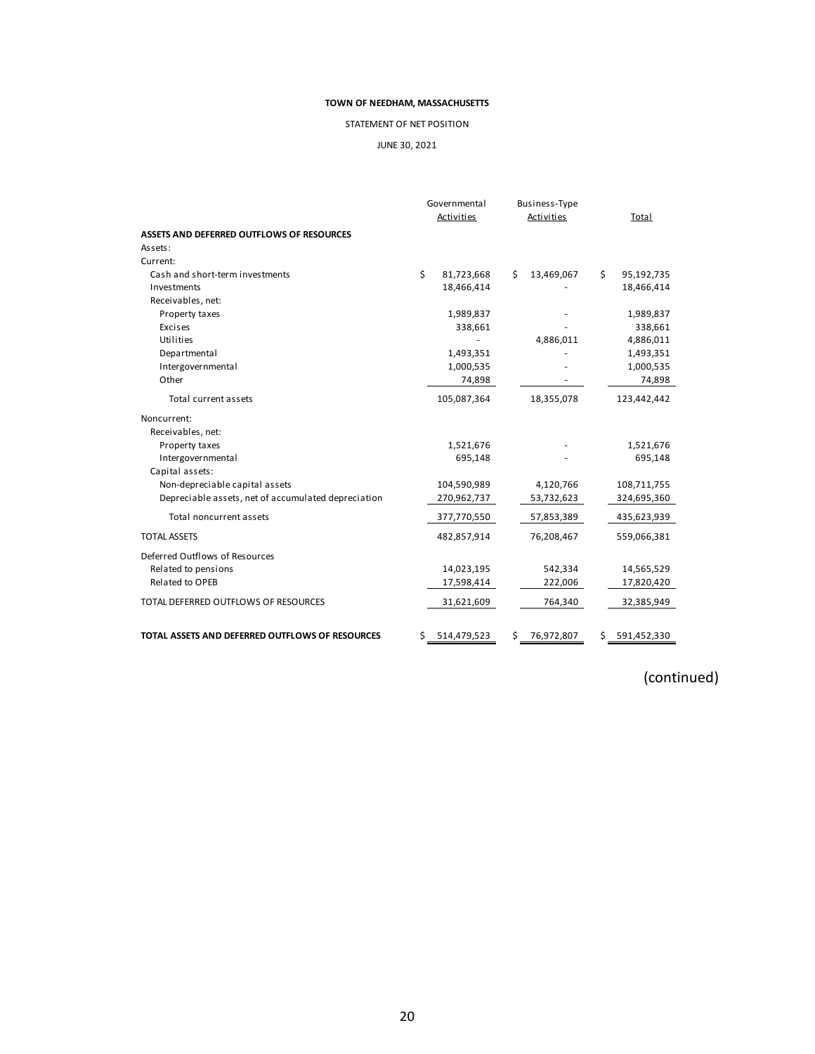**TOWN OF NEEDHAM, MASSACHUSETTS**

STATEMENT OF NET POSITION

JUNE 30, 2021

| | Governmental Activities | Business-Type Activities | Total |
|---|---|---|---|
| **ASSETS AND DEFERRED OUTFLOWS OF RESOURCES** | | | |
| Assets: | | | |
| Current: | | | |
| Cash and short-term investments | $ 81,723,668 | $ 13,469,067 | $ 95,192,735 |
| Investments | 18,466,414 | - | 18,466,414 |
| Receivables, net: | | | |
| Property taxes | 1,989,837 | - | 1,989,837 |
| Excises | 338,661 | - | 338,661 |
| Utilities | - | 4,886,011 | 4,886,011 |
| Departmental | 1,493,351 | - | 1,493,351 |
| Intergovernmental | 1,000,535 | - | 1,000,535 |
| Other | 74,898 | - | 74,898 |
| Total current assets | 105,087,364 | 18,355,078 | 123,442,442 |
| Noncurrent: | | | |
| Receivables, net: | | | |
| Property taxes | 1,521,676 | - | 1,521,676 |
| Intergovernmental | 695,148 | - | 695,148 |
| Capital assets: | | | |
| Non-depreciable capital assets | 104,590,989 | 4,120,766 | 108,711,755 |
| Depreciable assets, net of accumulated depreciation | 270,962,737 | 53,732,623 | 324,695,360 |
| Total noncurrent assets | 377,770,550 | 57,853,389 | 435,623,939 |
| TOTAL ASSETS | 482,857,914 | 76,208,467 | 559,066,381 |
| Deferred Outflows of Resources | | | |
| Related to pensions | 14,023,195 | 542,334 | 14,565,529 |
| Related to OPEB | 17,598,414 | 222,006 | 17,820,420 |
| TOTAL DEFERRED OUTFLOWS OF RESOURCES | 31,621,609 | 764,340 | 32,385,949 |
| **TOTAL ASSETS AND DEFERRED OUTFLOWS OF RESOURCES** | $ 514,479,523 | $ 76,972,807 | $ 591,452,330 |

(continued)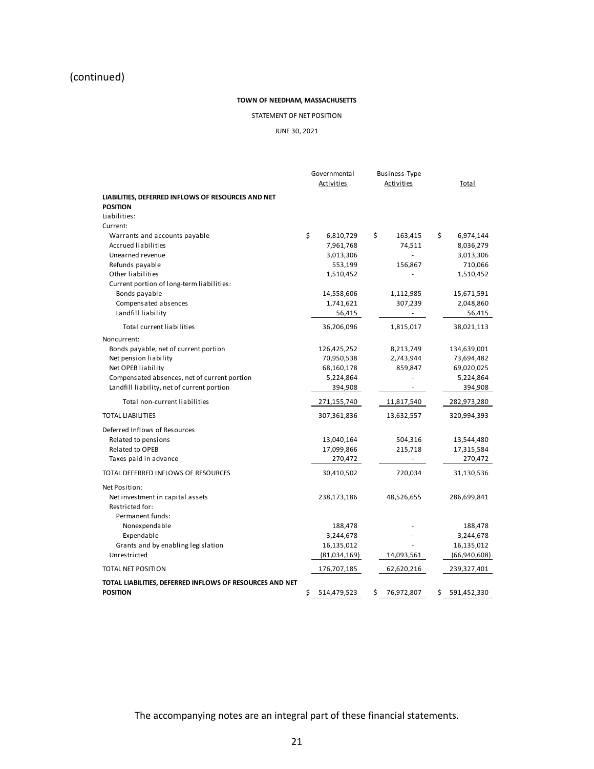(continued)

**TOWN OF NEEDHAM, MASSACHUSETTS**

STATEMENT OF NET POSITION

JUNE 30, 2021

| | Governmental Activities | Business-Type Activities | Total |
|---|---|---|---|
| **LIABILITIES, DEFERRED INFLOWS OF RESOURCES AND NET POSITION** | | | |
| Liabilities: | | | |
| Current: | | | |
| Warrants and accounts payable | $ 6,810,729 | $ 163,415 | $ 6,974,144 |
| Accrued liabilities | 7,961,768 | 74,511 | 8,036,279 |
| Unearned revenue | 3,013,306 | - | 3,013,306 |
| Refunds payable | 553,199 | 156,867 | 710,066 |
| Other liabilities | 1,510,452 | - | 1,510,452 |
| Current portion of long-term liabilities: | | | |
| Bonds payable | 14,558,606 | 1,112,985 | 15,671,591 |
| Compensated absences | 1,741,621 | 307,239 | 2,048,860 |
| Landfill liability | 56,415 | - | 56,415 |
| Total current liabilities | 36,206,096 | 1,815,017 | 38,021,113 |
| Noncurrent: | | | |
| Bonds payable, net of current portion | 126,425,252 | 8,213,749 | 134,639,001 |
| Net pension liability | 70,950,538 | 2,743,944 | 73,694,482 |
| Net OPEB liability | 68,160,178 | 859,847 | 69,020,025 |
| Compensated absences, net of current portion | 5,224,864 | - | 5,224,864 |
| Landfill liability, net of current portion | 394,908 | - | 394,908 |
| Total non-current liabilities | 271,155,740 | 11,817,540 | 282,973,280 |
| TOTAL LIABILITIES | 307,361,836 | 13,632,557 | 320,994,393 |
| Deferred Inflows of Resources | | | |
| Related to pensions | 13,040,164 | 504,316 | 13,544,480 |
| Related to OPEB | 17,099,866 | 215,718 | 17,315,584 |
| Taxes paid in advance | 270,472 | - | 270,472 |
| TOTAL DEFERRED INFLOWS OF RESOURCES | 30,410,502 | 720,034 | 31,130,536 |
| Net Position: | | | |
| Net investment in capital assets | 238,173,186 | 48,526,655 | 286,699,841 |
| Restricted for: | | | |
| Permanent funds: | | | |
| Nonexpendable | 188,478 | - | 188,478 |
| Expendable | 3,244,678 | - | 3,244,678 |
| Grants and by enabling legislation | 16,135,012 | - | 16,135,012 |
| Unrestricted | (81,034,169) | 14,093,561 | (66,940,608) |
| TOTAL NET POSITION | 176,707,185 | 62,620,216 | 239,327,401 |
| **TOTAL LIABILITIES, DEFERRED INFLOWS OF RESOURCES AND NET POSITION** | $ 514,479,523 | $ 76,972,807 | $ 591,452,330 |

The accompanying notes are an integral part of these financial statements.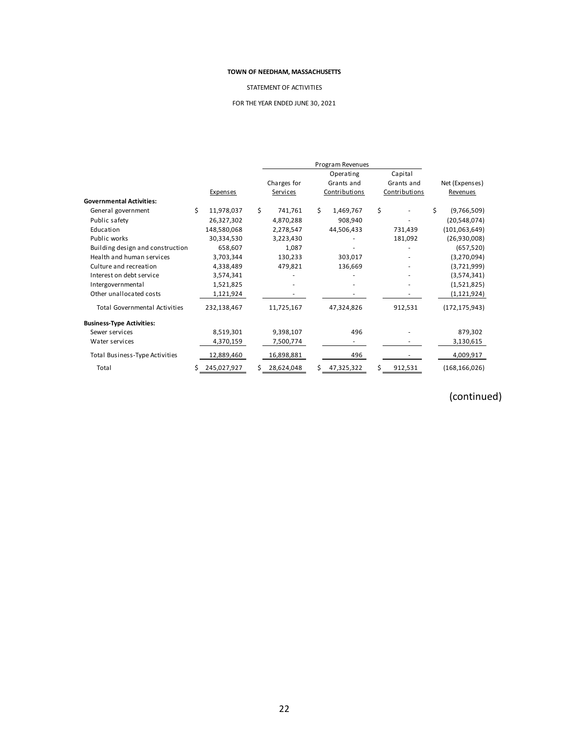**TOWN OF NEEDHAM, MASSACHUSETTS**

STATEMENT OF ACTIVITIES

FOR THE YEAR ENDED JUNE 30, 2021

| | | Program Revenues | | | |
|---|---|---|---|---|---|
| | Expenses | Charges for Services | Operating Grants and Contributions | Capital Grants and Contributions | Net (Expenses) Revenues |
| **Governmental Activities:** | | | | | |
| General government | $ 11,978,037 | $ 741,761 | $ 1,469,767 | $ - | $ (9,766,509) |
| Public safety | 26,327,302 | 4,870,288 | 908,940 | - | (20,548,074) |
| Education | 148,580,068 | 2,278,547 | 44,506,433 | 731,439 | (101,063,649) |
| Public works | 30,334,530 | 3,223,430 | - | 181,092 | (26,930,008) |
| Building design and construction | 658,607 | 1,087 | - | - | (657,520) |
| Health and human services | 3,703,344 | 130,233 | 303,017 | - | (3,270,094) |
| Culture and recreation | 4,338,489 | 479,821 | 136,669 | - | (3,721,999) |
| Interest on debt service | 3,574,341 | - | - | - | (3,574,341) |
| Intergovernmental | 1,521,825 | - | - | - | (1,521,825) |
| Other unallocated costs | 1,121,924 | - | - | - | (1,121,924) |
| Total Governmental Activities | 232,138,467 | 11,725,167 | 47,324,826 | 912,531 | (172,175,943) |
| **Business-Type Activities:** | | | | | |
| Sewer services | 8,519,301 | 9,398,107 | 496 | - | 879,302 |
| Water services | 4,370,159 | 7,500,774 | - | - | 3,130,615 |
| Total Business-Type Activities | 12,889,460 | 16,898,881 | 496 | - | 4,009,917 |
| Total | $ 245,027,927 | $ 28,624,048 | $ 47,325,322 | $ 912,531 | (168,166,026) |

(continued)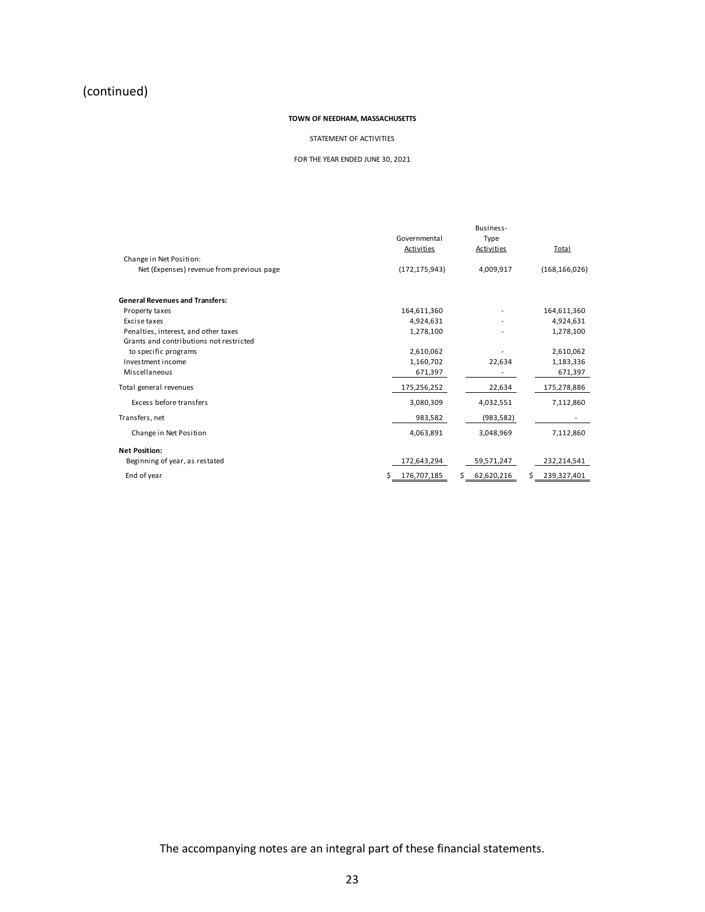(continued)

**TOWN OF NEEDHAM, MASSACHUSETTS**

STATEMENT OF ACTIVITIES

FOR THE YEAR ENDED JUNE 30, 2021

| | Governmental Activities | Business-Type Activities | Total |
|---|---|---|---|
| Change in Net Position: | | | |
| Net (Expenses) revenue from previous page | (172,175,943) | 4,009,917 | (168,166,026) |
| **General Revenues and Transfers:** | | | |
| Property taxes | 164,611,360 | - | 164,611,360 |
| Excise taxes | 4,924,631 | - | 4,924,631 |
| Penalties, interest, and other taxes | 1,278,100 | - | 1,278,100 |
| Grants and contributions not restricted to specific programs | 2,610,062 | - | 2,610,062 |
| Investment income | 1,160,702 | 22,634 | 1,183,336 |
| Miscellaneous | 671,397 | - | 671,397 |
| Total general revenues | 175,256,252 | 22,634 | 175,278,886 |
| Excess before transfers | 3,080,309 | 4,032,551 | 7,112,860 |
| Transfers, net | 983,582 | (983,582) | - |
| Change in Net Position | 4,063,891 | 3,048,969 | 7,112,860 |
| **Net Position:** | | | |
| Beginning of year, as restated | 172,643,294 | 59,571,247 | 232,214,541 |
| End of year | $ 176,707,185 | $ 62,620,216 | $ 239,327,401 |

The accompanying notes are an integral part of these financial statements.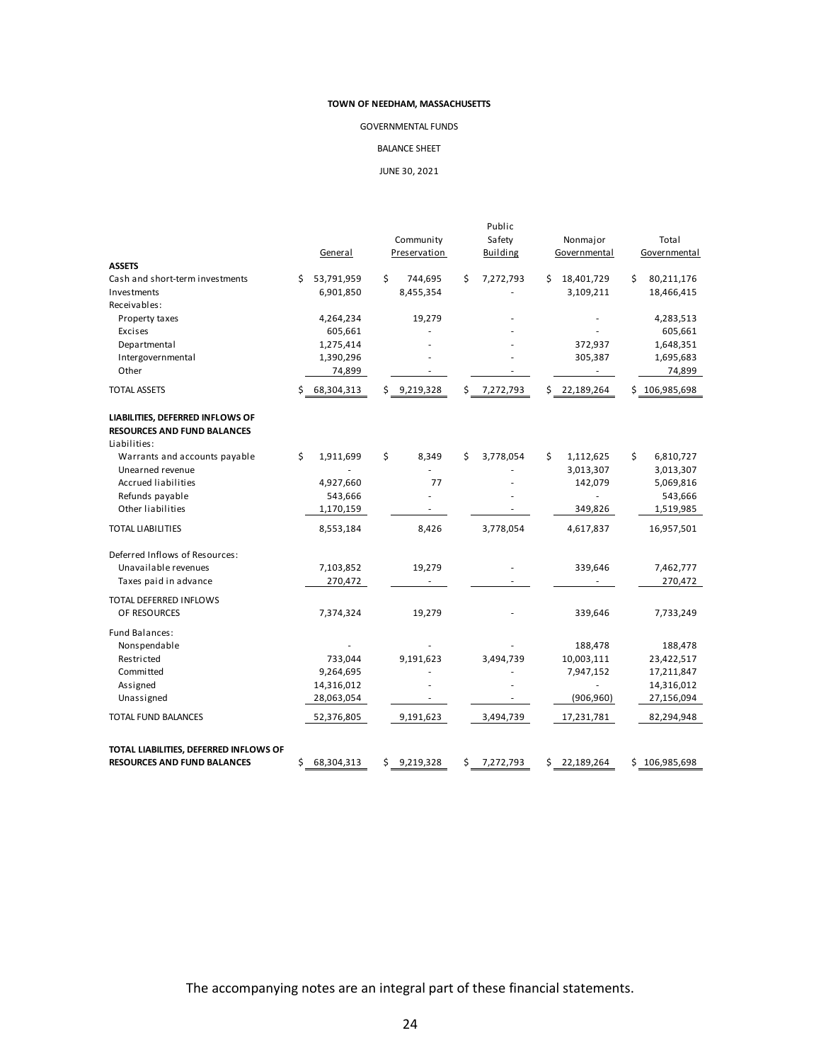**TOWN OF NEEDHAM, MASSACHUSETTS**

GOVERNMENTAL FUNDS

BALANCE SHEET

JUNE 30, 2021

| | General | Community Preservation | Public Safety Building | Nonmajor Governmental | Total Governmental |
|---|---|---|---|---|---|
| **ASSETS** | | | | | |
| Cash and short-term investments | $ 53,791,959 | $ 744,695 | $ 7,272,793 | $ 18,401,729 | $ 80,211,176 |
| Investments | 6,901,850 | 8,455,354 | - | 3,109,211 | 18,466,415 |
| Receivables: | | | | | |
| Property taxes | 4,264,234 | 19,279 | - | - | 4,283,513 |
| Excises | 605,661 | - | - | - | 605,661 |
| Departmental | 1,275,414 | - | - | 372,937 | 1,648,351 |
| Intergovernmental | 1,390,296 | - | - | 305,387 | 1,695,683 |
| Other | 74,899 | - | - | - | 74,899 |
| TOTAL ASSETS | $ 68,304,313 | $ 9,219,328 | $ 7,272,793 | $ 22,189,264 | $ 106,985,698 |
| **LIABILITIES, DEFERRED INFLOWS OF RESOURCES AND FUND BALANCES** | | | | | |
| Liabilities: | | | | | |
| Warrants and accounts payable | $ 1,911,699 | $ 8,349 | $ 3,778,054 | $ 1,112,625 | $ 6,810,727 |
| Unearned revenue | - | - | - | 3,013,307 | 3,013,307 |
| Accrued liabilities | 4,927,660 | 77 | - | 142,079 | 5,069,816 |
| Refunds payable | 543,666 | - | - | - | 543,666 |
| Other liabilities | 1,170,159 | - | - | 349,826 | 1,519,985 |
| TOTAL LIABILITIES | 8,553,184 | 8,426 | 3,778,054 | 4,617,837 | 16,957,501 |
| Deferred Inflows of Resources: | | | | | |
| Unavailable revenues | 7,103,852 | 19,279 | - | 339,646 | 7,462,777 |
| Taxes paid in advance | 270,472 | - | - | - | 270,472 |
| TOTAL DEFERRED INFLOWS OF RESOURCES | 7,374,324 | 19,279 | - | 339,646 | 7,733,249 |
| Fund Balances: | | | | | |
| Nonspendable | - | - | - | 188,478 | 188,478 |
| Restricted | 733,044 | 9,191,623 | 3,494,739 | 10,003,111 | 23,422,517 |
| Committed | 9,264,695 | - | - | 7,947,152 | 17,211,847 |
| Assigned | 14,316,012 | - | - | - | 14,316,012 |
| Unassigned | 28,063,054 | - | - | (906,960) | 27,156,094 |
| TOTAL FUND BALANCES | 52,376,805 | 9,191,623 | 3,494,739 | 17,231,781 | 82,294,948 |
| **TOTAL LIABILITIES, DEFERRED INFLOWS OF RESOURCES AND FUND BALANCES** | $ 68,304,313 | $ 9,219,328 | $ 7,272,793 | $ 22,189,264 | $ 106,985,698 |

The accompanying notes are an integral part of these financial statements.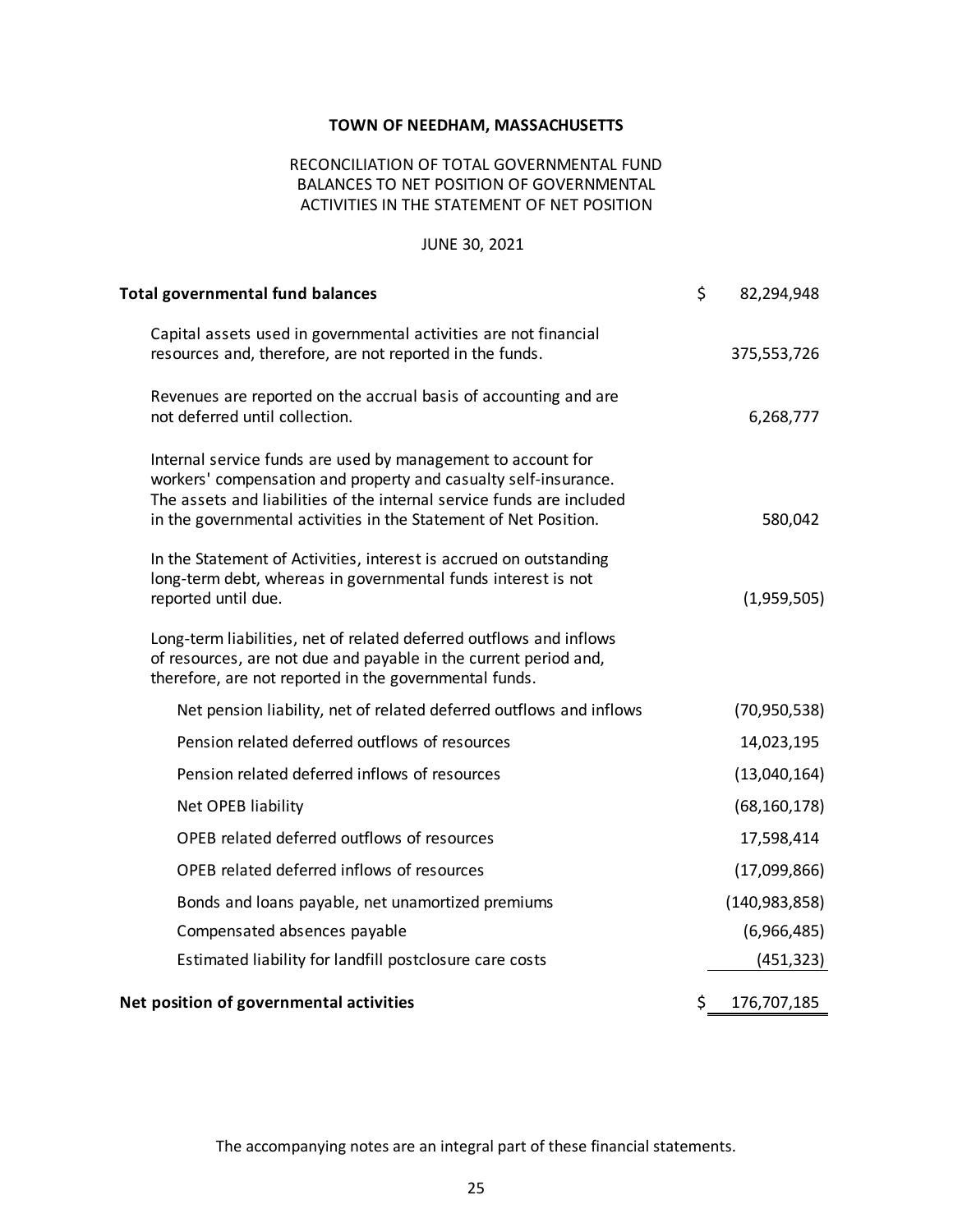**TOWN OF NEEDHAM, MASSACHUSETTS**

RECONCILIATION OF TOTAL GOVERNMENTAL FUND BALANCES TO NET POSITION OF GOVERNMENTAL ACTIVITIES IN THE STATEMENT OF NET POSITION

JUNE 30, 2021

| | |
|---|---|
| **Total governmental fund balances** | $ 82,294,948 |
| Capital assets used in governmental activities are not financial resources and, therefore, are not reported in the funds. | 375,553,726 |
| Revenues are reported on the accrual basis of accounting and are not deferred until collection. | 6,268,777 |
| Internal service funds are used by management to account for workers' compensation and property and casualty self-insurance. The assets and liabilities of the internal service funds are included in the governmental activities in the Statement of Net Position. | 580,042 |
| In the Statement of Activities, interest is accrued on outstanding long-term debt, whereas in governmental funds interest is not reported until due. | (1,959,505) |
| Long-term liabilities, net of related deferred outflows and inflows of resources, are not due and payable in the current period and, therefore, are not reported in the governmental funds. | |
| Net pension liability, net of related deferred outflows and inflows | (70,950,538) |
| Pension related deferred outflows of resources | 14,023,195 |
| Pension related deferred inflows of resources | (13,040,164) |
| Net OPEB liability | (68,160,178) |
| OPEB related deferred outflows of resources | 17,598,414 |
| OPEB related deferred inflows of resources | (17,099,866) |
| Bonds and loans payable, net unamortized premiums | (140,983,858) |
| Compensated absences payable | (6,966,485) |
| Estimated liability for landfill postclosure care costs | (451,323) |
| **Net position of governmental activities** | $ 176,707,185 |

The accompanying notes are an integral part of these financial statements.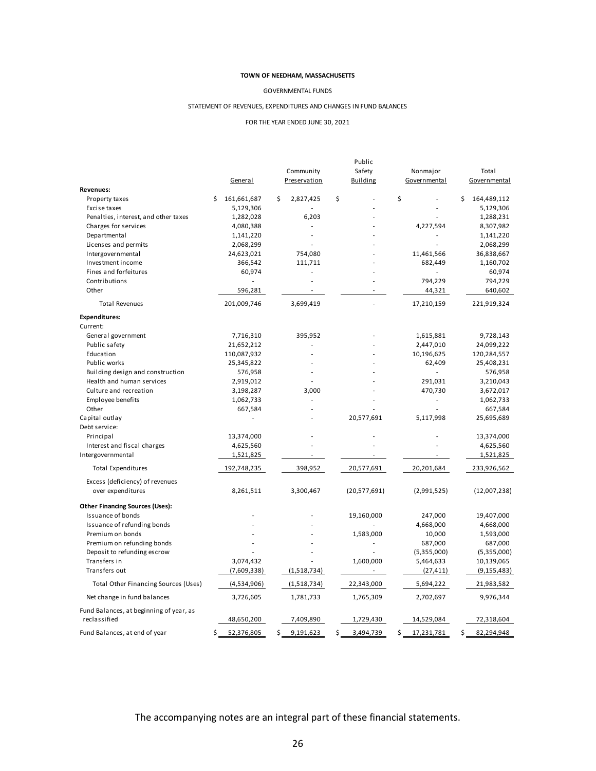**TOWN OF NEEDHAM, MASSACHUSETTS**

GOVERNMENTAL FUNDS

STATEMENT OF REVENUES, EXPENDITURES AND CHANGES IN FUND BALANCES

FOR THE YEAR ENDED JUNE 30, 2021

| | General | Community Preservation | Public Safety Building | Nonmajor Governmental | Total Governmental |
|---|---|---|---|---|---|
| **Revenues:** | | | | | |
| Property taxes | $ 161,661,687 | $ 2,827,425 | $ - | $ - | $ 164,489,112 |
| Excise taxes | 5,129,306 | - | - | - | 5,129,306 |
| Penalties, interest, and other taxes | 1,282,028 | 6,203 | - | - | 1,288,231 |
| Charges for services | 4,080,388 | - | - | 4,227,594 | 8,307,982 |
| Departmental | 1,141,220 | - | - | - | 1,141,220 |
| Licenses and permits | 2,068,299 | - | - | - | 2,068,299 |
| Intergovernmental | 24,623,021 | 754,080 | - | 11,461,566 | 36,838,667 |
| Investment income | 366,542 | 111,711 | - | 682,449 | 1,160,702 |
| Fines and forfeitures | 60,974 | - | - | - | 60,974 |
| Contributions | - | - | - | 794,229 | 794,229 |
| Other | 596,281 | - | - | 44,321 | 640,602 |
| Total Revenues | 201,009,746 | 3,699,419 | - | 17,210,159 | 221,919,324 |
| **Expenditures:** | | | | | |
| Current: | | | | | |
| General government | 7,716,310 | 395,952 | - | 1,615,881 | 9,728,143 |
| Public safety | 21,652,212 | - | - | 2,447,010 | 24,099,222 |
| Education | 110,087,932 | - | - | 10,196,625 | 120,284,557 |
| Public works | 25,345,822 | - | - | 62,409 | 25,408,231 |
| Building design and construction | 576,958 | - | - | - | 576,958 |
| Health and human services | 2,919,012 | - | - | 291,031 | 3,210,043 |
| Culture and recreation | 3,198,287 | 3,000 | - | 470,730 | 3,672,017 |
| Employee benefits | 1,062,733 | - | - | - | 1,062,733 |
| Other | 667,584 | - | - | - | 667,584 |
| Capital outlay | - | - | 20,577,691 | 5,117,998 | 25,695,689 |
| Debt service: | | | | | |
| Principal | 13,374,000 | - | - | - | 13,374,000 |
| Interest and fiscal charges | 4,625,560 | - | - | - | 4,625,560 |
| Intergovernmental | 1,521,825 | - | - | - | 1,521,825 |
| Total Expenditures | 192,748,235 | 398,952 | 20,577,691 | 20,201,684 | 233,926,562 |
| Excess (deficiency) of revenues over expenditures | 8,261,511 | 3,300,467 | (20,577,691) | (2,991,525) | (12,007,238) |
| **Other Financing Sources (Uses):** | | | | | |
| Issuance of bonds | - | - | 19,160,000 | 247,000 | 19,407,000 |
| Issuance of refunding bonds | - | - | - | 4,668,000 | 4,668,000 |
| Premium on bonds | - | - | 1,583,000 | 10,000 | 1,593,000 |
| Premium on refunding bonds | - | - | - | 687,000 | 687,000 |
| Deposit to refunding escrow | - | - | - | (5,355,000) | (5,355,000) |
| Transfers in | 3,074,432 | - | 1,600,000 | 5,464,633 | 10,139,065 |
| Transfers out | (7,609,338) | (1,518,734) | - | (27,411) | (9,155,483) |
| Total Other Financing Sources (Uses) | (4,534,906) | (1,518,734) | 22,343,000 | 5,694,222 | 21,983,582 |
| Net change in fund balances | 3,726,605 | 1,781,733 | 1,765,309 | 2,702,697 | 9,976,344 |
| Fund Balances, at beginning of year, as reclassified | 48,650,200 | 7,409,890 | 1,729,430 | 14,529,084 | 72,318,604 |
| Fund Balances, at end of year | $ 52,376,805 | $ 9,191,623 | $ 3,494,739 | $ 17,231,781 | $ 82,294,948 |

The accompanying notes are an integral part of these financial statements.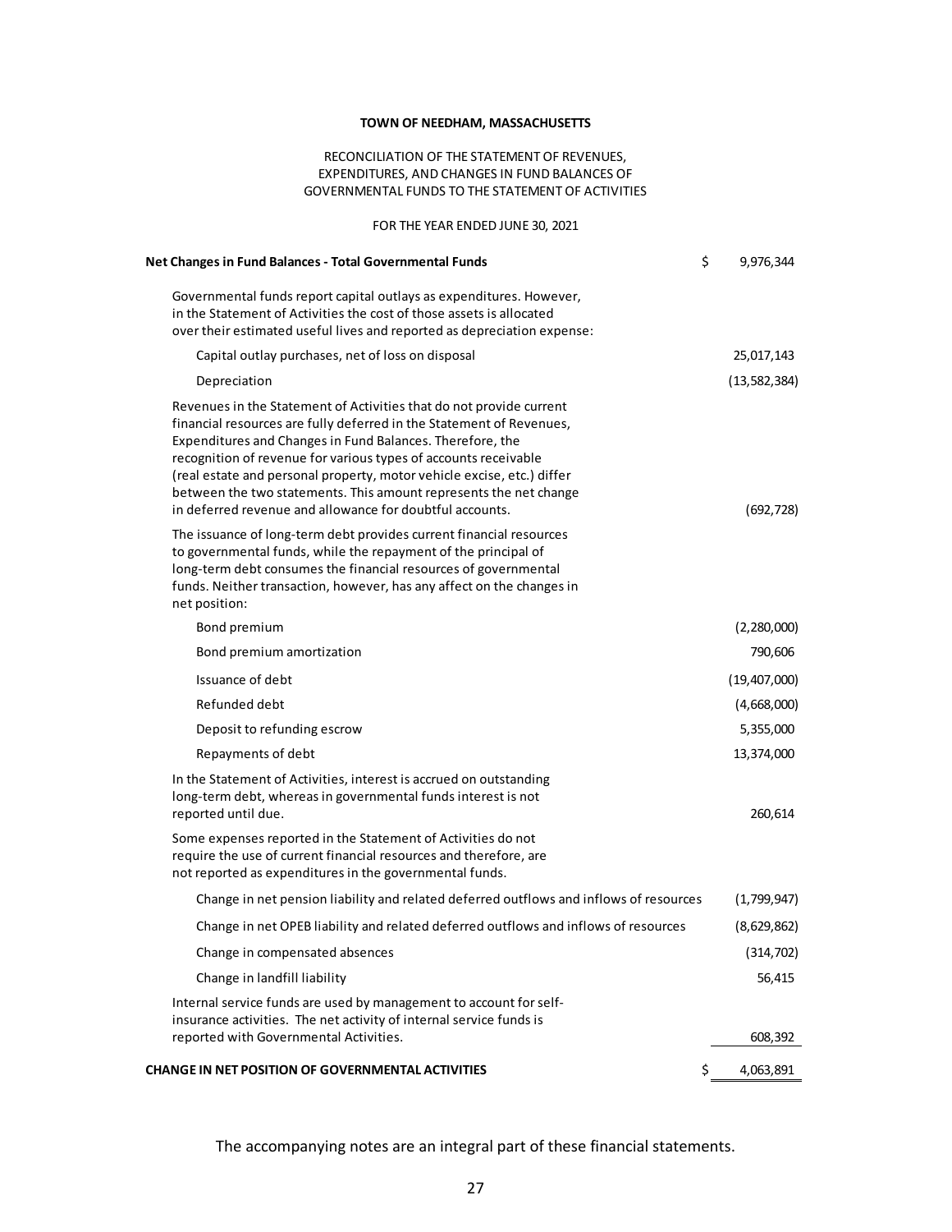**TOWN OF NEEDHAM, MASSACHUSETTS**

RECONCILIATION OF THE STATEMENT OF REVENUES, EXPENDITURES, AND CHANGES IN FUND BALANCES OF GOVERNMENTAL FUNDS TO THE STATEMENT OF ACTIVITIES

FOR THE YEAR ENDED JUNE 30, 2021

| | |
|---|---|
| **Net Changes in Fund Balances - Total Governmental Funds** | $ 9,976,344 |
| Governmental funds report capital outlays as expenditures. However, in the Statement of Activities the cost of those assets is allocated over their estimated useful lives and reported as depreciation expense: | |
| Capital outlay purchases, net of loss on disposal | 25,017,143 |
| Depreciation | (13,582,384) |
| Revenues in the Statement of Activities that do not provide current financial resources are fully deferred in the Statement of Revenues, Expenditures and Changes in Fund Balances. Therefore, the recognition of revenue for various types of accounts receivable (real estate and personal property, motor vehicle excise, etc.) differ between the two statements. This amount represents the net change in deferred revenue and allowance for doubtful accounts. | (692,728) |
| The issuance of long-term debt provides current financial resources to governmental funds, while the repayment of the principal of long-term debt consumes the financial resources of governmental funds. Neither transaction, however, has any affect on the changes in net position: | |
| Bond premium | (2,280,000) |
| Bond premium amortization | 790,606 |
| Issuance of debt | (19,407,000) |
| Refunded debt | (4,668,000) |
| Deposit to refunding escrow | 5,355,000 |
| Repayments of debt | 13,374,000 |
| In the Statement of Activities, interest is accrued on outstanding long-term debt, whereas in governmental funds interest is not reported until due. | 260,614 |
| Some expenses reported in the Statement of Activities do not require the use of current financial resources and therefore, are not reported as expenditures in the governmental funds. | |
| Change in net pension liability and related deferred outflows and inflows of resources | (1,799,947) |
| Change in net OPEB liability and related deferred outflows and inflows of resources | (8,629,862) |
| Change in compensated absences | (314,702) |
| Change in landfill liability | 56,415 |
| Internal service funds are used by management to account for self-insurance activities. The net activity of internal service funds is reported with Governmental Activities. | 608,392 |
| **CHANGE IN NET POSITION OF GOVERNMENTAL ACTIVITIES** | $ 4,063,891 |

The accompanying notes are an integral part of these financial statements.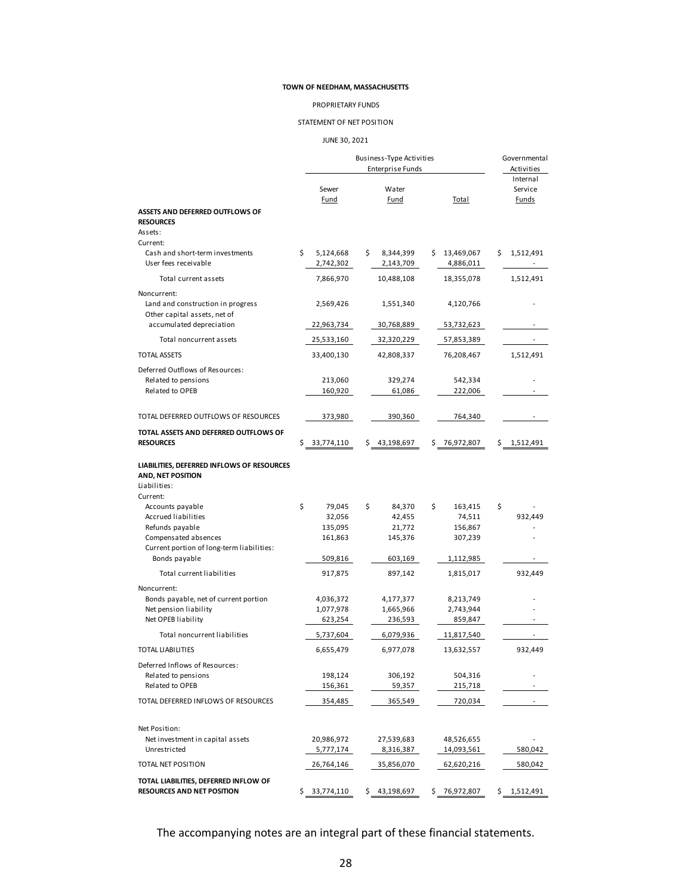**TOWN OF NEEDHAM, MASSACHUSETTS**

PROPRIETARY FUNDS

STATEMENT OF NET POSITION

JUNE 30, 2021

| | Business-Type Activities Enterprise Funds | | | Governmental Activities |
|---|---|---|---|---|
| | Sewer Fund | Water Fund | Total | Internal Service Funds |
| **ASSETS AND DEFERRED OUTFLOWS OF RESOURCES** | | | | |
| Assets: | | | | |
| Current: | | | | |
| Cash and short-term investments | $ 5,124,668 | $ 8,344,399 | $ 13,469,067 | $ 1,512,491 |
| User fees receivable | 2,742,302 | 2,143,709 | 4,886,011 | - |
| Total current assets | 7,866,970 | 10,488,108 | 18,355,078 | 1,512,491 |
| Noncurrent: | | | | |
| Land and construction in progress | 2,569,426 | 1,551,340 | 4,120,766 | - |
| Other capital assets, net of accumulated depreciation | 22,963,734 | 30,768,889 | 53,732,623 | - |
| Total noncurrent assets | 25,533,160 | 32,320,229 | 57,853,389 | - |
| TOTAL ASSETS | 33,400,130 | 42,808,337 | 76,208,467 | 1,512,491 |
| Deferred Outflows of Resources: | | | | |
| Related to pensions | 213,060 | 329,274 | 542,334 | - |
| Related to OPEB | 160,920 | 61,086 | 222,006 | - |
| TOTAL DEFERRED OUTFLOWS OF RESOURCES | 373,980 | 390,360 | 764,340 | - |
| **TOTAL ASSETS AND DEFERRED OUTFLOWS OF RESOURCES** | $ 33,774,110 | $ 43,198,697 | $ 76,972,807 | $ 1,512,491 |
| **LIABILITIES, DEFERRED INFLOWS OF RESOURCES AND, NET POSITION** | | | | |
| Liabilities: | | | | |
| Current: | | | | |
| Accounts payable | $ 79,045 | $ 84,370 | $ 163,415 | $ - |
| Accrued liabilities | 32,056 | 42,455 | 74,511 | 932,449 |
| Refunds payable | 135,095 | 21,772 | 156,867 | - |
| Compensated absences | 161,863 | 145,376 | 307,239 | - |
| Current portion of long-term liabilities: | | | | |
| Bonds payable | 509,816 | 603,169 | 1,112,985 | - |
| Total current liabilities | 917,875 | 897,142 | 1,815,017 | 932,449 |
| Noncurrent: | | | | |
| Bonds payable, net of current portion | 4,036,372 | 4,177,377 | 8,213,749 | - |
| Net pension liability | 1,077,978 | 1,665,966 | 2,743,944 | - |
| Net OPEB liability | 623,254 | 236,593 | 859,847 | - |
| Total noncurrent liabilities | 5,737,604 | 6,079,936 | 11,817,540 | - |
| TOTAL LIABILITIES | 6,655,479 | 6,977,078 | 13,632,557 | 932,449 |
| Deferred Inflows of Resources: | | | | |
| Related to pensions | 198,124 | 306,192 | 504,316 | - |
| Related to OPEB | 156,361 | 59,357 | 215,718 | - |
| TOTAL DEFERRED INFLOWS OF RESOURCES | 354,485 | 365,549 | 720,034 | - |
| Net Position: | | | | |
| Net investment in capital assets | 20,986,972 | 27,539,683 | 48,526,655 | - |
| Unrestricted | 5,777,174 | 8,316,387 | 14,093,561 | 580,042 |
| TOTAL NET POSITION | 26,764,146 | 35,856,070 | 62,620,216 | 580,042 |
| **TOTAL LIABILITIES, DEFERRED INFLOW OF RESOURCES AND NET POSITION** | $ 33,774,110 | $ 43,198,697 | $ 76,972,807 | $ 1,512,491 |

The accompanying notes are an integral part of these financial statements.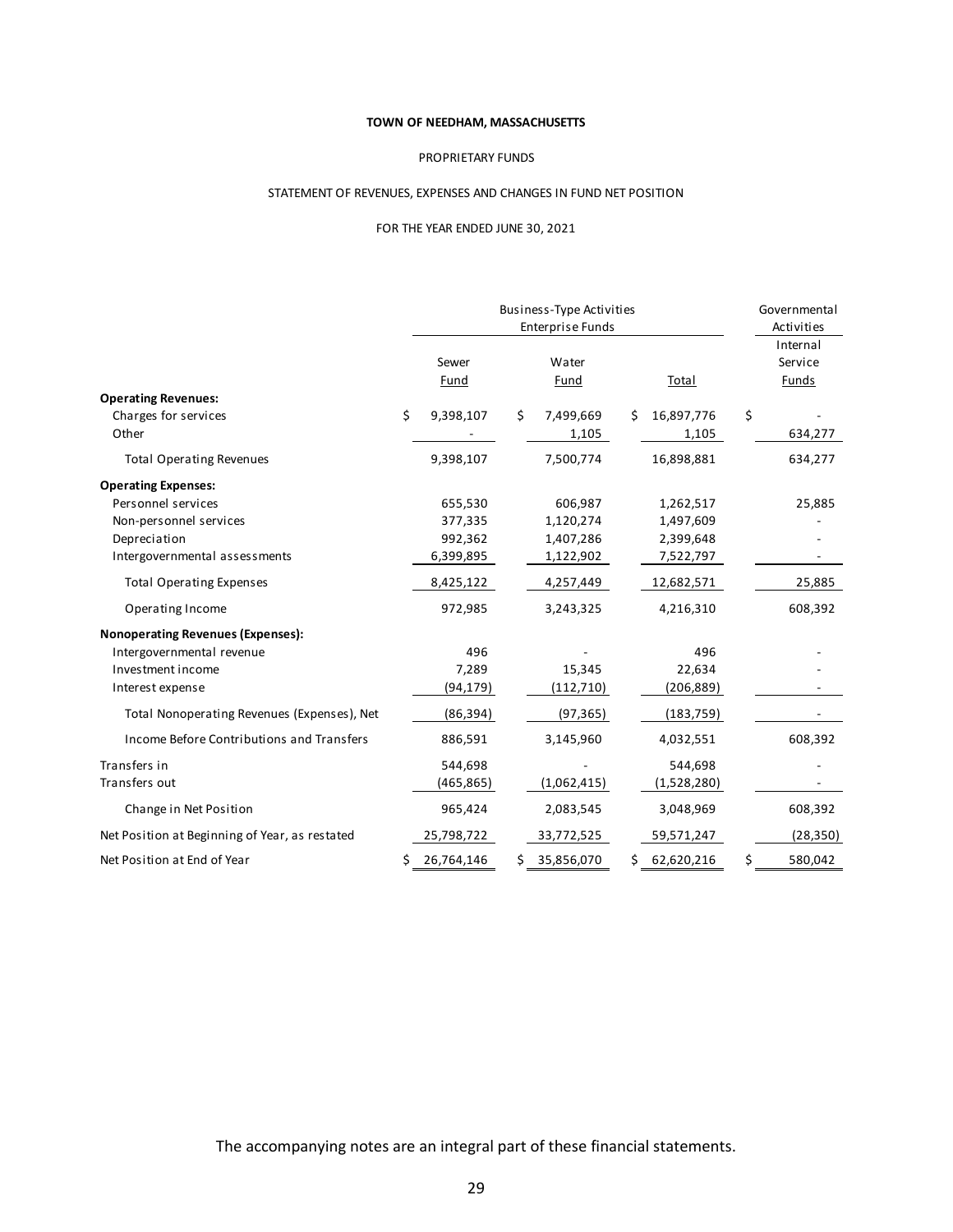**TOWN OF NEEDHAM, MASSACHUSETTS**

PROPRIETARY FUNDS

STATEMENT OF REVENUES, EXPENSES AND CHANGES IN FUND NET POSITION

FOR THE YEAR ENDED JUNE 30, 2021

| | Business-Type Activities Enterprise Funds | | | Governmental Activities |
|---|---|---|---|---|
| | Sewer Fund | Water Fund | Total | Internal Service Funds |
| **Operating Revenues:** | | | | |
| Charges for services | $ 9,398,107 | $ 7,499,669 | $ 16,897,776 | $ - |
| Other | - | 1,105 | 1,105 | 634,277 |
| Total Operating Revenues | 9,398,107 | 7,500,774 | 16,898,881 | 634,277 |
| **Operating Expenses:** | | | | |
| Personnel services | 655,530 | 606,987 | 1,262,517 | 25,885 |
| Non-personnel services | 377,335 | 1,120,274 | 1,497,609 | - |
| Depreciation | 992,362 | 1,407,286 | 2,399,648 | - |
| Intergovernmental assessments | 6,399,895 | 1,122,902 | 7,522,797 | - |
| Total Operating Expenses | 8,425,122 | 4,257,449 | 12,682,571 | 25,885 |
| Operating Income | 972,985 | 3,243,325 | 4,216,310 | 608,392 |
| **Nonoperating Revenues (Expenses):** | | | | |
| Intergovernmental revenue | 496 | - | 496 | - |
| Investment income | 7,289 | 15,345 | 22,634 | - |
| Interest expense | (94,179) | (112,710) | (206,889) | - |
| Total Nonoperating Revenues (Expenses), Net | (86,394) | (97,365) | (183,759) | - |
| Income Before Contributions and Transfers | 886,591 | 3,145,960 | 4,032,551 | 608,392 |
| Transfers in | 544,698 | - | 544,698 | - |
| Transfers out | (465,865) | (1,062,415) | (1,528,280) | - |
| Change in Net Position | 965,424 | 2,083,545 | 3,048,969 | 608,392 |
| Net Position at Beginning of Year, as restated | 25,798,722 | 33,772,525 | 59,571,247 | (28,350) |
| Net Position at End of Year | $ 26,764,146 | $ 35,856,070 | $ 62,620,216 | $ 580,042 |

The accompanying notes are an integral part of these financial statements.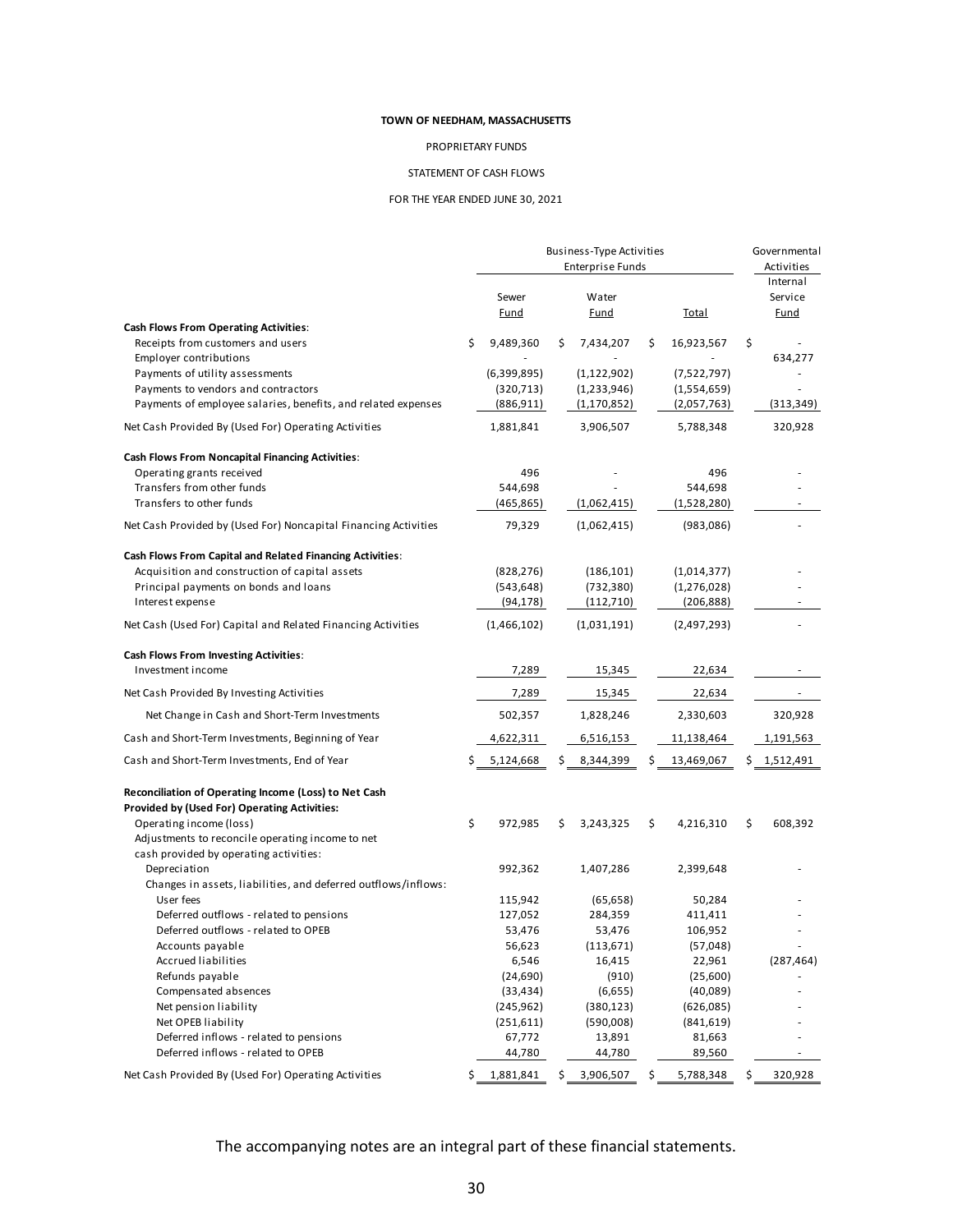**TOWN OF NEEDHAM, MASSACHUSETTS**

PROPRIETARY FUNDS

STATEMENT OF CASH FLOWS

FOR THE YEAR ENDED JUNE 30, 2021

| | Business-Type Activities Enterprise Funds | | | Governmental Activities |
|---|---|---|---|---|
| | Sewer Fund | Water Fund | Total | Internal Service Fund |
| **Cash Flows From Operating Activities**: | | | | |
| Receipts from customers and users | $ 9,489,360 | $ 7,434,207 | $ 16,923,567 | $ - |
| Employer contributions | - | - | - | 634,277 |
| Payments of utility assessments | (6,399,895) | (1,122,902) | (7,522,797) | - |
| Payments to vendors and contractors | (320,713) | (1,233,946) | (1,554,659) | - |
| Payments of employee salaries, benefits, and related expenses | (886,911) | (1,170,852) | (2,057,763) | (313,349) |
| Net Cash Provided By (Used For) Operating Activities | 1,881,841 | 3,906,507 | 5,788,348 | 320,928 |
| **Cash Flows From Noncapital Financing Activities**: | | | | |
| Operating grants received | 496 | - | 496 | - |
| Transfers from other funds | 544,698 | - | 544,698 | - |
| Transfers to other funds | (465,865) | (1,062,415) | (1,528,280) | - |
| Net Cash Provided by (Used For) Noncapital Financing Activities | 79,329 | (1,062,415) | (983,086) | - |
| **Cash Flows From Capital and Related Financing Activities**: | | | | |
| Acquisition and construction of capital assets | (828,276) | (186,101) | (1,014,377) | - |
| Principal payments on bonds and loans | (543,648) | (732,380) | (1,276,028) | - |
| Interest expense | (94,178) | (112,710) | (206,888) | - |
| Net Cash (Used For) Capital and Related Financing Activities | (1,466,102) | (1,031,191) | (2,497,293) | - |
| **Cash Flows From Investing Activities**: | | | | |
| Investment income | 7,289 | 15,345 | 22,634 | - |
| Net Cash Provided By Investing Activities | 7,289 | 15,345 | 22,634 | - |
| Net Change in Cash and Short-Term Investments | 502,357 | 1,828,246 | 2,330,603 | 320,928 |
| Cash and Short-Term Investments, Beginning of Year | 4,622,311 | 6,516,153 | 11,138,464 | 1,191,563 |
| Cash and Short-Term Investments, End of Year | $ 5,124,668 | $ 8,344,399 | $ 13,469,067 | $ 1,512,491 |
| **Reconciliation of Operating Income (Loss) to Net Cash Provided by (Used For) Operating Activities:** | | | | |
| Operating income (loss) | $ 972,985 | $ 3,243,325 | $ 4,216,310 | $ 608,392 |
| Adjustments to reconcile operating income to net cash provided by operating activities: | | | | |
| Depreciation | 992,362 | 1,407,286 | 2,399,648 | - |
| Changes in assets, liabilities, and deferred outflows/inflows: | | | | |
| User fees | 115,942 | (65,658) | 50,284 | - |
| Deferred outflows - related to pensions | 127,052 | 284,359 | 411,411 | - |
| Deferred outflows - related to OPEB | 53,476 | 53,476 | 106,952 | - |
| Accounts payable | 56,623 | (113,671) | (57,048) | - |
| Accrued liabilities | 6,546 | 16,415 | 22,961 | (287,464) |
| Refunds payable | (24,690) | (910) | (25,600) | - |
| Compensated absences | (33,434) | (6,655) | (40,089) | - |
| Net pension liability | (245,962) | (380,123) | (626,085) | - |
| Net OPEB liability | (251,611) | (590,008) | (841,619) | - |
| Deferred inflows - related to pensions | 67,772 | 13,891 | 81,663 | - |
| Deferred inflows - related to OPEB | 44,780 | 44,780 | 89,560 | - |
| Net Cash Provided By (Used For) Operating Activities | $ 1,881,841 | $ 3,906,507 | $ 5,788,348 | $ 320,928 |

The accompanying notes are an integral part of these financial statements.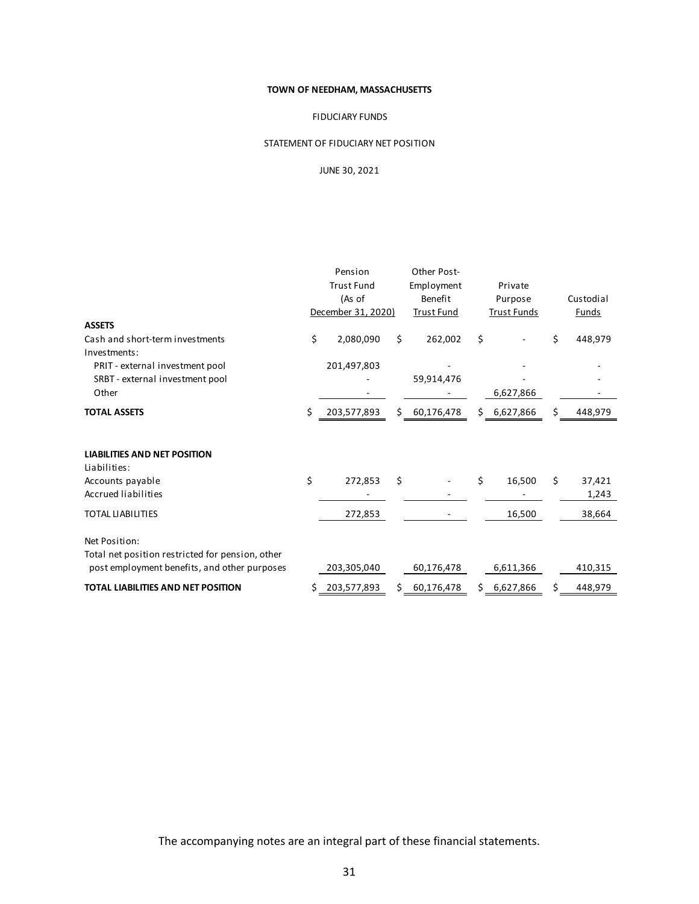**TOWN OF NEEDHAM, MASSACHUSETTS**

FIDUCIARY FUNDS

STATEMENT OF FIDUCIARY NET POSITION

JUNE 30, 2021

| | Pension Trust Fund (As of December 31, 2020) | Other Post-Employment Benefit Trust Fund | Private Purpose Trust Funds | Custodial Funds |
|---|---|---|---|---|
| **ASSETS** | | | | |
| Cash and short-term investments | $ 2,080,090 | $ 262,002 | $ - | $ 448,979 |
| Investments: | | | | |
| PRIT - external investment pool | 201,497,803 | - | - | - |
| SRBT - external investment pool | - | 59,914,476 | - | - |
| Other | - | - | 6,627,866 | - |
| **TOTAL ASSETS** | $ 203,577,893 | $ 60,176,478 | $ 6,627,866 | $ 448,979 |
| **LIABILITIES AND NET POSITION** | | | | |
| Liabilities: | | | | |
| Accounts payable | $ 272,853 | $ - | $ 16,500 | $ 37,421 |
| Accrued liabilities | - | - | - | 1,243 |
| TOTAL LIABILITIES | 272,853 | - | 16,500 | 38,664 |
| Net Position: | | | | |
| Total net position restricted for pension, other post employment benefits, and other purposes | 203,305,040 | 60,176,478 | 6,611,366 | 410,315 |
| **TOTAL LIABILITIES AND NET POSITION** | $ 203,577,893 | $ 60,176,478 | $ 6,627,866 | $ 448,979 |

The accompanying notes are an integral part of these financial statements.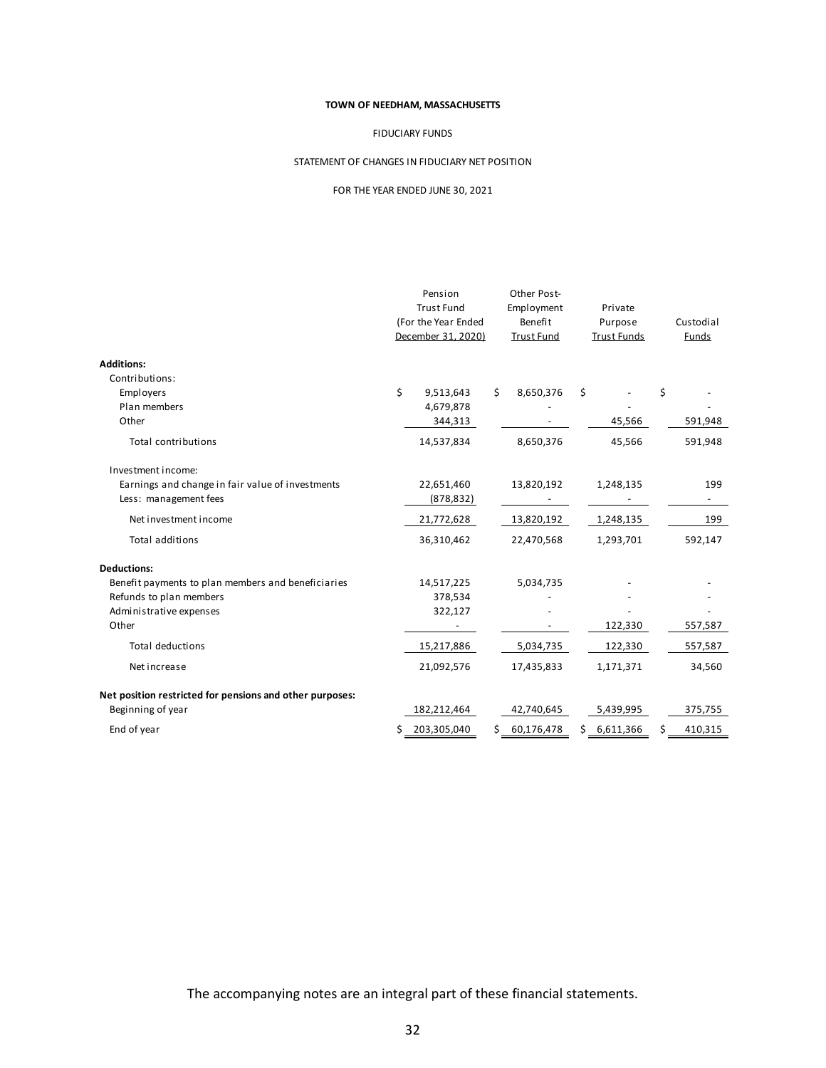**TOWN OF NEEDHAM, MASSACHUSETTS**

FIDUCIARY FUNDS

STATEMENT OF CHANGES IN FIDUCIARY NET POSITION

FOR THE YEAR ENDED JUNE 30, 2021

| | Pension Trust Fund (For the Year Ended December 31, 2020) | Other Post-Employment Benefit Trust Fund | Private Purpose Trust Funds | Custodial Funds |
|---|---|---|---|---|
| **Additions:** | | | | |
| Contributions: | | | | |
| Employers | $ 9,513,643 | $ 8,650,376 | $ - | $ - |
| Plan members | 4,679,878 | - | - | - |
| Other | 344,313 | - | 45,566 | 591,948 |
| Total contributions | 14,537,834 | 8,650,376 | 45,566 | 591,948 |
| Investment income: | | | | |
| Earnings and change in fair value of investments | 22,651,460 | 13,820,192 | 1,248,135 | 199 |
| Less: management fees | (878,832) | - | - | - |
| Net investment income | 21,772,628 | 13,820,192 | 1,248,135 | 199 |
| Total additions | 36,310,462 | 22,470,568 | 1,293,701 | 592,147 |
| **Deductions:** | | | | |
| Benefit payments to plan members and beneficiaries | 14,517,225 | 5,034,735 | - | - |
| Refunds to plan members | 378,534 | - | - | - |
| Administrative expenses | 322,127 | - | - | - |
| Other | - | - | 122,330 | 557,587 |
| Total deductions | 15,217,886 | 5,034,735 | 122,330 | 557,587 |
| Net increase | 21,092,576 | 17,435,833 | 1,171,371 | 34,560 |
| **Net position restricted for pensions and other purposes:** | | | | |
| Beginning of year | 182,212,464 | 42,740,645 | 5,439,995 | 375,755 |
| End of year | $ 203,305,040 | $ 60,176,478 | $ 6,611,366 | $ 410,315 |

The accompanying notes are an integral part of these financial statements.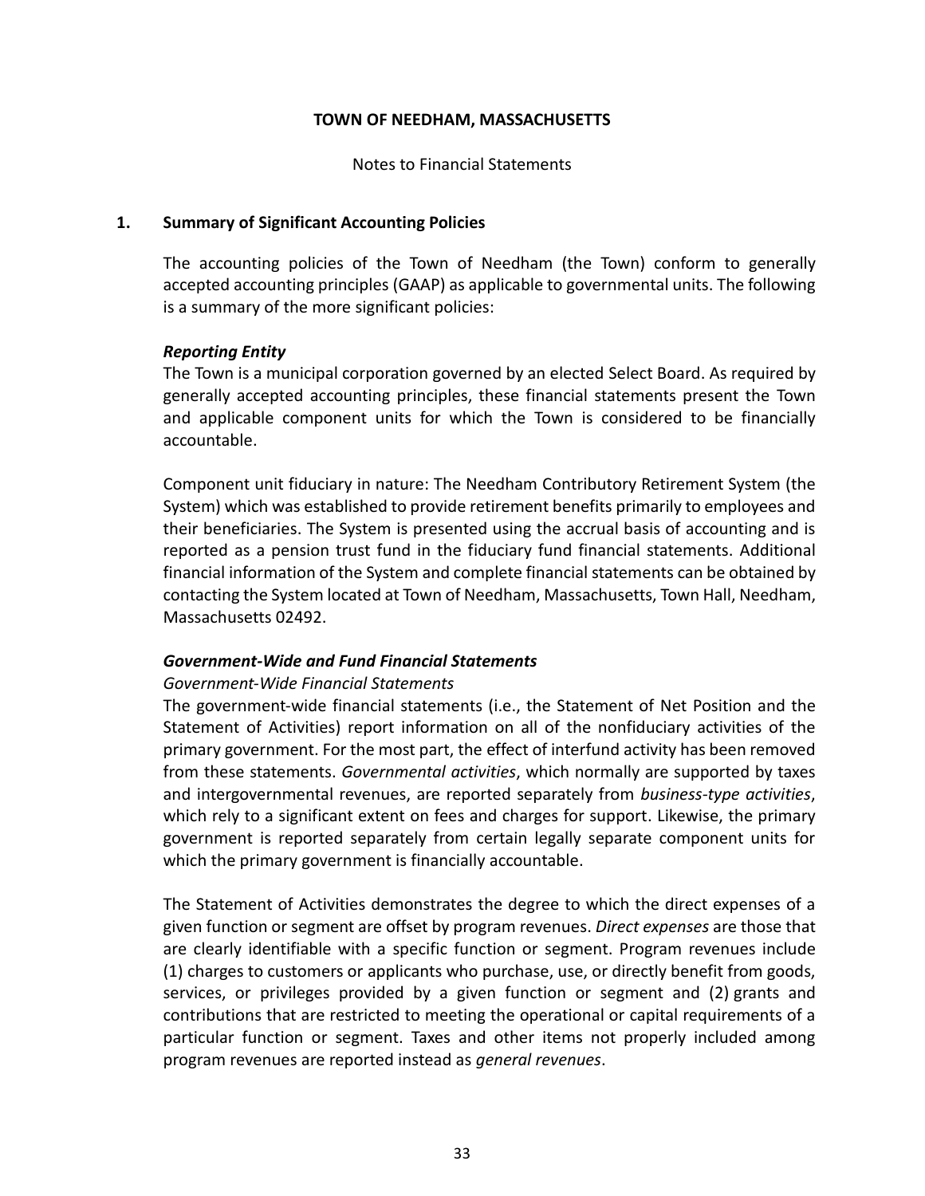**TOWN OF NEEDHAM, MASSACHUSETTS**

Notes to Financial Statements

## 1. Summary of Significant Accounting Policies

The accounting policies of the Town of Needham (the Town) conform to generally accepted accounting principles (GAAP) as applicable to governmental units. The following is a summary of the more significant policies:

### *Reporting Entity*

The Town is a municipal corporation governed by an elected Select Board. As required by generally accepted accounting principles, these financial statements present the Town and applicable component units for which the Town is considered to be financially accountable.

Component unit fiduciary in nature: The Needham Contributory Retirement System (the System) which was established to provide retirement benefits primarily to employees and their beneficiaries. The System is presented using the accrual basis of accounting and is reported as a pension trust fund in the fiduciary fund financial statements. Additional financial information of the System and complete financial statements can be obtained by contacting the System located at Town of Needham, Massachusetts, Town Hall, Needham, Massachusetts 02492.

### *Government-Wide and Fund Financial Statements*

*Government-Wide Financial Statements*

The government-wide financial statements (i.e., the Statement of Net Position and the Statement of Activities) report information on all of the nonfiduciary activities of the primary government. For the most part, the effect of interfund activity has been removed from these statements. *Governmental activities*, which normally are supported by taxes and intergovernmental revenues, are reported separately from *business-type activities*, which rely to a significant extent on fees and charges for support. Likewise, the primary government is reported separately from certain legally separate component units for which the primary government is financially accountable.

The Statement of Activities demonstrates the degree to which the direct expenses of a given function or segment are offset by program revenues. *Direct expenses* are those that are clearly identifiable with a specific function or segment. Program revenues include (1) charges to customers or applicants who purchase, use, or directly benefit from goods, services, or privileges provided by a given function or segment and (2) grants and contributions that are restricted to meeting the operational or capital requirements of a particular function or segment. Taxes and other items not properly included among program revenues are reported instead as *general revenues*.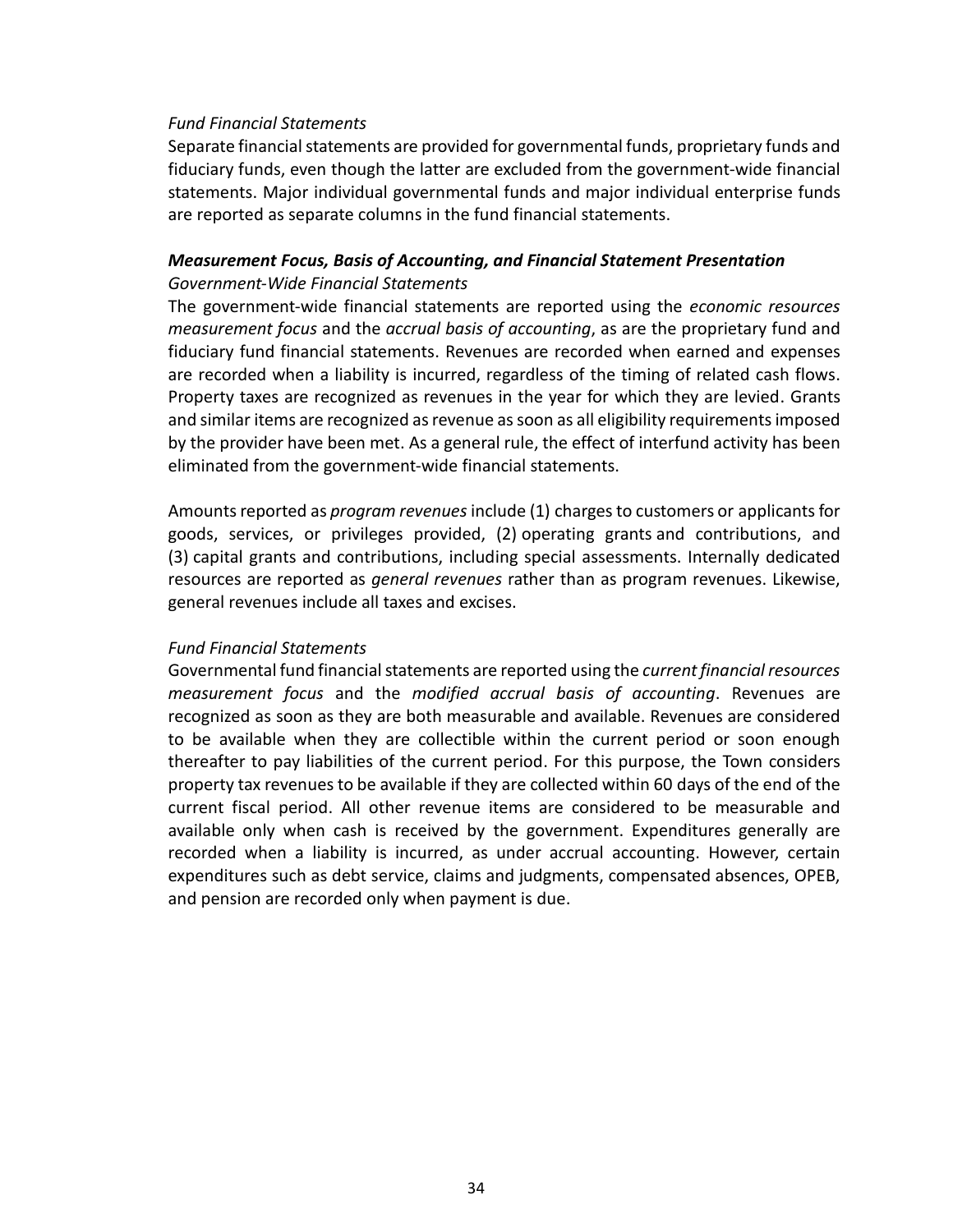*Fund Financial Statements*

Separate financial statements are provided for governmental funds, proprietary funds and fiduciary funds, even though the latter are excluded from the government-wide financial statements. Major individual governmental funds and major individual enterprise funds are reported as separate columns in the fund financial statements.

***Measurement Focus, Basis of Accounting, and Financial Statement Presentation***

*Government-Wide Financial Statements*

The government-wide financial statements are reported using the *economic resources measurement focus* and the *accrual basis of accounting*, as are the proprietary fund and fiduciary fund financial statements. Revenues are recorded when earned and expenses are recorded when a liability is incurred, regardless of the timing of related cash flows. Property taxes are recognized as revenues in the year for which they are levied. Grants and similar items are recognized as revenue as soon as all eligibility requirements imposed by the provider have been met. As a general rule, the effect of interfund activity has been eliminated from the government-wide financial statements.

Amounts reported as *program revenues* include (1) charges to customers or applicants for goods, services, or privileges provided, (2) operating grants and contributions, and (3) capital grants and contributions, including special assessments. Internally dedicated resources are reported as *general revenues* rather than as program revenues. Likewise, general revenues include all taxes and excises.

*Fund Financial Statements*

Governmental fund financial statements are reported using the *current financial resources measurement focus* and the *modified accrual basis of accounting*. Revenues are recognized as soon as they are both measurable and available. Revenues are considered to be available when they are collectible within the current period or soon enough thereafter to pay liabilities of the current period. For this purpose, the Town considers property tax revenues to be available if they are collected within 60 days of the end of the current fiscal period. All other revenue items are considered to be measurable and available only when cash is received by the government. Expenditures generally are recorded when a liability is incurred, as under accrual accounting. However, certain expenditures such as debt service, claims and judgments, compensated absences, OPEB, and pension are recorded only when payment is due.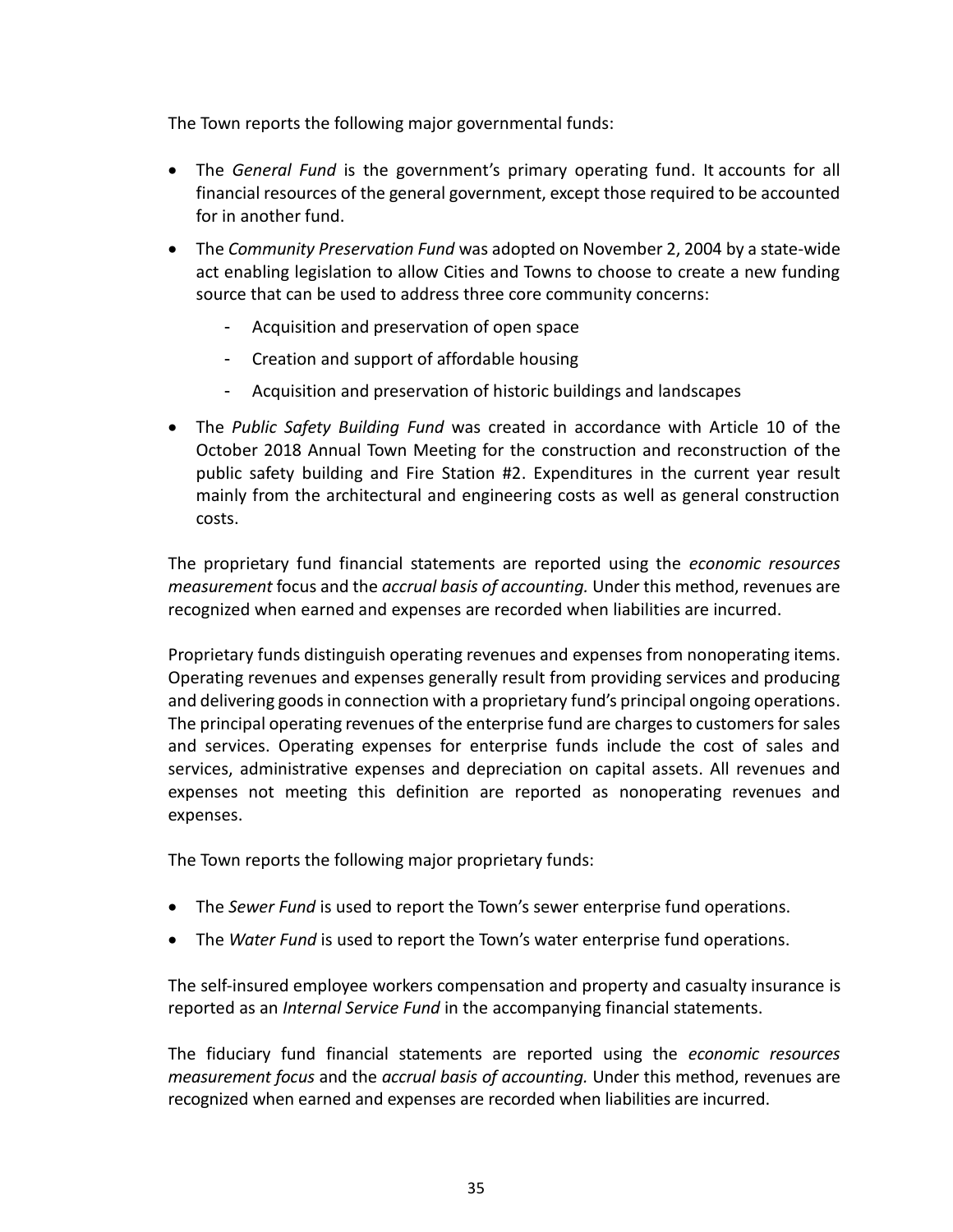The Town reports the following major governmental funds:

- The *General Fund* is the government's primary operating fund. It accounts for all financial resources of the general government, except those required to be accounted for in another fund.
- The *Community Preservation Fund* was adopted on November 2, 2004 by a state-wide act enabling legislation to allow Cities and Towns to choose to create a new funding source that can be used to address three core community concerns:
  - Acquisition and preservation of open space
  - Creation and support of affordable housing
  - Acquisition and preservation of historic buildings and landscapes
- The *Public Safety Building Fund* was created in accordance with Article 10 of the October 2018 Annual Town Meeting for the construction and reconstruction of the public safety building and Fire Station #2. Expenditures in the current year result mainly from the architectural and engineering costs as well as general construction costs.

The proprietary fund financial statements are reported using the *economic resources measurement* focus and the *accrual basis of accounting.* Under this method, revenues are recognized when earned and expenses are recorded when liabilities are incurred.

Proprietary funds distinguish operating revenues and expenses from nonoperating items. Operating revenues and expenses generally result from providing services and producing and delivering goods in connection with a proprietary fund's principal ongoing operations. The principal operating revenues of the enterprise fund are charges to customers for sales and services. Operating expenses for enterprise funds include the cost of sales and services, administrative expenses and depreciation on capital assets. All revenues and expenses not meeting this definition are reported as nonoperating revenues and expenses.

The Town reports the following major proprietary funds:

- The *Sewer Fund* is used to report the Town's sewer enterprise fund operations.
- The *Water Fund* is used to report the Town's water enterprise fund operations.

The self-insured employee workers compensation and property and casualty insurance is reported as an *Internal Service Fund* in the accompanying financial statements.

The fiduciary fund financial statements are reported using the *economic resources measurement focus* and the *accrual basis of accounting.* Under this method, revenues are recognized when earned and expenses are recorded when liabilities are incurred.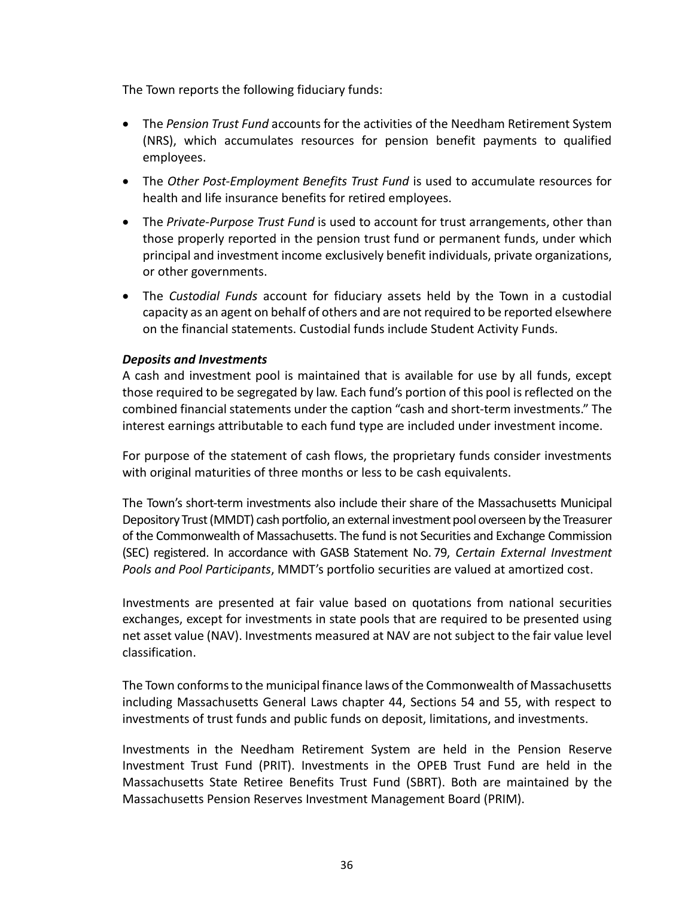The Town reports the following fiduciary funds:

- The *Pension Trust Fund* accounts for the activities of the Needham Retirement System (NRS), which accumulates resources for pension benefit payments to qualified employees.
- The *Other Post-Employment Benefits Trust Fund* is used to accumulate resources for health and life insurance benefits for retired employees.
- The *Private-Purpose Trust Fund* is used to account for trust arrangements, other than those properly reported in the pension trust fund or permanent funds, under which principal and investment income exclusively benefit individuals, private organizations, or other governments.
- The *Custodial Funds* account for fiduciary assets held by the Town in a custodial capacity as an agent on behalf of others and are not required to be reported elsewhere on the financial statements. Custodial funds include Student Activity Funds.

***Deposits and Investments***

A cash and investment pool is maintained that is available for use by all funds, except those required to be segregated by law. Each fund's portion of this pool is reflected on the combined financial statements under the caption "cash and short-term investments." The interest earnings attributable to each fund type are included under investment income.

For purpose of the statement of cash flows, the proprietary funds consider investments with original maturities of three months or less to be cash equivalents.

The Town's short-term investments also include their share of the Massachusetts Municipal Depository Trust (MMDT) cash portfolio, an external investment pool overseen by the Treasurer of the Commonwealth of Massachusetts. The fund is not Securities and Exchange Commission (SEC) registered. In accordance with GASB Statement No. 79, *Certain External Investment Pools and Pool Participants*, MMDT's portfolio securities are valued at amortized cost.

Investments are presented at fair value based on quotations from national securities exchanges, except for investments in state pools that are required to be presented using net asset value (NAV). Investments measured at NAV are not subject to the fair value level classification.

The Town conforms to the municipal finance laws of the Commonwealth of Massachusetts including Massachusetts General Laws chapter 44, Sections 54 and 55, with respect to investments of trust funds and public funds on deposit, limitations, and investments.

Investments in the Needham Retirement System are held in the Pension Reserve Investment Trust Fund (PRIT). Investments in the OPEB Trust Fund are held in the Massachusetts State Retiree Benefits Trust Fund (SBRT). Both are maintained by the Massachusetts Pension Reserves Investment Management Board (PRIM).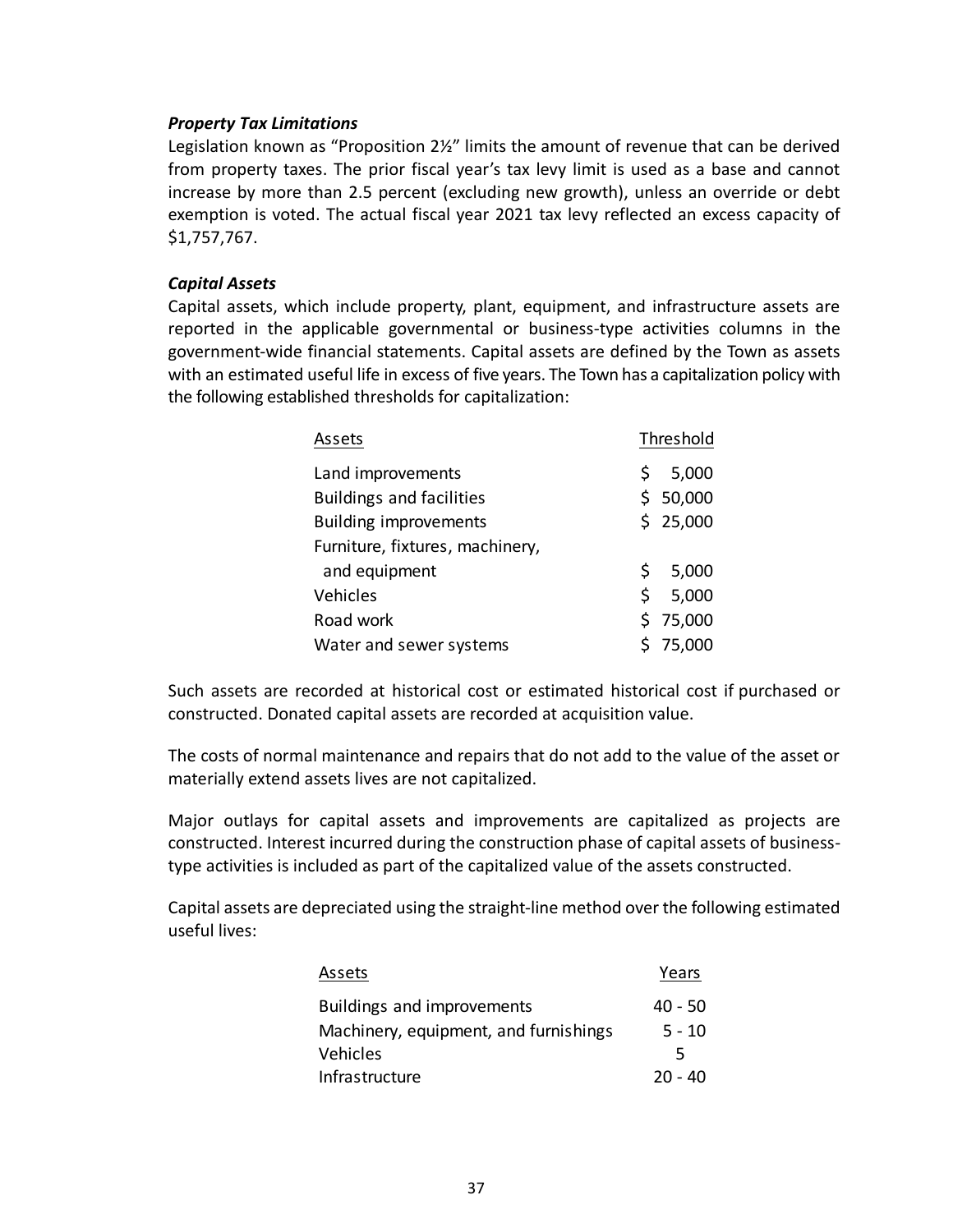### *Property Tax Limitations*

Legislation known as "Proposition 2½" limits the amount of revenue that can be derived from property taxes. The prior fiscal year's tax levy limit is used as a base and cannot increase by more than 2.5 percent (excluding new growth), unless an override or debt exemption is voted. The actual fiscal year 2021 tax levy reflected an excess capacity of $1,757,767.

### *Capital Assets*

Capital assets, which include property, plant, equipment, and infrastructure assets are reported in the applicable governmental or business-type activities columns in the government-wide financial statements. Capital assets are defined by the Town as assets with an estimated useful life in excess of five years. The Town has a capitalization policy with the following established thresholds for capitalization:

| Assets | Threshold |
|---|---|
| Land improvements | $ 5,000 |
| Buildings and facilities | $ 50,000 |
| Building improvements | $ 25,000 |
| Furniture, fixtures, machinery, and equipment | $ 5,000 |
| Vehicles | $ 5,000 |
| Road work | $ 75,000 |
| Water and sewer systems | $ 75,000 |

Such assets are recorded at historical cost or estimated historical cost if purchased or constructed. Donated capital assets are recorded at acquisition value.

The costs of normal maintenance and repairs that do not add to the value of the asset or materially extend assets lives are not capitalized.

Major outlays for capital assets and improvements are capitalized as projects are constructed. Interest incurred during the construction phase of capital assets of business-type activities is included as part of the capitalized value of the assets constructed.

Capital assets are depreciated using the straight-line method over the following estimated useful lives:

| Assets | Years |
|---|---|
| Buildings and improvements | 40 - 50 |
| Machinery, equipment, and furnishings | 5 - 10 |
| Vehicles | 5 |
| Infrastructure | 20 - 40 |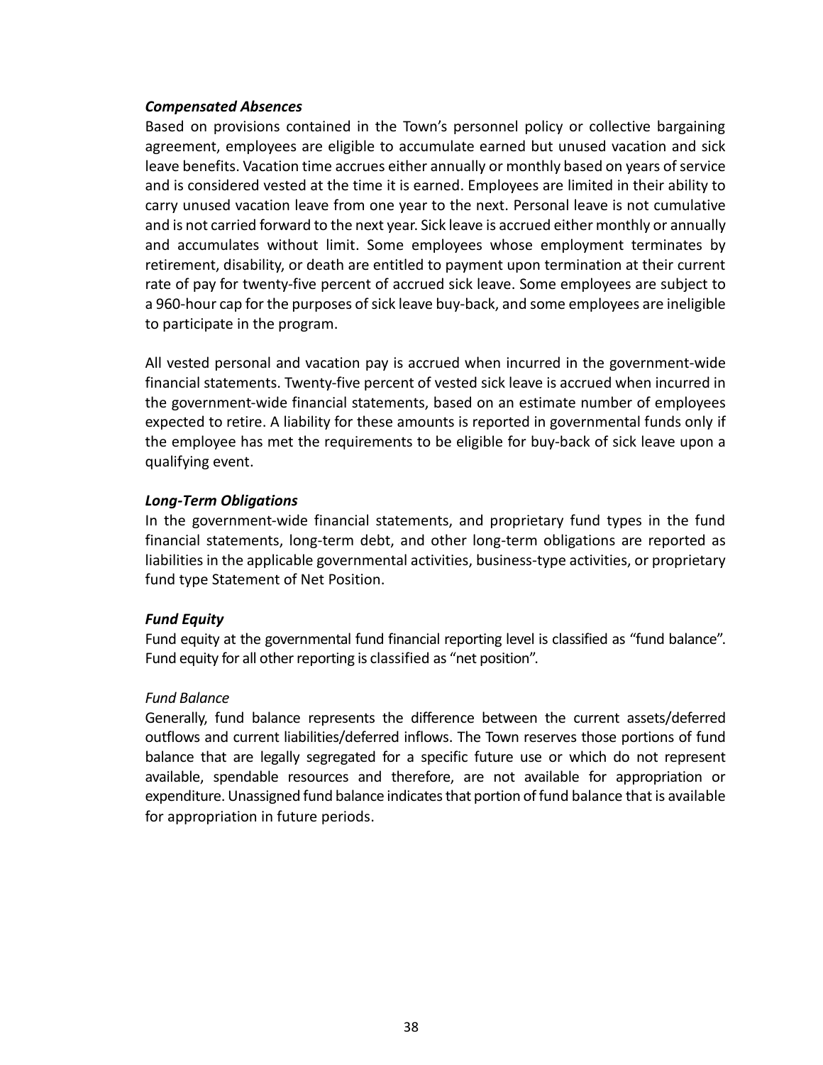***Compensated Absences***

Based on provisions contained in the Town's personnel policy or collective bargaining agreement, employees are eligible to accumulate earned but unused vacation and sick leave benefits. Vacation time accrues either annually or monthly based on years of service and is considered vested at the time it is earned. Employees are limited in their ability to carry unused vacation leave from one year to the next. Personal leave is not cumulative and is not carried forward to the next year. Sick leave is accrued either monthly or annually and accumulates without limit. Some employees whose employment terminates by retirement, disability, or death are entitled to payment upon termination at their current rate of pay for twenty-five percent of accrued sick leave. Some employees are subject to a 960-hour cap for the purposes of sick leave buy-back, and some employees are ineligible to participate in the program.

All vested personal and vacation pay is accrued when incurred in the government-wide financial statements. Twenty-five percent of vested sick leave is accrued when incurred in the government-wide financial statements, based on an estimate number of employees expected to retire. A liability for these amounts is reported in governmental funds only if the employee has met the requirements to be eligible for buy-back of sick leave upon a qualifying event.

***Long-Term Obligations***

In the government-wide financial statements, and proprietary fund types in the fund financial statements, long-term debt, and other long-term obligations are reported as liabilities in the applicable governmental activities, business-type activities, or proprietary fund type Statement of Net Position.

***Fund Equity***

Fund equity at the governmental fund financial reporting level is classified as "fund balance". Fund equity for all other reporting is classified as "net position".

*Fund Balance*

Generally, fund balance represents the difference between the current assets/deferred outflows and current liabilities/deferred inflows. The Town reserves those portions of fund balance that are legally segregated for a specific future use or which do not represent available, spendable resources and therefore, are not available for appropriation or expenditure. Unassigned fund balance indicates that portion of fund balance that is available for appropriation in future periods.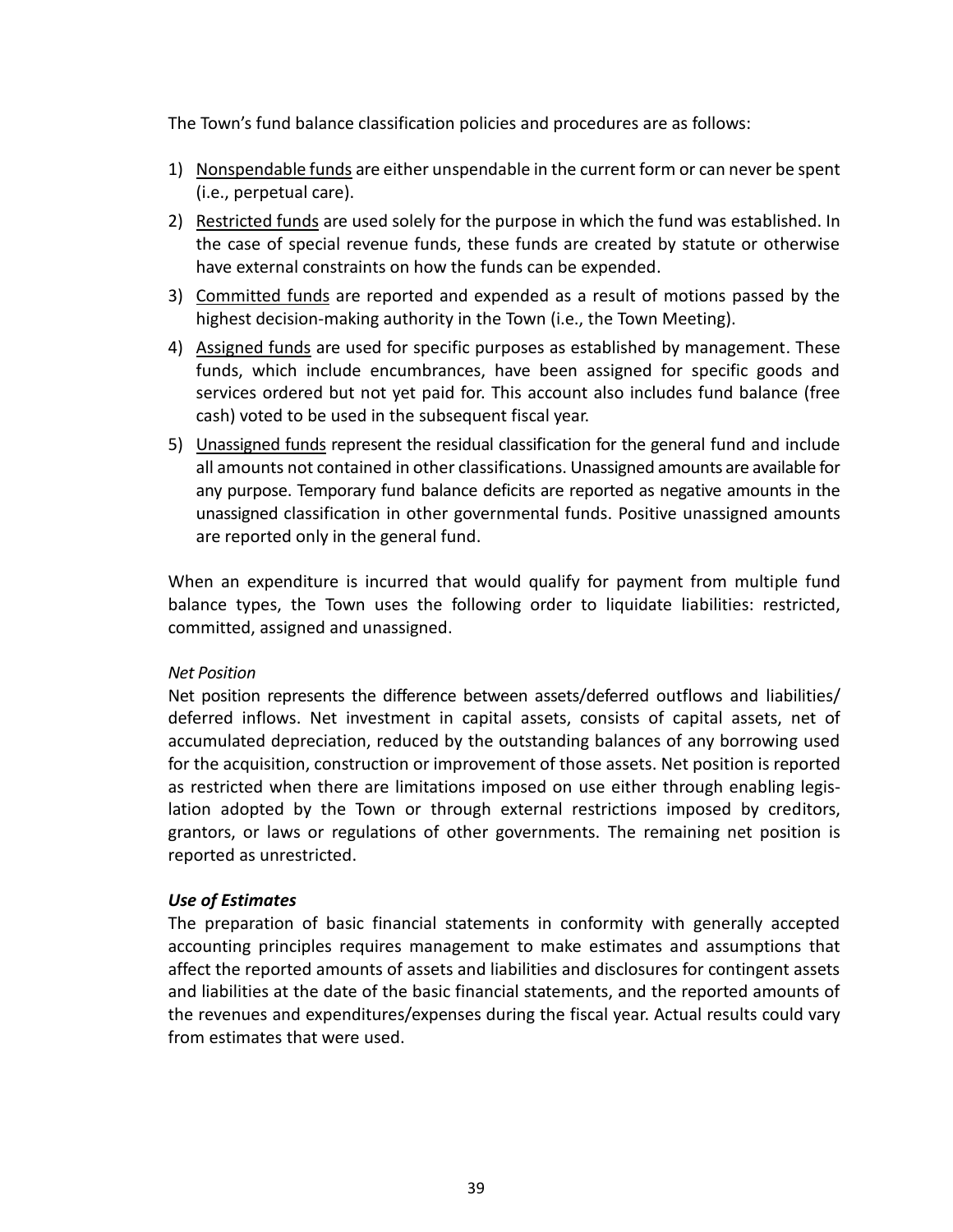The Town's fund balance classification policies and procedures are as follows:

1) Nonspendable funds are either unspendable in the current form or can never be spent (i.e., perpetual care).
2) Restricted funds are used solely for the purpose in which the fund was established. In the case of special revenue funds, these funds are created by statute or otherwise have external constraints on how the funds can be expended.
3) Committed funds are reported and expended as a result of motions passed by the highest decision-making authority in the Town (i.e., the Town Meeting).
4) Assigned funds are used for specific purposes as established by management. These funds, which include encumbrances, have been assigned for specific goods and services ordered but not yet paid for. This account also includes fund balance (free cash) voted to be used in the subsequent fiscal year.
5) Unassigned funds represent the residual classification for the general fund and include all amounts not contained in other classifications. Unassigned amounts are available for any purpose. Temporary fund balance deficits are reported as negative amounts in the unassigned classification in other governmental funds. Positive unassigned amounts are reported only in the general fund.

When an expenditure is incurred that would qualify for payment from multiple fund balance types, the Town uses the following order to liquidate liabilities: restricted, committed, assigned and unassigned.

*Net Position*

Net position represents the difference between assets/deferred outflows and liabilities/deferred inflows. Net investment in capital assets, consists of capital assets, net of accumulated depreciation, reduced by the outstanding balances of any borrowing used for the acquisition, construction or improvement of those assets. Net position is reported as restricted when there are limitations imposed on use either through enabling legislation adopted by the Town or through external restrictions imposed by creditors, grantors, or laws or regulations of other governments. The remaining net position is reported as unrestricted.

***Use of Estimates***

The preparation of basic financial statements in conformity with generally accepted accounting principles requires management to make estimates and assumptions that affect the reported amounts of assets and liabilities and disclosures for contingent assets and liabilities at the date of the basic financial statements, and the reported amounts of the revenues and expenditures/expenses during the fiscal year. Actual results could vary from estimates that were used.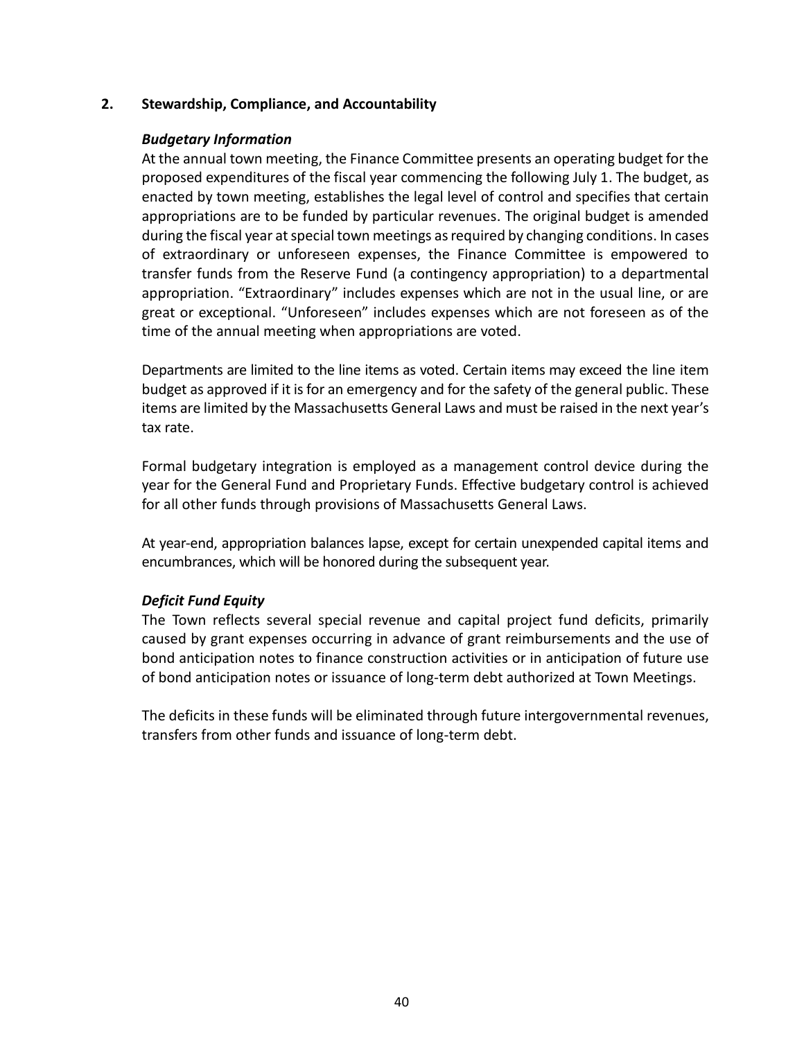## 2. Stewardship, Compliance, and Accountability

***Budgetary Information***

At the annual town meeting, the Finance Committee presents an operating budget for the proposed expenditures of the fiscal year commencing the following July 1. The budget, as enacted by town meeting, establishes the legal level of control and specifies that certain appropriations are to be funded by particular revenues. The original budget is amended during the fiscal year at special town meetings as required by changing conditions. In cases of extraordinary or unforeseen expenses, the Finance Committee is empowered to transfer funds from the Reserve Fund (a contingency appropriation) to a departmental appropriation. "Extraordinary" includes expenses which are not in the usual line, or are great or exceptional. "Unforeseen" includes expenses which are not foreseen as of the time of the annual meeting when appropriations are voted.

Departments are limited to the line items as voted. Certain items may exceed the line item budget as approved if it is for an emergency and for the safety of the general public. These items are limited by the Massachusetts General Laws and must be raised in the next year's tax rate.

Formal budgetary integration is employed as a management control device during the year for the General Fund and Proprietary Funds. Effective budgetary control is achieved for all other funds through provisions of Massachusetts General Laws.

At year-end, appropriation balances lapse, except for certain unexpended capital items and encumbrances, which will be honored during the subsequent year.

***Deficit Fund Equity***

The Town reflects several special revenue and capital project fund deficits, primarily caused by grant expenses occurring in advance of grant reimbursements and the use of bond anticipation notes to finance construction activities or in anticipation of future use of bond anticipation notes or issuance of long-term debt authorized at Town Meetings.

The deficits in these funds will be eliminated through future intergovernmental revenues, transfers from other funds and issuance of long-term debt.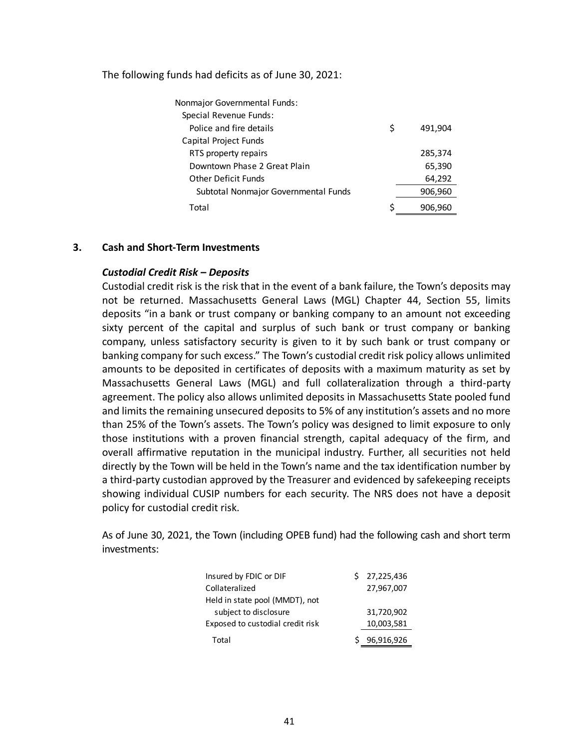The following funds had deficits as of June 30, 2021:

| | | |
|---|---|---|
| Nonmajor Governmental Funds: | | |
| Special Revenue Funds: | | |
| Police and fire details | $ | 491,904 |
| Capital Project Funds | | |
| RTS property repairs | | 285,374 |
| Downtown Phase 2 Great Plain | | 65,390 |
| Other Deficit Funds | | 64,292 |
| Subtotal Nonmajor Governmental Funds | | 906,960 |
| Total | $ | 906,960 |

## 3. Cash and Short-Term Investments

### *Custodial Credit Risk – Deposits*

Custodial credit risk is the risk that in the event of a bank failure, the Town's deposits may not be returned. Massachusetts General Laws (MGL) Chapter 44, Section 55, limits deposits "in a bank or trust company or banking company to an amount not exceeding sixty percent of the capital and surplus of such bank or trust company or banking company, unless satisfactory security is given to it by such bank or trust company or banking company for such excess." The Town's custodial credit risk policy allows unlimited amounts to be deposited in certificates of deposits with a maximum maturity as set by Massachusetts General Laws (MGL) and full collateralization through a third-party agreement. The policy also allows unlimited deposits in Massachusetts State pooled fund and limits the remaining unsecured deposits to 5% of any institution's assets and no more than 25% of the Town's assets. The Town's policy was designed to limit exposure to only those institutions with a proven financial strength, capital adequacy of the firm, and overall affirmative reputation in the municipal industry. Further, all securities not held directly by the Town will be held in the Town's name and the tax identification number by a third-party custodian approved by the Treasurer and evidenced by safekeeping receipts showing individual CUSIP numbers for each security. The NRS does not have a deposit policy for custodial credit risk.

As of June 30, 2021, the Town (including OPEB fund) had the following cash and short term investments:

| | |
|---|---|
| Insured by FDIC or DIF | $ 27,225,436 |
| Collateralized | 27,967,007 |
| Held in state pool (MMDT), not subject to disclosure | 31,720,902 |
| Exposed to custodial credit risk | 10,003,581 |
| Total | $ 96,916,926 |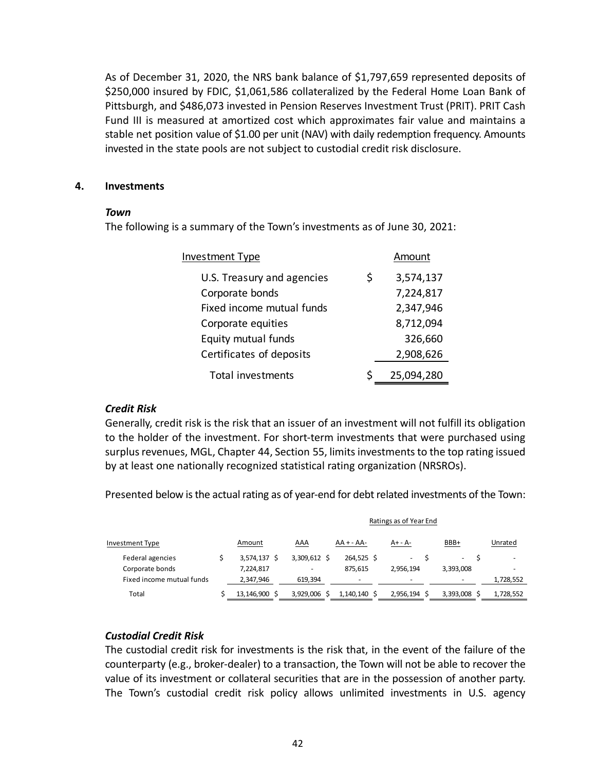As of December 31, 2020, the NRS bank balance of $1,797,659 represented deposits of $250,000 insured by FDIC, $1,061,586 collateralized by the Federal Home Loan Bank of Pittsburgh, and $486,073 invested in Pension Reserves Investment Trust (PRIT). PRIT Cash Fund III is measured at amortized cost which approximates fair value and maintains a stable net position value of $1.00 per unit (NAV) with daily redemption frequency. Amounts invested in the state pools are not subject to custodial credit risk disclosure.

## 4. Investments

### *Town*

The following is a summary of the Town's investments as of June 30, 2021:

| Investment Type | Amount |
|---|---|
| U.S. Treasury and agencies | $ 3,574,137 |
| Corporate bonds | 7,224,817 |
| Fixed income mutual funds | 2,347,946 |
| Corporate equities | 8,712,094 |
| Equity mutual funds | 326,660 |
| Certificates of deposits | 2,908,626 |
| Total investments | $ 25,094,280 |

### *Credit Risk*

Generally, credit risk is the risk that an issuer of an investment will not fulfill its obligation to the holder of the investment. For short-term investments that were purchased using surplus revenues, MGL, Chapter 44, Section 55, limits investments to the top rating issued by at least one nationally recognized statistical rating organization (NRSROs).

Presented below is the actual rating as of year-end for debt related investments of the Town:

| | | Ratings as of Year End | | | | |
|---|---|---|---|---|---|---|
| Investment Type | Amount | AAA | AA+ - AA- | A+ - A- | BBB+ | Unrated |
| Federal agencies | $ 3,574,137 | $ 3,309,612 | $ 264,525 | $ - | $ - | $ - |
| Corporate bonds | 7,224,817 | - | 875,615 | 2,956,194 | 3,393,008 | - |
| Fixed income mutual funds | 2,347,946 | 619,394 | - | - | - | 1,728,552 |
| Total | $ 13,146,900 | $ 3,929,006 | $ 1,140,140 | $ 2,956,194 | $ 3,393,008 | $ 1,728,552 |

### *Custodial Credit Risk*

The custodial credit risk for investments is the risk that, in the event of the failure of the counterparty (e.g., broker-dealer) to a transaction, the Town will not be able to recover the value of its investment or collateral securities that are in the possession of another party. The Town's custodial credit risk policy allows unlimited investments in U.S. agency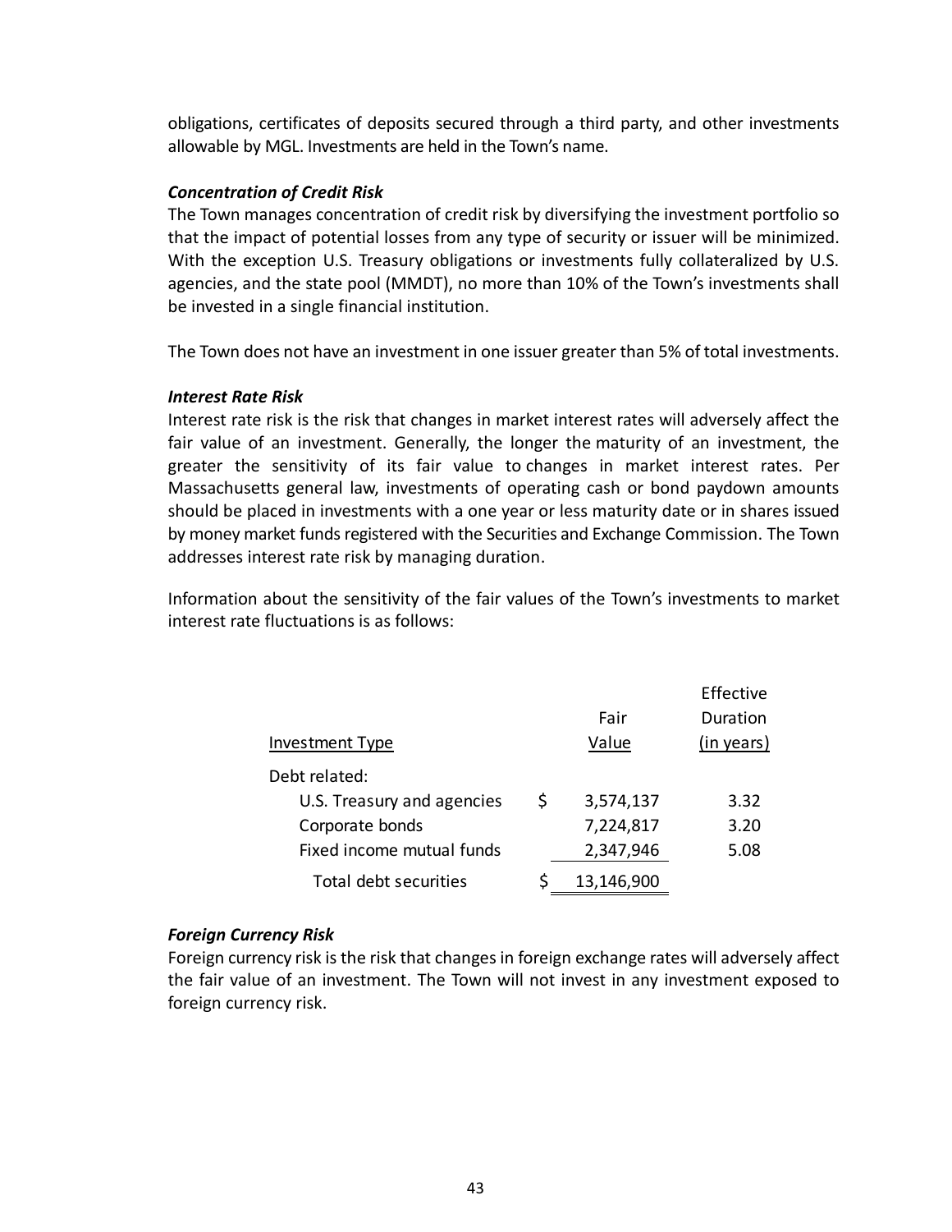obligations, certificates of deposits secured through a third party, and other investments allowable by MGL. Investments are held in the Town's name.

***Concentration of Credit Risk***

The Town manages concentration of credit risk by diversifying the investment portfolio so that the impact of potential losses from any type of security or issuer will be minimized. With the exception U.S. Treasury obligations or investments fully collateralized by U.S. agencies, and the state pool (MMDT), no more than 10% of the Town's investments shall be invested in a single financial institution.

The Town does not have an investment in one issuer greater than 5% of total investments.

***Interest Rate Risk***

Interest rate risk is the risk that changes in market interest rates will adversely affect the fair value of an investment. Generally, the longer the maturity of an investment, the greater the sensitivity of its fair value to changes in market interest rates. Per Massachusetts general law, investments of operating cash or bond paydown amounts should be placed in investments with a one year or less maturity date or in shares issued by money market funds registered with the Securities and Exchange Commission. The Town addresses interest rate risk by managing duration.

Information about the sensitivity of the fair values of the Town's investments to market interest rate fluctuations is as follows:

| Investment Type | Fair Value | Effective Duration (in years) |
|---|---|---|
| Debt related: | | |
| U.S. Treasury and agencies | $ 3,574,137 | 3.32 |
| Corporate bonds | 7,224,817 | 3.20 |
| Fixed income mutual funds | 2,347,946 | 5.08 |
| Total debt securities | $ 13,146,900 | |

***Foreign Currency Risk***

Foreign currency risk is the risk that changes in foreign exchange rates will adversely affect the fair value of an investment. The Town will not invest in any investment exposed to foreign currency risk.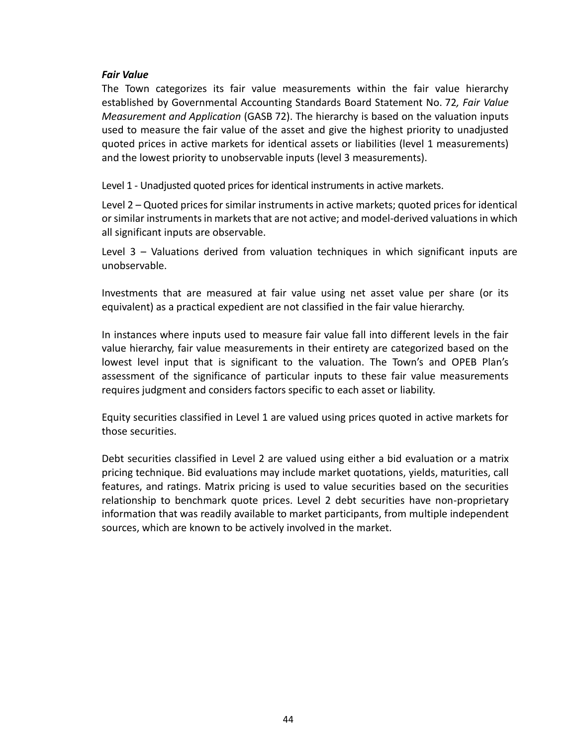***Fair Value***

The Town categorizes its fair value measurements within the fair value hierarchy established by Governmental Accounting Standards Board Statement No. 72*, Fair Value Measurement and Application* (GASB 72). The hierarchy is based on the valuation inputs used to measure the fair value of the asset and give the highest priority to unadjusted quoted prices in active markets for identical assets or liabilities (level 1 measurements) and the lowest priority to unobservable inputs (level 3 measurements).

Level 1 - Unadjusted quoted prices for identical instruments in active markets.

Level 2 – Quoted prices for similar instruments in active markets; quoted prices for identical or similar instruments in markets that are not active; and model-derived valuations in which all significant inputs are observable.

Level 3 – Valuations derived from valuation techniques in which significant inputs are unobservable.

Investments that are measured at fair value using net asset value per share (or its equivalent) as a practical expedient are not classified in the fair value hierarchy.

In instances where inputs used to measure fair value fall into different levels in the fair value hierarchy, fair value measurements in their entirety are categorized based on the lowest level input that is significant to the valuation. The Town's and OPEB Plan's assessment of the significance of particular inputs to these fair value measurements requires judgment and considers factors specific to each asset or liability.

Equity securities classified in Level 1 are valued using prices quoted in active markets for those securities.

Debt securities classified in Level 2 are valued using either a bid evaluation or a matrix pricing technique. Bid evaluations may include market quotations, yields, maturities, call features, and ratings. Matrix pricing is used to value securities based on the securities relationship to benchmark quote prices. Level 2 debt securities have non-proprietary information that was readily available to market participants, from multiple independent sources, which are known to be actively involved in the market.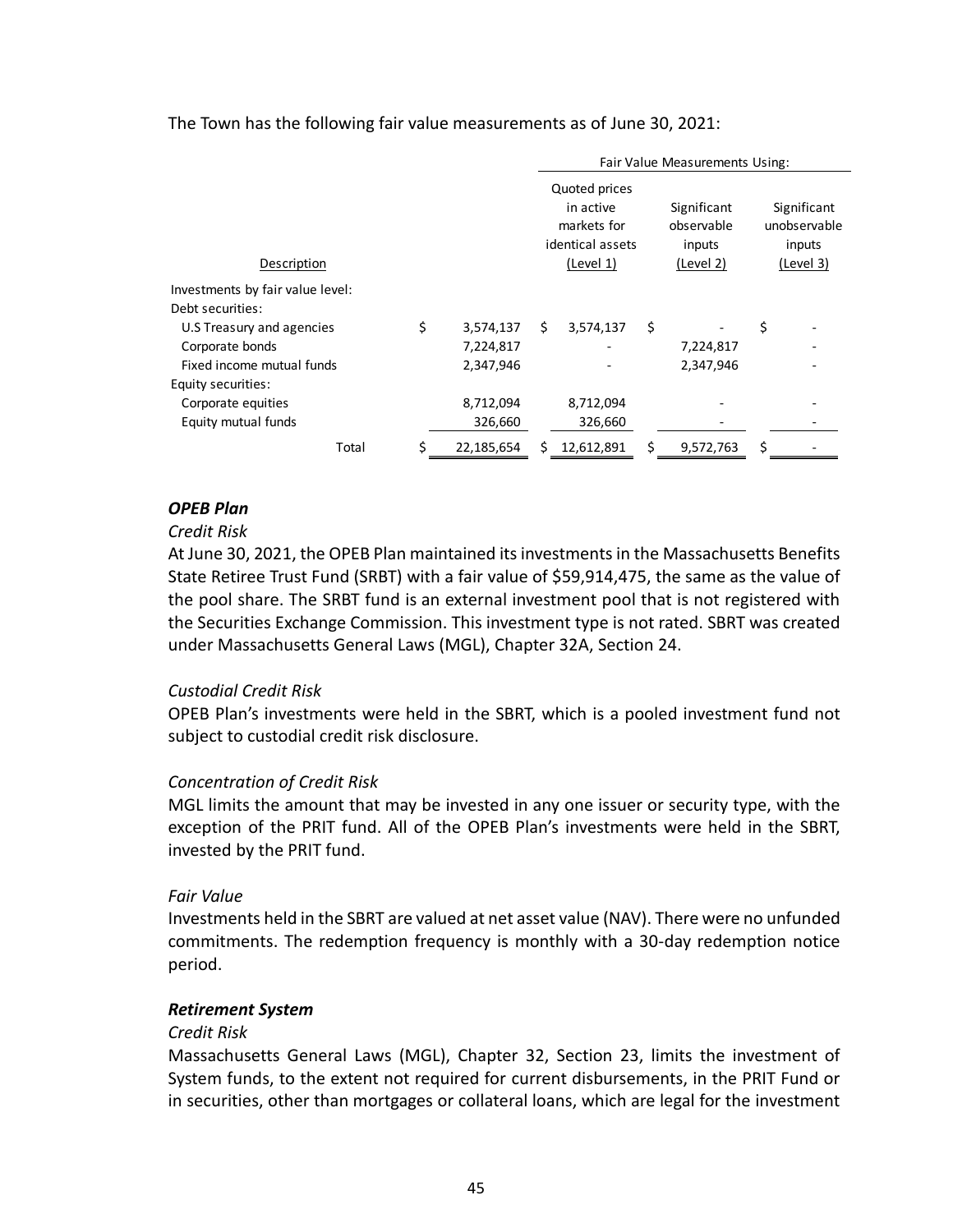The Town has the following fair value measurements as of June 30, 2021:

| | | Fair Value Measurements Using: | | |
|---|---|---|---|---|
| Description | | Quoted prices in active markets for identical assets (Level 1) | Significant observable inputs (Level 2) | Significant unobservable inputs (Level 3) |
| Investments by fair value level: | | | | |
| Debt securities: | | | | |
| U.S Treasury and agencies | $ 3,574,137 | $ 3,574,137 | $ - | $ - |
| Corporate bonds | 7,224,817 | - | 7,224,817 | - |
| Fixed income mutual funds | 2,347,946 | - | 2,347,946 | - |
| Equity securities: | | | | |
| Corporate equities | 8,712,094 | 8,712,094 | - | - |
| Equity mutual funds | 326,660 | 326,660 | - | - |
| Total | $ 22,185,654 | $ 12,612,891 | $ 9,572,763 | $ - |

### *OPEB Plan*

*Credit Risk*

At June 30, 2021, the OPEB Plan maintained its investments in the Massachusetts Benefits State Retiree Trust Fund (SRBT) with a fair value of $59,914,475, the same as the value of the pool share. The SRBT fund is an external investment pool that is not registered with the Securities Exchange Commission. This investment type is not rated. SBRT was created under Massachusetts General Laws (MGL), Chapter 32A, Section 24.

*Custodial Credit Risk*

OPEB Plan's investments were held in the SBRT, which is a pooled investment fund not subject to custodial credit risk disclosure.

*Concentration of Credit Risk*

MGL limits the amount that may be invested in any one issuer or security type, with the exception of the PRIT fund. All of the OPEB Plan's investments were held in the SBRT, invested by the PRIT fund.

*Fair Value*

Investments held in the SBRT are valued at net asset value (NAV). There were no unfunded commitments. The redemption frequency is monthly with a 30-day redemption notice period.

### *Retirement System*

*Credit Risk*

Massachusetts General Laws (MGL), Chapter 32, Section 23, limits the investment of System funds, to the extent not required for current disbursements, in the PRIT Fund or in securities, other than mortgages or collateral loans, which are legal for the investment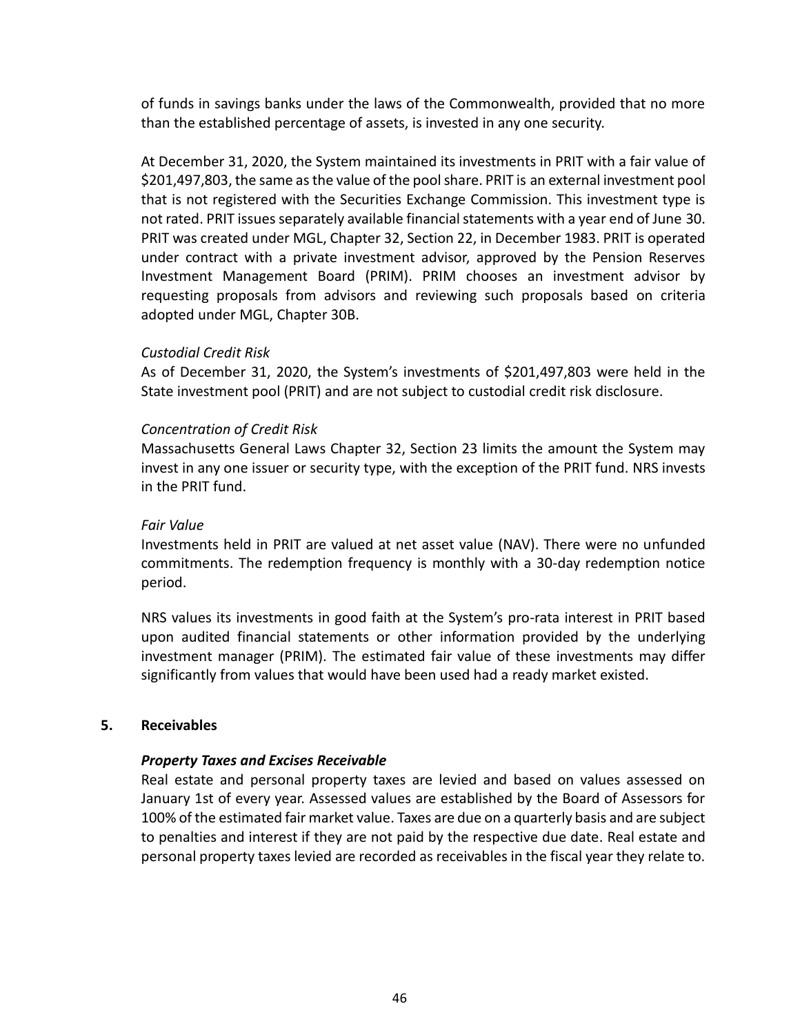of funds in savings banks under the laws of the Commonwealth, provided that no more than the established percentage of assets, is invested in any one security.

At December 31, 2020, the System maintained its investments in PRIT with a fair value of $201,497,803, the same as the value of the pool share. PRIT is an external investment pool that is not registered with the Securities Exchange Commission. This investment type is not rated. PRIT issues separately available financial statements with a year end of June 30. PRIT was created under MGL, Chapter 32, Section 22, in December 1983. PRIT is operated under contract with a private investment advisor, approved by the Pension Reserves Investment Management Board (PRIM). PRIM chooses an investment advisor by requesting proposals from advisors and reviewing such proposals based on criteria adopted under MGL, Chapter 30B.

*Custodial Credit Risk*

As of December 31, 2020, the System's investments of $201,497,803 were held in the State investment pool (PRIT) and are not subject to custodial credit risk disclosure.

*Concentration of Credit Risk*

Massachusetts General Laws Chapter 32, Section 23 limits the amount the System may invest in any one issuer or security type, with the exception of the PRIT fund. NRS invests in the PRIT fund.

*Fair Value*

Investments held in PRIT are valued at net asset value (NAV). There were no unfunded commitments. The redemption frequency is monthly with a 30-day redemption notice period.

NRS values its investments in good faith at the System's pro-rata interest in PRIT based upon audited financial statements or other information provided by the underlying investment manager (PRIM). The estimated fair value of these investments may differ significantly from values that would have been used had a ready market existed.

## 5. Receivables

***Property Taxes and Excises Receivable***

Real estate and personal property taxes are levied and based on values assessed on January 1st of every year. Assessed values are established by the Board of Assessors for 100% of the estimated fair market value. Taxes are due on a quarterly basis and are subject to penalties and interest if they are not paid by the respective due date. Real estate and personal property taxes levied are recorded as receivables in the fiscal year they relate to.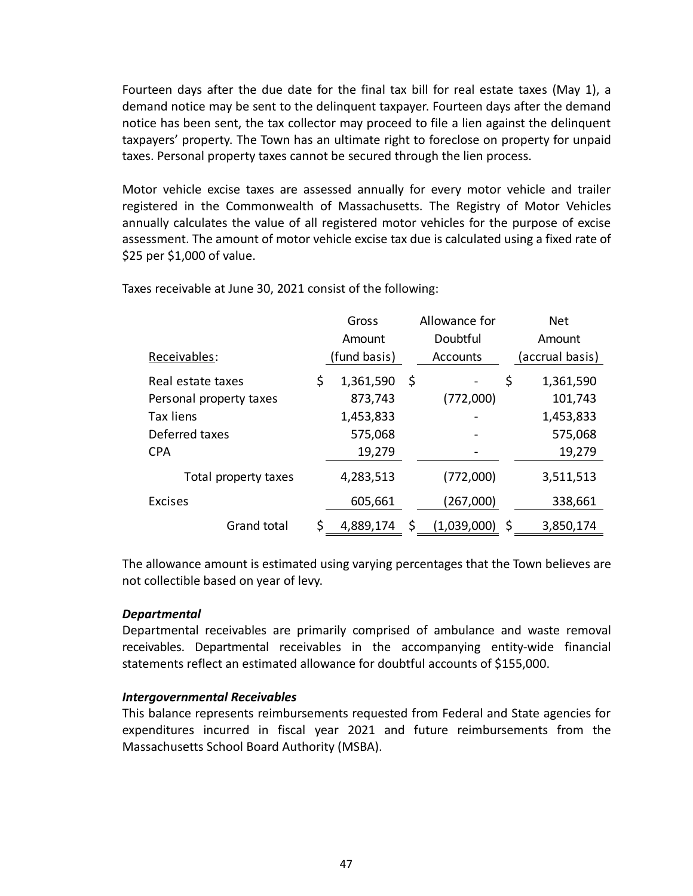Fourteen days after the due date for the final tax bill for real estate taxes (May 1), a demand notice may be sent to the delinquent taxpayer. Fourteen days after the demand notice has been sent, the tax collector may proceed to file a lien against the delinquent taxpayers' property. The Town has an ultimate right to foreclose on property for unpaid taxes. Personal property taxes cannot be secured through the lien process.

Motor vehicle excise taxes are assessed annually for every motor vehicle and trailer registered in the Commonwealth of Massachusetts. The Registry of Motor Vehicles annually calculates the value of all registered motor vehicles for the purpose of excise assessment. The amount of motor vehicle excise tax due is calculated using a fixed rate of $25 per $1,000 of value.

Taxes receivable at June 30, 2021 consist of the following:

| Receivables: | Gross Amount (fund basis) | Allowance for Doubtful Accounts | Net Amount (accrual basis) |
|---|---|---|---|
| Real estate taxes | $ 1,361,590 | $ - | $ 1,361,590 |
| Personal property taxes | 873,743 | (772,000) | 101,743 |
| Tax liens | 1,453,833 | - | 1,453,833 |
| Deferred taxes | 575,068 | - | 575,068 |
| CPA | 19,279 | - | 19,279 |
| Total property taxes | 4,283,513 | (772,000) | 3,511,513 |
| Excises | 605,661 | (267,000) | 338,661 |
| Grand total | $ 4,889,174 | $ (1,039,000) | $ 3,850,174 |

The allowance amount is estimated using varying percentages that the Town believes are not collectible based on year of levy.

***Departmental***

Departmental receivables are primarily comprised of ambulance and waste removal receivables. Departmental receivables in the accompanying entity-wide financial statements reflect an estimated allowance for doubtful accounts of $155,000.

***Intergovernmental Receivables***

This balance represents reimbursements requested from Federal and State agencies for expenditures incurred in fiscal year 2021 and future reimbursements from the Massachusetts School Board Authority (MSBA).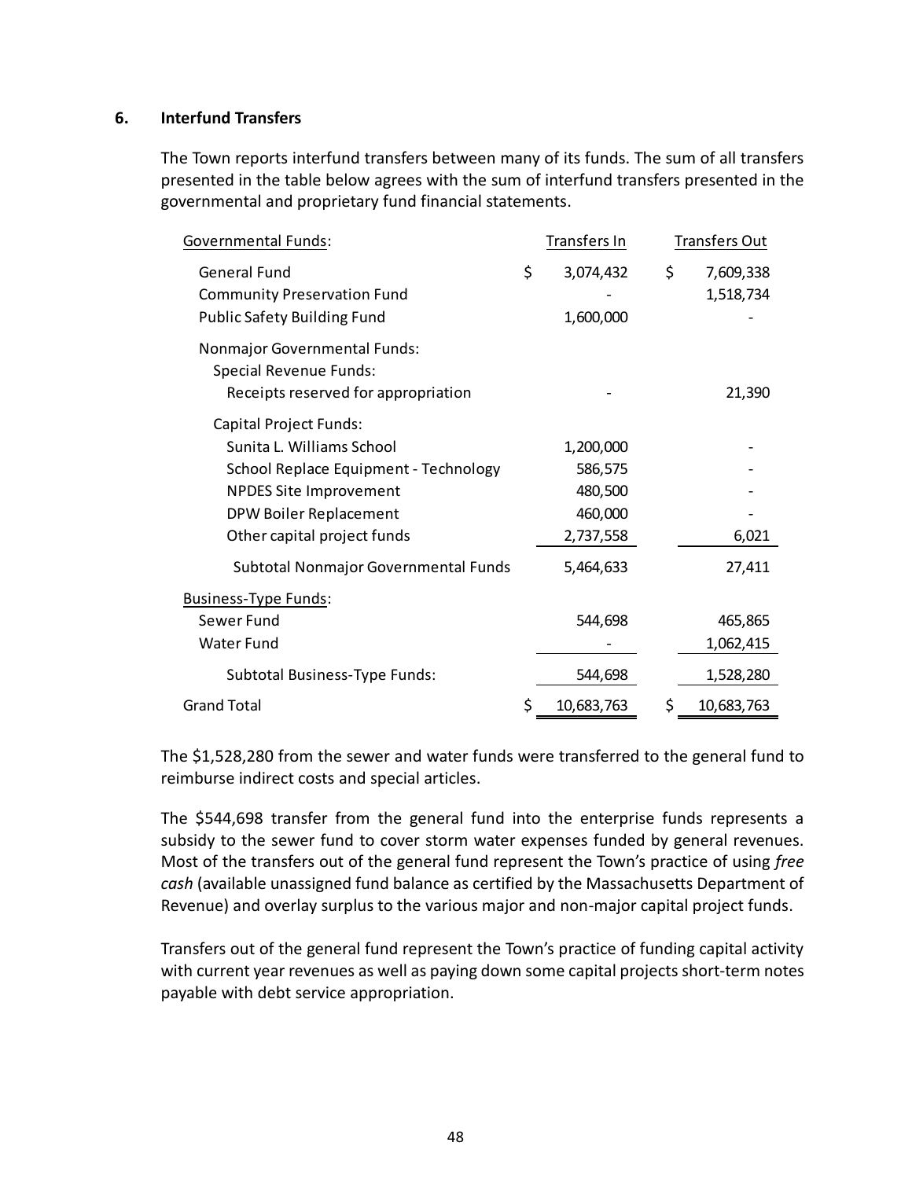## 6. Interfund Transfers

The Town reports interfund transfers between many of its funds. The sum of all transfers presented in the table below agrees with the sum of interfund transfers presented in the governmental and proprietary fund financial statements.

| Governmental Funds: | Transfers In | Transfers Out |
|---|---|---|
| General Fund | $ 3,074,432 | $ 7,609,338 |
| Community Preservation Fund | - | 1,518,734 |
| Public Safety Building Fund | 1,600,000 | - |
| Nonmajor Governmental Funds: | | |
| Special Revenue Funds: | | |
| Receipts reserved for appropriation | - | 21,390 |
| Capital Project Funds: | | |
| Sunita L. Williams School | 1,200,000 | - |
| School Replace Equipment - Technology | 586,575 | - |
| NPDES Site Improvement | 480,500 | - |
| DPW Boiler Replacement | 460,000 | - |
| Other capital project funds | 2,737,558 | 6,021 |
| Subtotal Nonmajor Governmental Funds | 5,464,633 | 27,411 |
| Business-Type Funds: | | |
| Sewer Fund | 544,698 | 465,865 |
| Water Fund | - | 1,062,415 |
| Subtotal Business-Type Funds: | 544,698 | 1,528,280 |
| Grand Total | $ 10,683,763 | $ 10,683,763 |

The $1,528,280 from the sewer and water funds were transferred to the general fund to reimburse indirect costs and special articles.

The $544,698 transfer from the general fund into the enterprise funds represents a subsidy to the sewer fund to cover storm water expenses funded by general revenues. Most of the transfers out of the general fund represent the Town's practice of using *free cash* (available unassigned fund balance as certified by the Massachusetts Department of Revenue) and overlay surplus to the various major and non-major capital project funds.

Transfers out of the general fund represent the Town's practice of funding capital activity with current year revenues as well as paying down some capital projects short-term notes payable with debt service appropriation.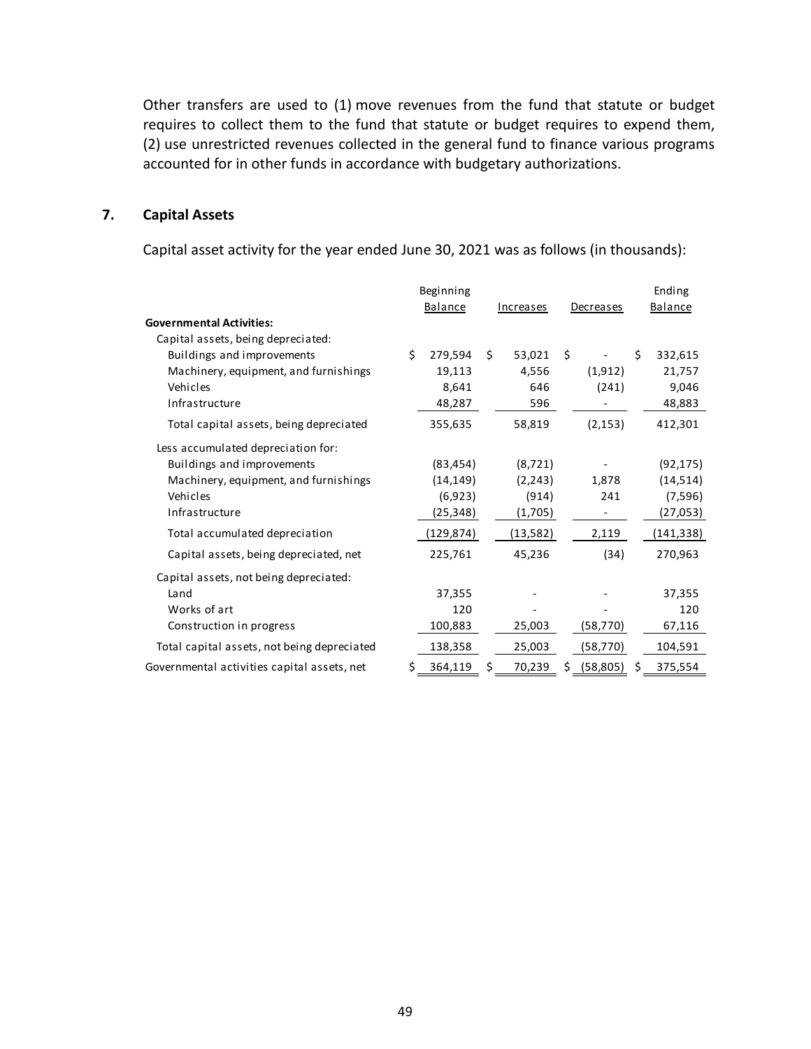Other transfers are used to (1) move revenues from the fund that statute or budget requires to collect them to the fund that statute or budget requires to expend them, (2) use unrestricted revenues collected in the general fund to finance various programs accounted for in other funds in accordance with budgetary authorizations.

## 7. Capital Assets

Capital asset activity for the year ended June 30, 2021 was as follows (in thousands):

| | Beginning Balance | Increases | Decreases | Ending Balance |
|---|---|---|---|---|
| **Governmental Activities:** | | | | |
| Capital assets, being depreciated: | | | | |
| Buildings and improvements | $ 279,594 | $ 53,021 | $ - | $ 332,615 |
| Machinery, equipment, and furnishings | 19,113 | 4,556 | (1,912) | 21,757 |
| Vehicles | 8,641 | 646 | (241) | 9,046 |
| Infrastructure | 48,287 | 596 | - | 48,883 |
| Total capital assets, being depreciated | 355,635 | 58,819 | (2,153) | 412,301 |
| Less accumulated depreciation for: | | | | |
| Buildings and improvements | (83,454) | (8,721) | - | (92,175) |
| Machinery, equipment, and furnishings | (14,149) | (2,243) | 1,878 | (14,514) |
| Vehicles | (6,923) | (914) | 241 | (7,596) |
| Infrastructure | (25,348) | (1,705) | - | (27,053) |
| Total accumulated depreciation | (129,874) | (13,582) | 2,119 | (141,338) |
| Capital assets, being depreciated, net | 225,761 | 45,236 | (34) | 270,963 |
| Capital assets, not being depreciated: | | | | |
| Land | 37,355 | - | - | 37,355 |
| Works of art | 120 | - | - | 120 |
| Construction in progress | 100,883 | 25,003 | (58,770) | 67,116 |
| Total capital assets, not being depreciated | 138,358 | 25,003 | (58,770) | 104,591 |
| Governmental activities capital assets, net | $ 364,119 | $ 70,239 | $ (58,805) | $ 375,554 |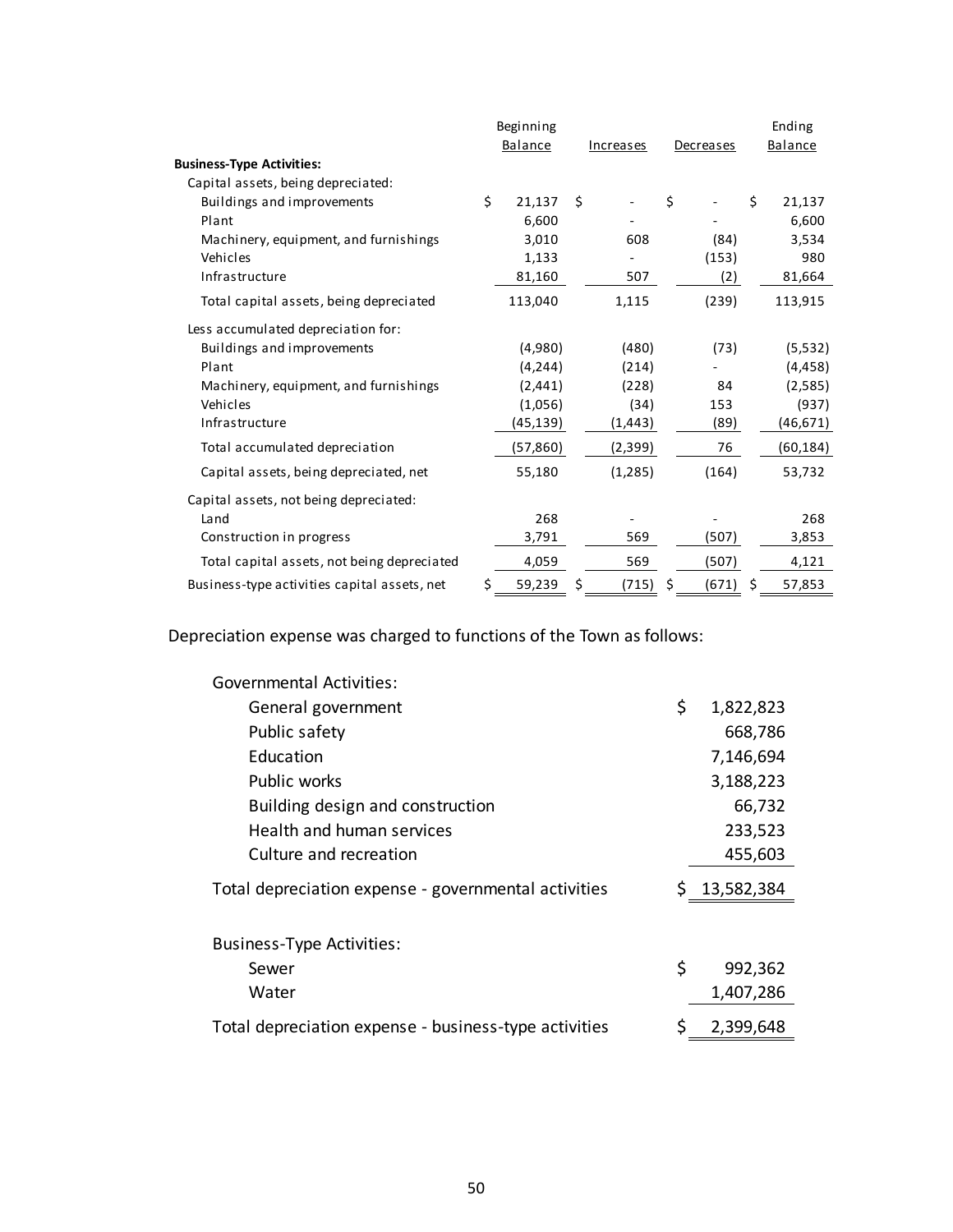| | Beginning Balance | Increases | Decreases | Ending Balance |
|---|---|---|---|---|
| **Business-Type Activities:** | | | | |
| Capital assets, being depreciated: | | | | |
| Buildings and improvements | $ 21,137 | $ - | $ - | $ 21,137 |
| Plant | 6,600 | - | - | 6,600 |
| Machinery, equipment, and furnishings | 3,010 | 608 | (84) | 3,534 |
| Vehicles | 1,133 | - | (153) | 980 |
| Infrastructure | 81,160 | 507 | (2) | 81,664 |
| Total capital assets, being depreciated | 113,040 | 1,115 | (239) | 113,915 |
| Less accumulated depreciation for: | | | | |
| Buildings and improvements | (4,980) | (480) | (73) | (5,532) |
| Plant | (4,244) | (214) | - | (4,458) |
| Machinery, equipment, and furnishings | (2,441) | (228) | 84 | (2,585) |
| Vehicles | (1,056) | (34) | 153 | (937) |
| Infrastructure | (45,139) | (1,443) | (89) | (46,671) |
| Total accumulated depreciation | (57,860) | (2,399) | 76 | (60,184) |
| Capital assets, being depreciated, net | 55,180 | (1,285) | (164) | 53,732 |
| Capital assets, not being depreciated: | | | | |
| Land | 268 | - | - | 268 |
| Construction in progress | 3,791 | 569 | (507) | 3,853 |
| Total capital assets, not being depreciated | 4,059 | 569 | (507) | 4,121 |
| Business-type activities capital assets, net | $ 59,239 | $ (715) | $ (671) | $ 57,853 |

Depreciation expense was charged to functions of the Town as follows:

| | |
|---|---|
| Governmental Activities: | |
| General government | $ 1,822,823 |
| Public safety | 668,786 |
| Education | 7,146,694 |
| Public works | 3,188,223 |
| Building design and construction | 66,732 |
| Health and human services | 233,523 |
| Culture and recreation | 455,603 |
| Total depreciation expense - governmental activities | $ 13,582,384 |
| | |
| Business-Type Activities: | |
| Sewer | $ 992,362 |
| Water | 1,407,286 |
| Total depreciation expense - business-type activities | $ 2,399,648 |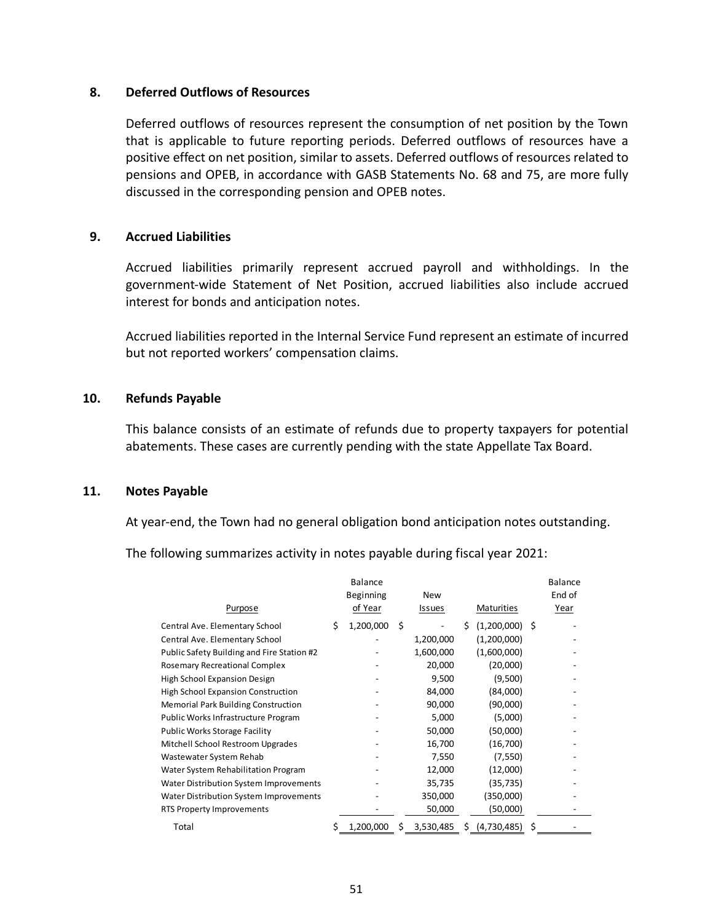## 8. Deferred Outflows of Resources

Deferred outflows of resources represent the consumption of net position by the Town that is applicable to future reporting periods. Deferred outflows of resources have a positive effect on net position, similar to assets. Deferred outflows of resources related to pensions and OPEB, in accordance with GASB Statements No. 68 and 75, are more fully discussed in the corresponding pension and OPEB notes.

## 9. Accrued Liabilities

Accrued liabilities primarily represent accrued payroll and withholdings. In the government-wide Statement of Net Position, accrued liabilities also include accrued interest for bonds and anticipation notes.

Accrued liabilities reported in the Internal Service Fund represent an estimate of incurred but not reported workers' compensation claims.

## 10. Refunds Payable

This balance consists of an estimate of refunds due to property taxpayers for potential abatements. These cases are currently pending with the state Appellate Tax Board.

## 11. Notes Payable

At year-end, the Town had no general obligation bond anticipation notes outstanding.

The following summarizes activity in notes payable during fiscal year 2021:

| Purpose | Balance Beginning of Year | New Issues | Maturities | Balance End of Year |
|---|---|---|---|---|
| Central Ave. Elementary School | $ 1,200,000 | $ - | $ (1,200,000) | $ - |
| Central Ave. Elementary School | - | 1,200,000 | (1,200,000) | - |
| Public Safety Building and Fire Station #2 | - | 1,600,000 | (1,600,000) | - |
| Rosemary Recreational Complex | - | 20,000 | (20,000) | - |
| High School Expansion Design | - | 9,500 | (9,500) | - |
| High School Expansion Construction | - | 84,000 | (84,000) | - |
| Memorial Park Building Construction | - | 90,000 | (90,000) | - |
| Public Works Infrastructure Program | - | 5,000 | (5,000) | - |
| Public Works Storage Facility | - | 50,000 | (50,000) | - |
| Mitchell School Restroom Upgrades | - | 16,700 | (16,700) | - |
| Wastewater System Rehab | - | 7,550 | (7,550) | - |
| Water System Rehabilitation Program | - | 12,000 | (12,000) | - |
| Water Distribution System Improvements | - | 35,735 | (35,735) | - |
| Water Distribution System Improvements | - | 350,000 | (350,000) | - |
| RTS Property Improvements | - | 50,000 | (50,000) | - |
| Total | $ 1,200,000 | $ 3,530,485 | $ (4,730,485) | $ - |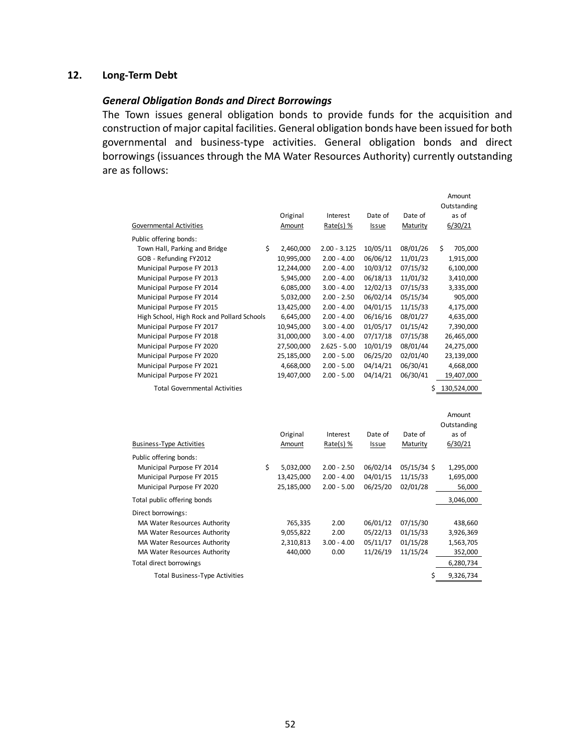## 12. Long-Term Debt

### *General Obligation Bonds and Direct Borrowings*

The Town issues general obligation bonds to provide funds for the acquisition and construction of major capital facilities. General obligation bonds have been issued for both governmental and business-type activities. General obligation bonds and direct borrowings (issuances through the MA Water Resources Authority) currently outstanding are as follows:

| Governmental Activities | Original Amount | Interest Rate(s) % | Date of Issue | Date of Maturity | Amount Outstanding as of 6/30/21 |
|---|---|---|---|---|---|
| Public offering bonds: | | | | | |
| Town Hall, Parking and Bridge | $ 2,460,000 | 2.00 - 3.125 | 10/05/11 | 08/01/26 | $ 705,000 |
| GOB - Refunding FY2012 | 10,995,000 | 2.00 - 4.00 | 06/06/12 | 11/01/23 | 1,915,000 |
| Municipal Purpose FY 2013 | 12,244,000 | 2.00 - 4.00 | 10/03/12 | 07/15/32 | 6,100,000 |
| Municipal Purpose FY 2013 | 5,945,000 | 2.00 - 4.00 | 06/18/13 | 11/01/32 | 3,410,000 |
| Municipal Purpose FY 2014 | 6,085,000 | 3.00 - 4.00 | 12/02/13 | 07/15/33 | 3,335,000 |
| Municipal Purpose FY 2014 | 5,032,000 | 2.00 - 2.50 | 06/02/14 | 05/15/34 | 905,000 |
| Municipal Purpose FY 2015 | 13,425,000 | 2.00 - 4.00 | 04/01/15 | 11/15/33 | 4,175,000 |
| High School, High Rock and Pollard Schools | 6,645,000 | 2.00 - 4.00 | 06/16/16 | 08/01/27 | 4,635,000 |
| Municipal Purpose FY 2017 | 10,945,000 | 3.00 - 4.00 | 01/05/17 | 01/15/42 | 7,390,000 |
| Municipal Purpose FY 2018 | 31,000,000 | 3.00 - 4.00 | 07/17/18 | 07/15/38 | 26,465,000 |
| Municipal Purpose FY 2020 | 27,500,000 | 2.625 - 5.00 | 10/01/19 | 08/01/44 | 24,275,000 |
| Municipal Purpose FY 2020 | 25,185,000 | 2.00 - 5.00 | 06/25/20 | 02/01/40 | 23,139,000 |
| Municipal Purpose FY 2021 | 4,668,000 | 2.00 - 5.00 | 04/14/21 | 06/30/41 | 4,668,000 |
| Municipal Purpose FY 2021 | 19,407,000 | 2.00 - 5.00 | 04/14/21 | 06/30/41 | 19,407,000 |
| Total Governmental Activities | | | | | $ 130,524,000 |

| Business-Type Activities | Original Amount | Interest Rate(s) % | Date of Issue | Date of Maturity | Amount Outstanding as of 6/30/21 |
|---|---|---|---|---|---|
| Public offering bonds: | | | | | |
| Municipal Purpose FY 2014 | $ 5,032,000 | 2.00 - 2.50 | 06/02/14 | 05/15/34 | $ 1,295,000 |
| Municipal Purpose FY 2015 | 13,425,000 | 2.00 - 4.00 | 04/01/15 | 11/15/33 | 1,695,000 |
| Municipal Purpose FY 2020 | 25,185,000 | 2.00 - 5.00 | 06/25/20 | 02/01/28 | 56,000 |
| Total public offering bonds | | | | | 3,046,000 |
| Direct borrowings: | | | | | |
| MA Water Resources Authority | 765,335 | 2.00 | 06/01/12 | 07/15/30 | 438,660 |
| MA Water Resources Authority | 9,055,822 | 2.00 | 05/22/13 | 01/15/33 | 3,926,369 |
| MA Water Resources Authority | 2,310,813 | 3.00 - 4.00 | 05/11/17 | 01/15/28 | 1,563,705 |
| MA Water Resources Authority | 440,000 | 0.00 | 11/26/19 | 11/15/24 | 352,000 |
| Total direct borrowings | | | | | 6,280,734 |
| Total Business-Type Activities | | | | | $ 9,326,734 |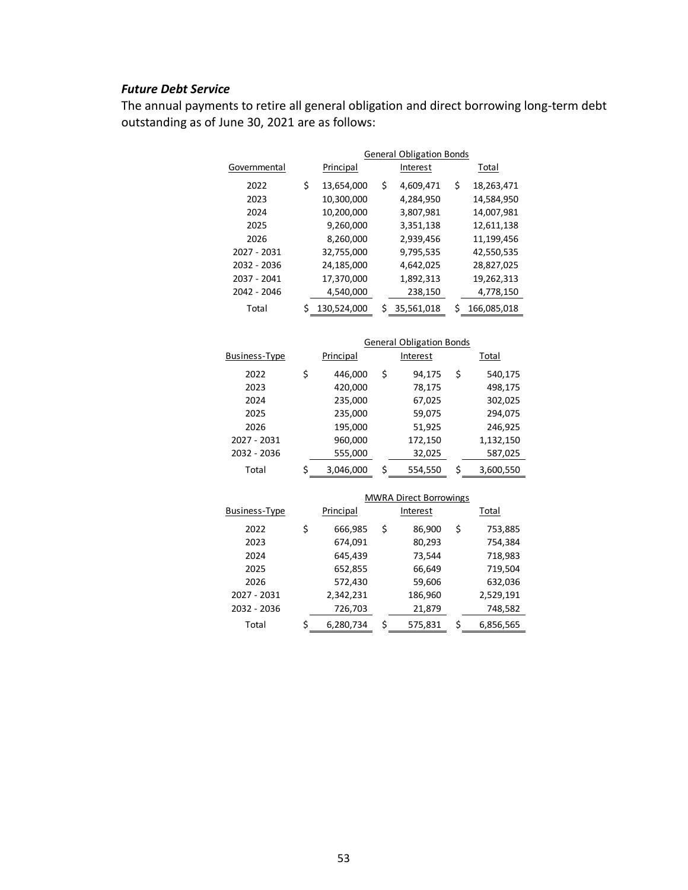### ***Future Debt Service***

The annual payments to retire all general obligation and direct borrowing long-term debt outstanding as of June 30, 2021 are as follows:

| | General Obligation Bonds | | |
|---|---|---|---|
| Governmental | Principal | Interest | Total |
| 2022 | $ 13,654,000 | $ 4,609,471 | $ 18,263,471 |
| 2023 | 10,300,000 | 4,284,950 | 14,584,950 |
| 2024 | 10,200,000 | 3,807,981 | 14,007,981 |
| 2025 | 9,260,000 | 3,351,138 | 12,611,138 |
| 2026 | 8,260,000 | 2,939,456 | 11,199,456 |
| 2027 - 2031 | 32,755,000 | 9,795,535 | 42,550,535 |
| 2032 - 2036 | 24,185,000 | 4,642,025 | 28,827,025 |
| 2037 - 2041 | 17,370,000 | 1,892,313 | 19,262,313 |
| 2042 - 2046 | 4,540,000 | 238,150 | 4,778,150 |
| Total | $ 130,524,000 | $ 35,561,018 | $ 166,085,018 |

| | General Obligation Bonds | | |
|---|---|---|---|
| Business-Type | Principal | Interest | Total |
| 2022 | $ 446,000 | $ 94,175 | $ 540,175 |
| 2023 | 420,000 | 78,175 | 498,175 |
| 2024 | 235,000 | 67,025 | 302,025 |
| 2025 | 235,000 | 59,075 | 294,075 |
| 2026 | 195,000 | 51,925 | 246,925 |
| 2027 - 2031 | 960,000 | 172,150 | 1,132,150 |
| 2032 - 2036 | 555,000 | 32,025 | 587,025 |
| Total | $ 3,046,000 | $ 554,550 | $ 3,600,550 |

| | MWRA Direct Borrowings | | |
|---|---|---|---|
| Business-Type | Principal | Interest | Total |
| 2022 | $ 666,985 | $ 86,900 | $ 753,885 |
| 2023 | 674,091 | 80,293 | 754,384 |
| 2024 | 645,439 | 73,544 | 718,983 |
| 2025 | 652,855 | 66,649 | 719,504 |
| 2026 | 572,430 | 59,606 | 632,036 |
| 2027 - 2031 | 2,342,231 | 186,960 | 2,529,191 |
| 2032 - 2036 | 726,703 | 21,879 | 748,582 |
| Total | $ 6,280,734 | $ 575,831 | $ 6,856,565 |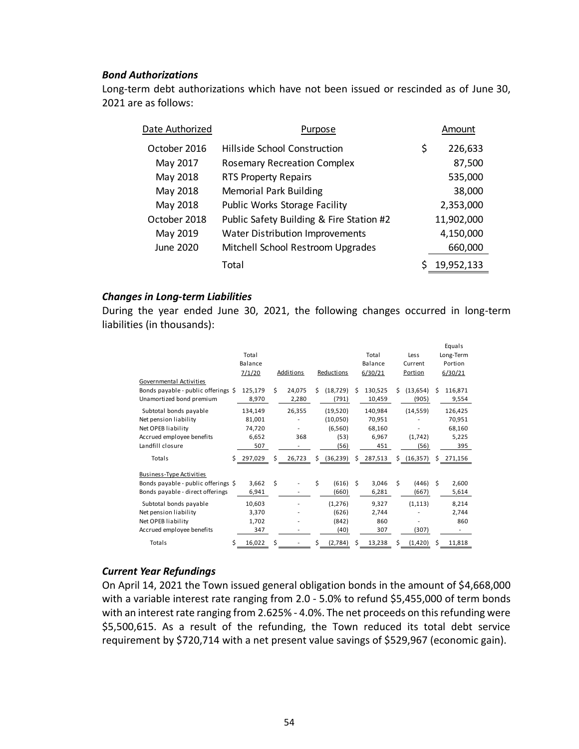### *Bond Authorizations*

Long-term debt authorizations which have not been issued or rescinded as of June 30, 2021 are as follows:

| Date Authorized | Purpose | Amount |
|---|---|---|
| October 2016 | Hillside School Construction | $ 226,633 |
| May 2017 | Rosemary Recreation Complex | 87,500 |
| May 2018 | RTS Property Repairs | 535,000 |
| May 2018 | Memorial Park Building | 38,000 |
| May 2018 | Public Works Storage Facility | 2,353,000 |
| October 2018 | Public Safety Building & Fire Station #2 | 11,902,000 |
| May 2019 | Water Distribution Improvements | 4,150,000 |
| June 2020 | Mitchell School Restroom Upgrades | 660,000 |
| | Total | $ 19,952,133 |

### *Changes in Long-term Liabilities*

During the year ended June 30, 2021, the following changes occurred in long-term liabilities (in thousands):

| | Total Balance 7/1/20 | Additions | Reductions | Total Balance 6/30/21 | Less Current Portion | Equals Long-Term Portion 6/30/21 |
|---|---|---|---|---|---|---|
| Governmental Activities | | | | | | |
| Bonds payable - public offerings | $ 125,179 | $ 24,075 | $ (18,729) | $ 130,525 | $ (13,654) | $ 116,871 |
| Unamortized bond premium | 8,970 | 2,280 | (791) | 10,459 | (905) | 9,554 |
| Subtotal bonds payable | 134,149 | 26,355 | (19,520) | 140,984 | (14,559) | 126,425 |
| Net pension liability | 81,001 | - | (10,050) | 70,951 | - | 70,951 |
| Net OPEB liability | 74,720 | - | (6,560) | 68,160 | - | 68,160 |
| Accrued employee benefits | 6,652 | 368 | (53) | 6,967 | (1,742) | 5,225 |
| Landfill closure | 507 | - | (56) | 451 | (56) | 395 |
| Totals | $ 297,029 | $ 26,723 | $ (36,239) | $ 287,513 | $ (16,357) | $ 271,156 |
| Business-Type Activities | | | | | | |
| Bonds payable - public offerings | $ 3,662 | $ - | $ (616) | $ 3,046 | $ (446) | $ 2,600 |
| Bonds payable - direct offerings | 6,941 | - | (660) | 6,281 | (667) | 5,614 |
| Subtotal bonds payable | 10,603 | - | (1,276) | 9,327 | (1,113) | 8,214 |
| Net pension liability | 3,370 | - | (626) | 2,744 | - | 2,744 |
| Net OPEB liability | 1,702 | - | (842) | 860 | - | 860 |
| Accrued employee benefits | 347 | - | (40) | 307 | (307) | - |
| Totals | $ 16,022 | $ - | $ (2,784) | $ 13,238 | $ (1,420) | $ 11,818 |

### *Current Year Refundings*

On April 14, 2021 the Town issued general obligation bonds in the amount of $4,668,000 with a variable interest rate ranging from 2.0 - 5.0% to refund $5,455,000 of term bonds with an interest rate ranging from 2.625% - 4.0%. The net proceeds on this refunding were $5,500,615. As a result of the refunding, the Town reduced its total debt service requirement by $720,714 with a net present value savings of $529,967 (economic gain).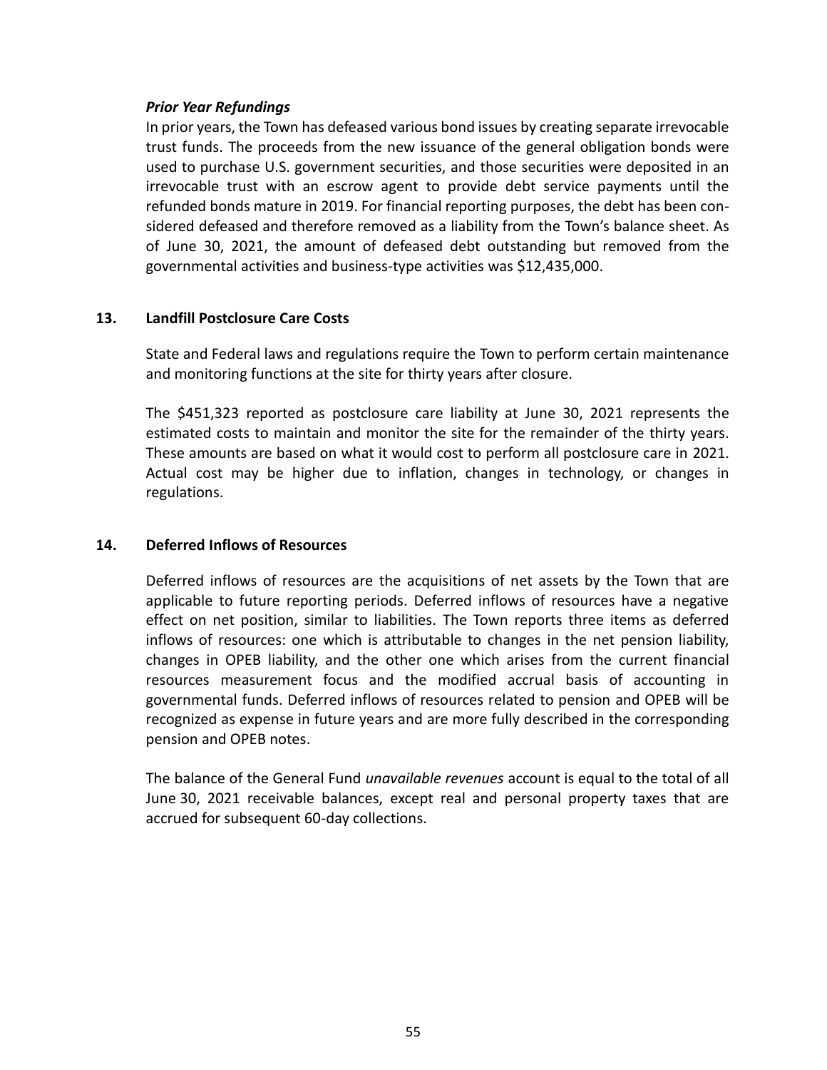*Prior Year Refundings*

In prior years, the Town has defeased various bond issues by creating separate irrevocable trust funds. The proceeds from the new issuance of the general obligation bonds were used to purchase U.S. government securities, and those securities were deposited in an irrevocable trust with an escrow agent to provide debt service payments until the refunded bonds mature in 2019. For financial reporting purposes, the debt has been considered defeased and therefore removed as a liability from the Town's balance sheet. As of June 30, 2021, the amount of defeased debt outstanding but removed from the governmental activities and business-type activities was $12,435,000.

## 13. Landfill Postclosure Care Costs

State and Federal laws and regulations require the Town to perform certain maintenance and monitoring functions at the site for thirty years after closure.

The $451,323 reported as postclosure care liability at June 30, 2021 represents the estimated costs to maintain and monitor the site for the remainder of the thirty years. These amounts are based on what it would cost to perform all postclosure care in 2021. Actual cost may be higher due to inflation, changes in technology, or changes in regulations.

## 14. Deferred Inflows of Resources

Deferred inflows of resources are the acquisitions of net assets by the Town that are applicable to future reporting periods. Deferred inflows of resources have a negative effect on net position, similar to liabilities. The Town reports three items as deferred inflows of resources: one which is attributable to changes in the net pension liability, changes in OPEB liability, and the other one which arises from the current financial resources measurement focus and the modified accrual basis of accounting in governmental funds. Deferred inflows of resources related to pension and OPEB will be recognized as expense in future years and are more fully described in the corresponding pension and OPEB notes.

The balance of the General Fund *unavailable revenues* account is equal to the total of all June 30, 2021 receivable balances, except real and personal property taxes that are accrued for subsequent 60-day collections.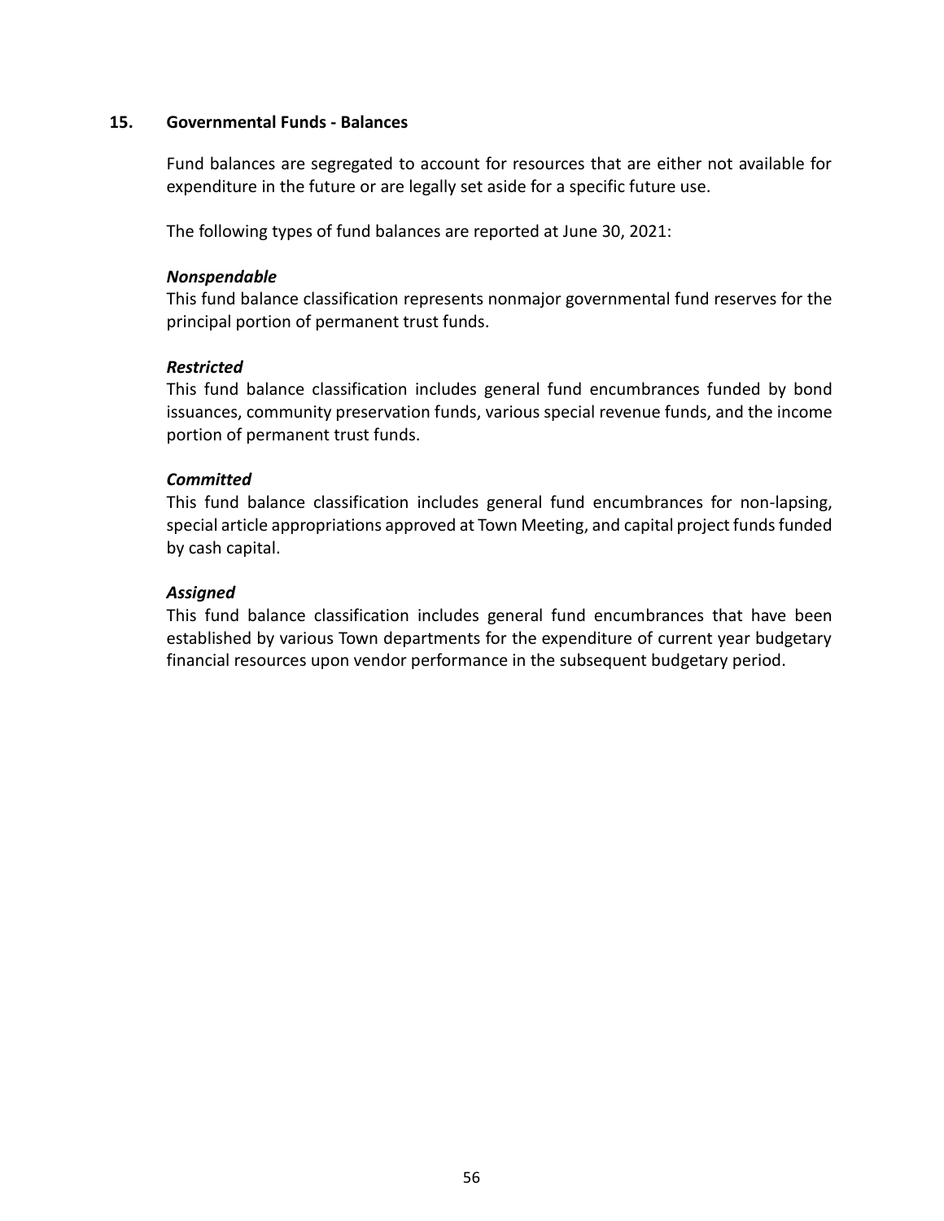## 15. Governmental Funds - Balances

Fund balances are segregated to account for resources that are either not available for expenditure in the future or are legally set aside for a specific future use.

The following types of fund balances are reported at June 30, 2021:

***Nonspendable***
This fund balance classification represents nonmajor governmental fund reserves for the principal portion of permanent trust funds.

***Restricted***
This fund balance classification includes general fund encumbrances funded by bond issuances, community preservation funds, various special revenue funds, and the income portion of permanent trust funds.

***Committed***
This fund balance classification includes general fund encumbrances for non-lapsing, special article appropriations approved at Town Meeting, and capital project funds funded by cash capital.

***Assigned***
This fund balance classification includes general fund encumbrances that have been established by various Town departments for the expenditure of current year budgetary financial resources upon vendor performance in the subsequent budgetary period.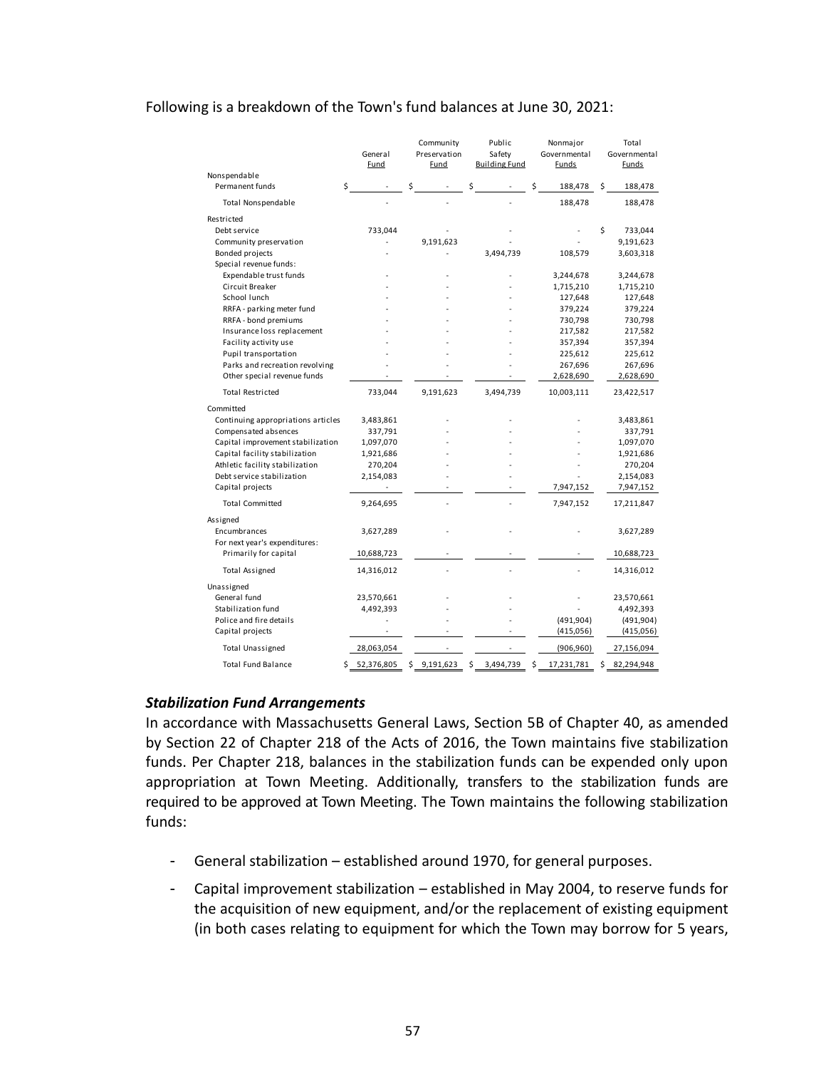Following is a breakdown of the Town's fund balances at June 30, 2021:

| | General Fund | Community Preservation Fund | Public Safety Building Fund | Nonmajor Governmental Funds | Total Governmental Funds |
|---|---|---|---|---|---|
| Nonspendable | | | | | |
| Permanent funds | $ - | $ - | $ - | $ 188,478 | $ 188,478 |
| Total Nonspendable | - | - | - | 188,478 | 188,478 |
| Restricted | | | | | |
| Debt service | 733,044 | - | - | - | $ 733,044 |
| Community preservation | - | 9,191,623 | - | - | 9,191,623 |
| Bonded projects | - | - | 3,494,739 | 108,579 | 3,603,318 |
| Special revenue funds: | | | | | |
| Expendable trust funds | - | - | - | 3,244,678 | 3,244,678 |
| Circuit Breaker | - | - | - | 1,715,210 | 1,715,210 |
| School lunch | - | - | - | 127,648 | 127,648 |
| RRFA - parking meter fund | - | - | - | 379,224 | 379,224 |
| RRFA - bond premiums | - | - | - | 730,798 | 730,798 |
| Insurance loss replacement | - | - | - | 217,582 | 217,582 |
| Facility activity use | - | - | - | 357,394 | 357,394 |
| Pupil transportation | - | - | - | 225,612 | 225,612 |
| Parks and recreation revolving | - | - | - | 267,696 | 267,696 |
| Other special revenue funds | - | - | - | 2,628,690 | 2,628,690 |
| Total Restricted | 733,044 | 9,191,623 | 3,494,739 | 10,003,111 | 23,422,517 |
| Committed | | | | | |
| Continuing appropriations articles | 3,483,861 | - | - | - | 3,483,861 |
| Compensated absences | 337,791 | - | - | - | 337,791 |
| Capital improvement stabilization | 1,097,070 | - | - | - | 1,097,070 |
| Capital facility stabilization | 1,921,686 | - | - | - | 1,921,686 |
| Athletic facility stabilization | 270,204 | - | - | - | 270,204 |
| Debt service stabilization | 2,154,083 | - | - | - | 2,154,083 |
| Capital projects | - | - | - | 7,947,152 | 7,947,152 |
| Total Committed | 9,264,695 | - | - | 7,947,152 | 17,211,847 |
| Assigned | | | | | |
| Encumbrances | 3,627,289 | - | - | - | 3,627,289 |
| For next year's expenditures: | | | | | |
| Primarily for capital | 10,688,723 | - | - | - | 10,688,723 |
| Total Assigned | 14,316,012 | - | - | - | 14,316,012 |
| Unassigned | | | | | |
| General fund | 23,570,661 | - | - | - | 23,570,661 |
| Stabilization fund | 4,492,393 | - | - | - | 4,492,393 |
| Police and fire details | - | - | - | (491,904) | (491,904) |
| Capital projects | - | - | - | (415,056) | (415,056) |
| Total Unassigned | 28,063,054 | - | - | (906,960) | 27,156,094 |
| Total Fund Balance | $ 52,376,805 | $ 9,191,623 | $ 3,494,739 | $ 17,231,781 | $ 82,294,948 |

### *Stabilization Fund Arrangements*

In accordance with Massachusetts General Laws, Section 5B of Chapter 40, as amended by Section 22 of Chapter 218 of the Acts of 2016, the Town maintains five stabilization funds. Per Chapter 218, balances in the stabilization funds can be expended only upon appropriation at Town Meeting. Additionally, transfers to the stabilization funds are required to be approved at Town Meeting. The Town maintains the following stabilization funds:

- General stabilization – established around 1970, for general purposes.
- Capital improvement stabilization – established in May 2004, to reserve funds for the acquisition of new equipment, and/or the replacement of existing equipment (in both cases relating to equipment for which the Town may borrow for 5 years,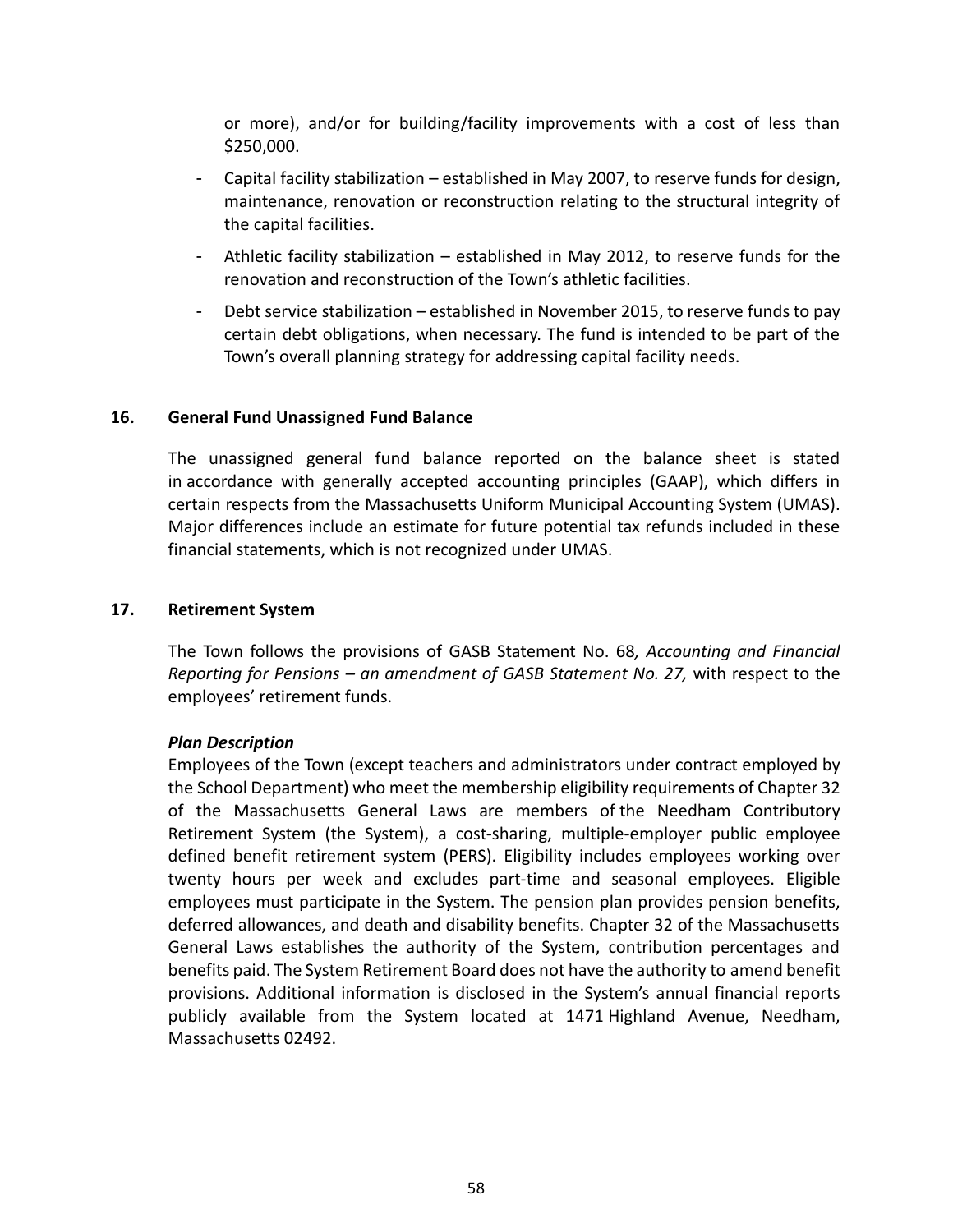or more), and/or for building/facility improvements with a cost of less than $250,000.

- Capital facility stabilization – established in May 2007, to reserve funds for design, maintenance, renovation or reconstruction relating to the structural integrity of the capital facilities.
- Athletic facility stabilization – established in May 2012, to reserve funds for the renovation and reconstruction of the Town's athletic facilities.
- Debt service stabilization – established in November 2015, to reserve funds to pay certain debt obligations, when necessary. The fund is intended to be part of the Town's overall planning strategy for addressing capital facility needs.

## 16. General Fund Unassigned Fund Balance

The unassigned general fund balance reported on the balance sheet is stated in accordance with generally accepted accounting principles (GAAP), which differs in certain respects from the Massachusetts Uniform Municipal Accounting System (UMAS). Major differences include an estimate for future potential tax refunds included in these financial statements, which is not recognized under UMAS.

## 17. Retirement System

The Town follows the provisions of GASB Statement No. 68*, Accounting and Financial Reporting for Pensions – an amendment of GASB Statement No. 27,* with respect to the employees' retirement funds.

***Plan Description***

Employees of the Town (except teachers and administrators under contract employed by the School Department) who meet the membership eligibility requirements of Chapter 32 of the Massachusetts General Laws are members of the Needham Contributory Retirement System (the System), a cost-sharing, multiple-employer public employee defined benefit retirement system (PERS). Eligibility includes employees working over twenty hours per week and excludes part-time and seasonal employees. Eligible employees must participate in the System. The pension plan provides pension benefits, deferred allowances, and death and disability benefits. Chapter 32 of the Massachusetts General Laws establishes the authority of the System, contribution percentages and benefits paid. The System Retirement Board does not have the authority to amend benefit provisions. Additional information is disclosed in the System's annual financial reports publicly available from the System located at 1471 Highland Avenue, Needham, Massachusetts 02492.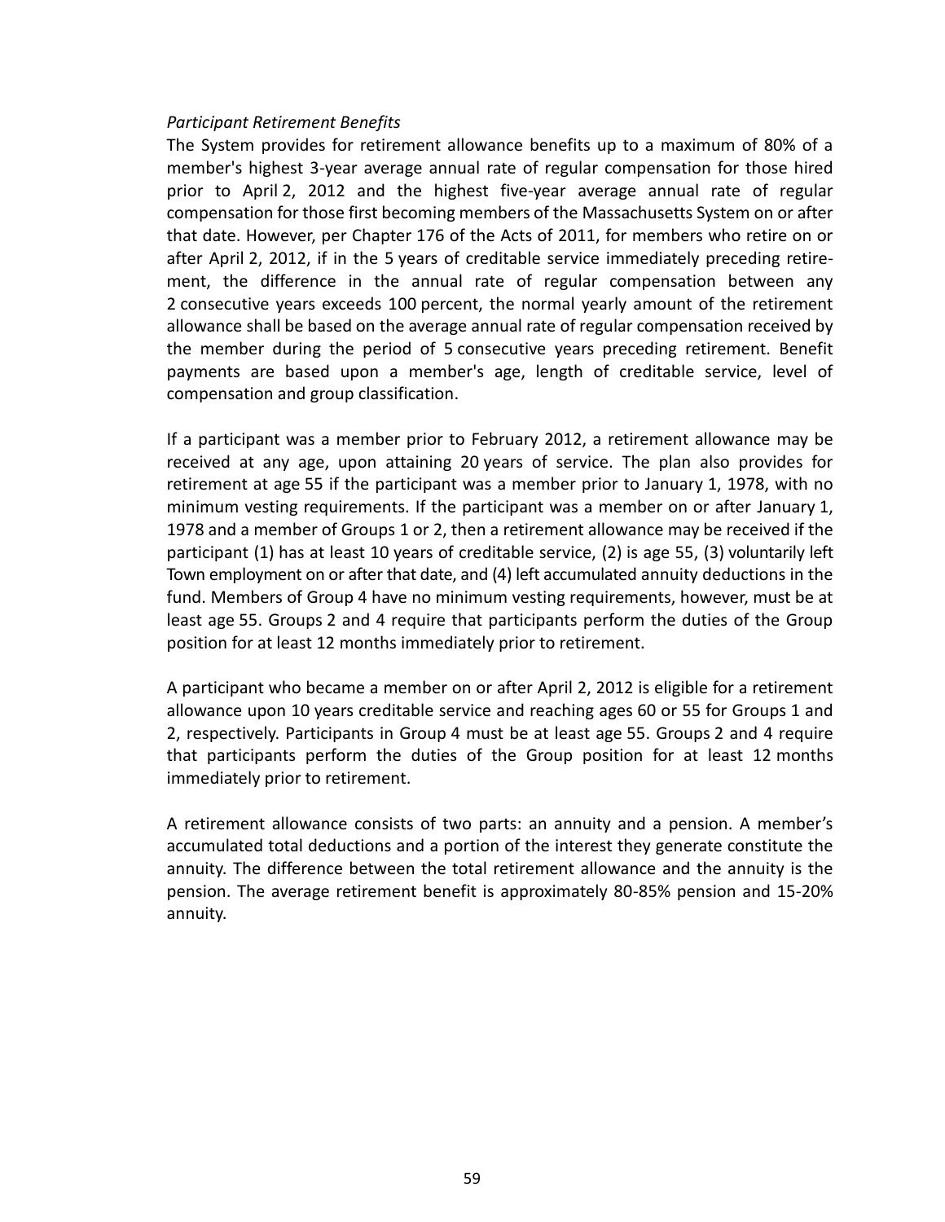*Participant Retirement Benefits*

The System provides for retirement allowance benefits up to a maximum of 80% of a member's highest 3-year average annual rate of regular compensation for those hired prior to April 2, 2012 and the highest five-year average annual rate of regular compensation for those first becoming members of the Massachusetts System on or after that date. However, per Chapter 176 of the Acts of 2011, for members who retire on or after April 2, 2012, if in the 5 years of creditable service immediately preceding retirement, the difference in the annual rate of regular compensation between any 2 consecutive years exceeds 100 percent, the normal yearly amount of the retirement allowance shall be based on the average annual rate of regular compensation received by the member during the period of 5 consecutive years preceding retirement. Benefit payments are based upon a member's age, length of creditable service, level of compensation and group classification.

If a participant was a member prior to February 2012, a retirement allowance may be received at any age, upon attaining 20 years of service. The plan also provides for retirement at age 55 if the participant was a member prior to January 1, 1978, with no minimum vesting requirements. If the participant was a member on or after January 1, 1978 and a member of Groups 1 or 2, then a retirement allowance may be received if the participant (1) has at least 10 years of creditable service, (2) is age 55, (3) voluntarily left Town employment on or after that date, and (4) left accumulated annuity deductions in the fund. Members of Group 4 have no minimum vesting requirements, however, must be at least age 55. Groups 2 and 4 require that participants perform the duties of the Group position for at least 12 months immediately prior to retirement.

A participant who became a member on or after April 2, 2012 is eligible for a retirement allowance upon 10 years creditable service and reaching ages 60 or 55 for Groups 1 and 2, respectively. Participants in Group 4 must be at least age 55. Groups 2 and 4 require that participants perform the duties of the Group position for at least 12 months immediately prior to retirement.

A retirement allowance consists of two parts: an annuity and a pension. A member's accumulated total deductions and a portion of the interest they generate constitute the annuity. The difference between the total retirement allowance and the annuity is the pension. The average retirement benefit is approximately 80-85% pension and 15-20% annuity.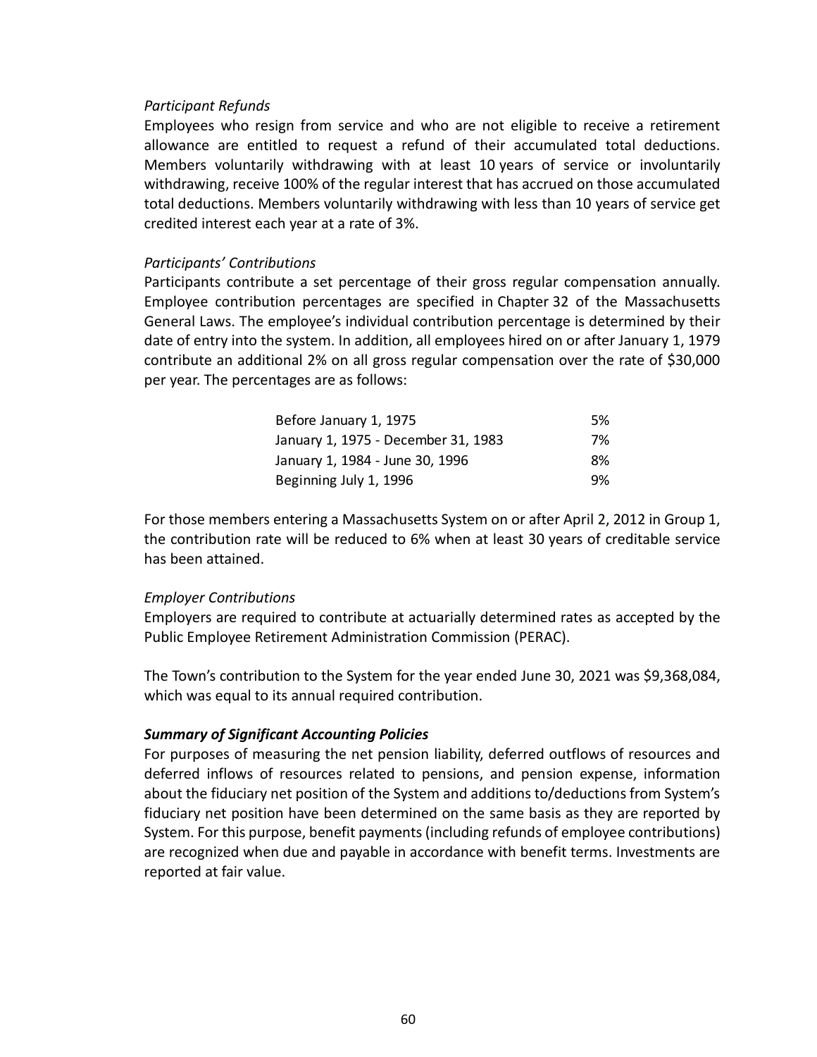*Participant Refunds*

Employees who resign from service and who are not eligible to receive a retirement allowance are entitled to request a refund of their accumulated total deductions. Members voluntarily withdrawing with at least 10 years of service or involuntarily withdrawing, receive 100% of the regular interest that has accrued on those accumulated total deductions. Members voluntarily withdrawing with less than 10 years of service get credited interest each year at a rate of 3%.

*Participants' Contributions*

Participants contribute a set percentage of their gross regular compensation annually. Employee contribution percentages are specified in Chapter 32 of the Massachusetts General Laws. The employee's individual contribution percentage is determined by their date of entry into the system. In addition, all employees hired on or after January 1, 1979 contribute an additional 2% on all gross regular compensation over the rate of $30,000 per year. The percentages are as follows:

| | |
|---|---|
| Before January 1, 1975 | 5% |
| January 1, 1975 - December 31, 1983 | 7% |
| January 1, 1984 - June 30, 1996 | 8% |
| Beginning July 1, 1996 | 9% |

For those members entering a Massachusetts System on or after April 2, 2012 in Group 1, the contribution rate will be reduced to 6% when at least 30 years of creditable service has been attained.

*Employer Contributions*

Employers are required to contribute at actuarially determined rates as accepted by the Public Employee Retirement Administration Commission (PERAC).

The Town's contribution to the System for the year ended June 30, 2021 was $9,368,084, which was equal to its annual required contribution.

***Summary of Significant Accounting Policies***

For purposes of measuring the net pension liability, deferred outflows of resources and deferred inflows of resources related to pensions, and pension expense, information about the fiduciary net position of the System and additions to/deductions from System's fiduciary net position have been determined on the same basis as they are reported by System. For this purpose, benefit payments (including refunds of employee contributions) are recognized when due and payable in accordance with benefit terms. Investments are reported at fair value.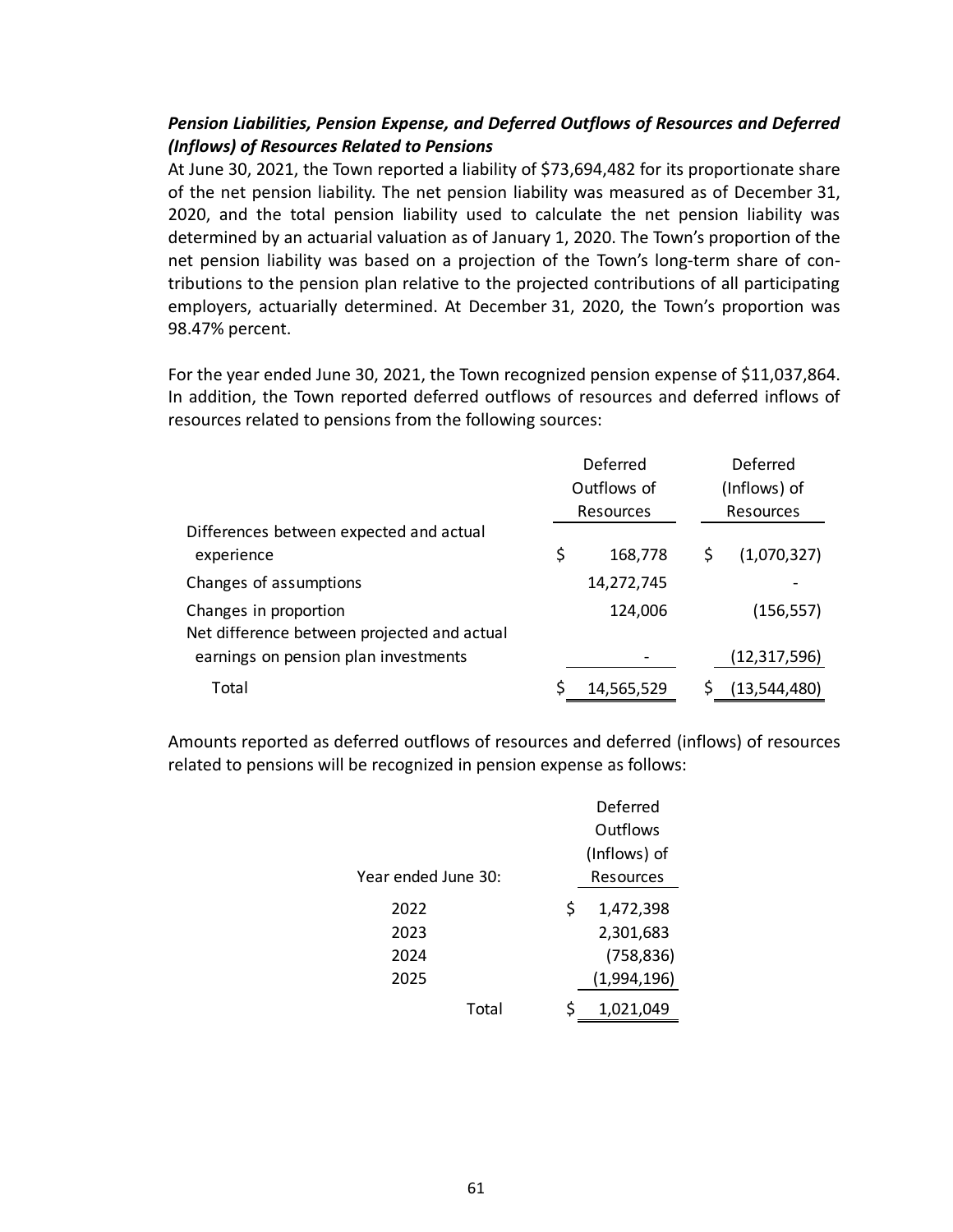***Pension Liabilities, Pension Expense, and Deferred Outflows of Resources and Deferred (Inflows) of Resources Related to Pensions***

At June 30, 2021, the Town reported a liability of $73,694,482 for its proportionate share of the net pension liability. The net pension liability was measured as of December 31, 2020, and the total pension liability used to calculate the net pension liability was determined by an actuarial valuation as of January 1, 2020. The Town's proportion of the net pension liability was based on a projection of the Town's long-term share of contributions to the pension plan relative to the projected contributions of all participating employers, actuarially determined. At December 31, 2020, the Town's proportion was 98.47% percent.

For the year ended June 30, 2021, the Town recognized pension expense of $11,037,864. In addition, the Town reported deferred outflows of resources and deferred inflows of resources related to pensions from the following sources:

| | Deferred Outflows of Resources | Deferred (Inflows) of Resources |
|---|---|---|
| Differences between expected and actual experience | $ 168,778 | $ (1,070,327) |
| Changes of assumptions | 14,272,745 | - |
| Changes in proportion | 124,006 | (156,557) |
| Net difference between projected and actual earnings on pension plan investments | - | (12,317,596) |
| Total | $ 14,565,529 | $ (13,544,480) |

Amounts reported as deferred outflows of resources and deferred (inflows) of resources related to pensions will be recognized in pension expense as follows:

| Year ended June 30: | Deferred Outflows (Inflows) of Resources |
|---|---|
| 2022 | $ 1,472,398 |
| 2023 | 2,301,683 |
| 2024 | (758,836) |
| 2025 | (1,994,196) |
| Total | $ 1,021,049 |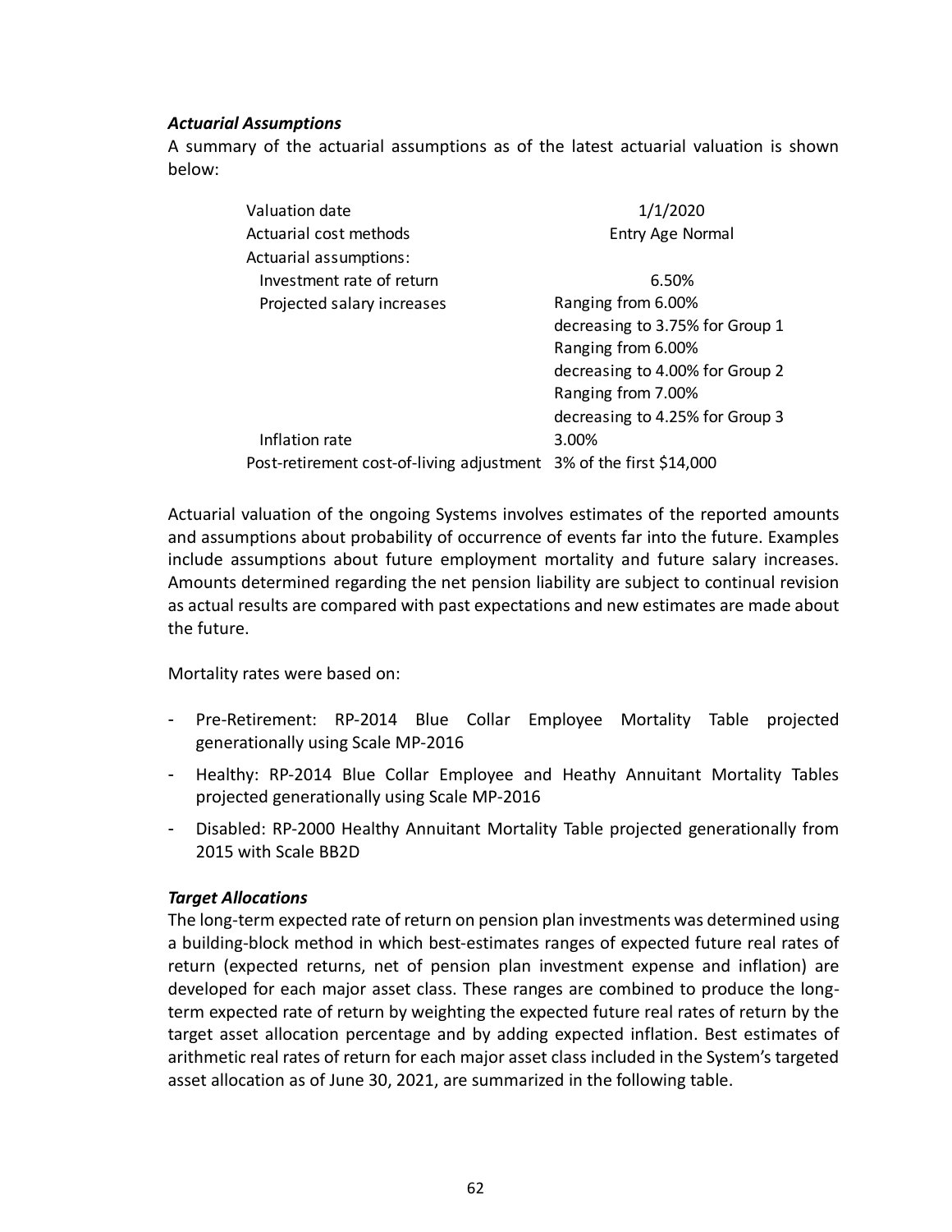***Actuarial Assumptions***

A summary of the actuarial assumptions as of the latest actuarial valuation is shown below:

| | |
|---|---|
| Valuation date | 1/1/2020 |
| Actuarial cost methods | Entry Age Normal |
| Actuarial assumptions: | |
| Investment rate of return | 6.50% |
| Projected salary increases | Ranging from 6.00% decreasing to 3.75% for Group 1 |
| | Ranging from 6.00% decreasing to 4.00% for Group 2 |
| | Ranging from 7.00% decreasing to 4.25% for Group 3 |
| Inflation rate | 3.00% |
| Post-retirement cost-of-living adjustment | 3% of the first $14,000 |

Actuarial valuation of the ongoing Systems involves estimates of the reported amounts and assumptions about probability of occurrence of events far into the future. Examples include assumptions about future employment mortality and future salary increases. Amounts determined regarding the net pension liability are subject to continual revision as actual results are compared with past expectations and new estimates are made about the future.

Mortality rates were based on:

- Pre-Retirement: RP-2014 Blue Collar Employee Mortality Table projected generationally using Scale MP-2016
- Healthy: RP-2014 Blue Collar Employee and Heathy Annuitant Mortality Tables projected generationally using Scale MP-2016
- Disabled: RP-2000 Healthy Annuitant Mortality Table projected generationally from 2015 with Scale BB2D

***Target Allocations***

The long-term expected rate of return on pension plan investments was determined using a building-block method in which best-estimates ranges of expected future real rates of return (expected returns, net of pension plan investment expense and inflation) are developed for each major asset class. These ranges are combined to produce the long-term expected rate of return by weighting the expected future real rates of return by the target asset allocation percentage and by adding expected inflation. Best estimates of arithmetic real rates of return for each major asset class included in the System's targeted asset allocation as of June 30, 2021, are summarized in the following table.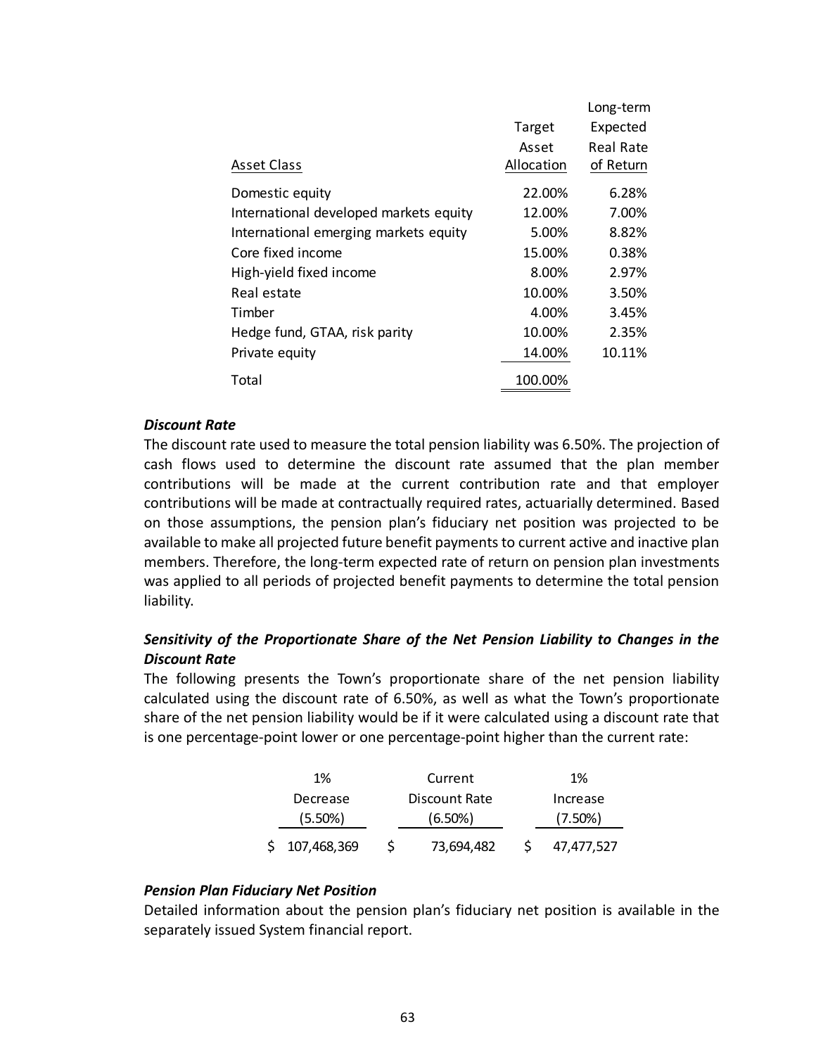| Asset Class | Target Asset Allocation | Long-term Expected Real Rate of Return |
|---|---|---|
| Domestic equity | 22.00% | 6.28% |
| International developed markets equity | 12.00% | 7.00% |
| International emerging markets equity | 5.00% | 8.82% |
| Core fixed income | 15.00% | 0.38% |
| High-yield fixed income | 8.00% | 2.97% |
| Real estate | 10.00% | 3.50% |
| Timber | 4.00% | 3.45% |
| Hedge fund, GTAA, risk parity | 10.00% | 2.35% |
| Private equity | 14.00% | 10.11% |
| Total | 100.00% | |

***Discount Rate***

The discount rate used to measure the total pension liability was 6.50%. The projection of cash flows used to determine the discount rate assumed that the plan member contributions will be made at the current contribution rate and that employer contributions will be made at contractually required rates, actuarially determined. Based on those assumptions, the pension plan's fiduciary net position was projected to be available to make all projected future benefit payments to current active and inactive plan members. Therefore, the long-term expected rate of return on pension plan investments was applied to all periods of projected benefit payments to determine the total pension liability.

***Sensitivity of the Proportionate Share of the Net Pension Liability to Changes in the Discount Rate***

The following presents the Town's proportionate share of the net pension liability calculated using the discount rate of 6.50%, as well as what the Town's proportionate share of the net pension liability would be if it were calculated using a discount rate that is one percentage-point lower or one percentage-point higher than the current rate:

| 1% Decrease (5.50%) | Current Discount Rate (6.50%) | 1% Increase (7.50%) |
|---|---|---|
| $ 107,468,369 | $ 73,694,482 | $ 47,477,527 |

***Pension Plan Fiduciary Net Position***

Detailed information about the pension plan's fiduciary net position is available in the separately issued System financial report.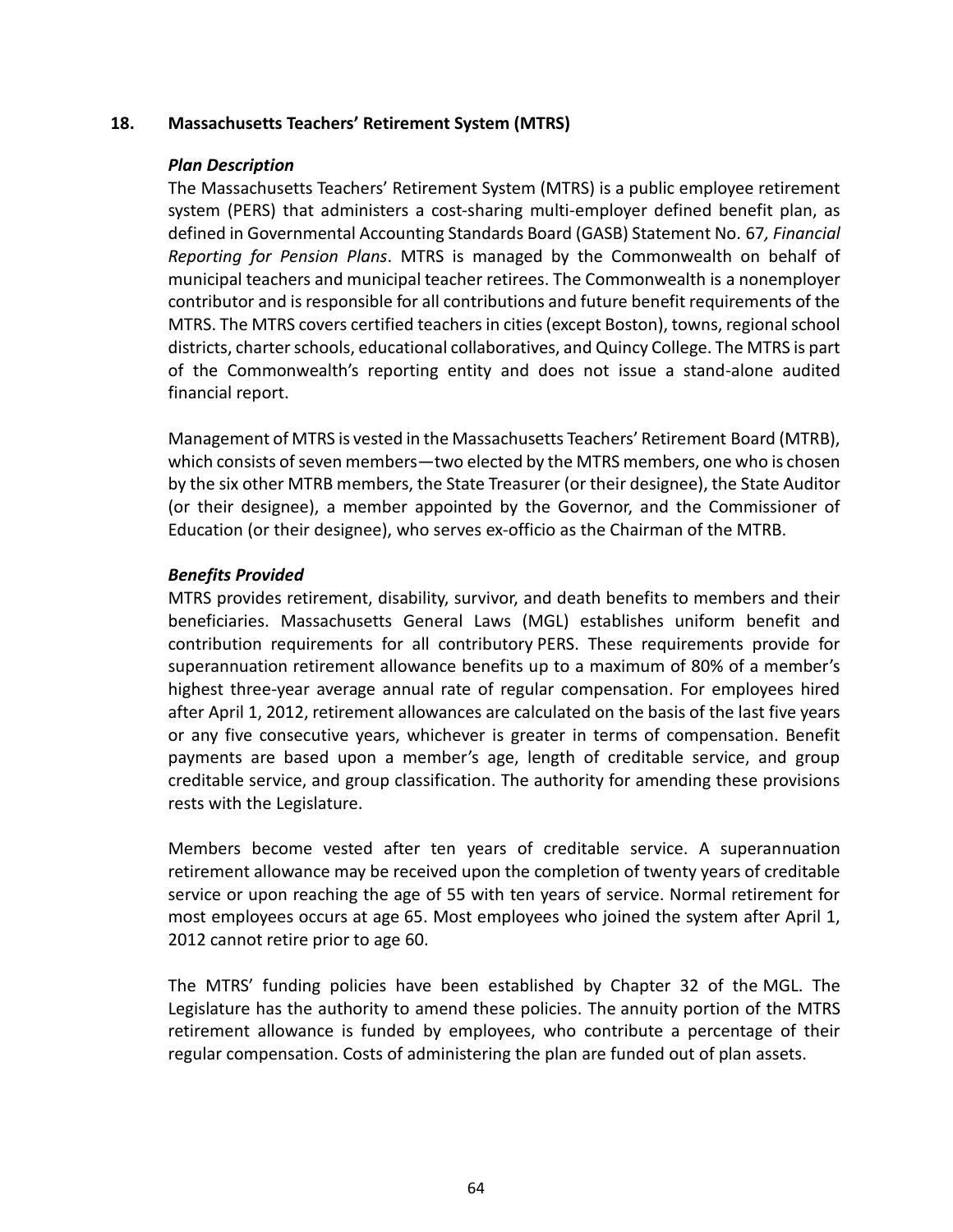## 18. Massachusetts Teachers' Retirement System (MTRS)

### *Plan Description*

The Massachusetts Teachers' Retirement System (MTRS) is a public employee retirement system (PERS) that administers a cost-sharing multi-employer defined benefit plan, as defined in Governmental Accounting Standards Board (GASB) Statement No. 67*, Financial Reporting for Pension Plans*. MTRS is managed by the Commonwealth on behalf of municipal teachers and municipal teacher retirees. The Commonwealth is a nonemployer contributor and is responsible for all contributions and future benefit requirements of the MTRS. The MTRS covers certified teachers in cities (except Boston), towns, regional school districts, charter schools, educational collaboratives, and Quincy College. The MTRS is part of the Commonwealth's reporting entity and does not issue a stand-alone audited financial report.

Management of MTRS is vested in the Massachusetts Teachers' Retirement Board (MTRB), which consists of seven members—two elected by the MTRS members, one who is chosen by the six other MTRB members, the State Treasurer (or their designee), the State Auditor (or their designee), a member appointed by the Governor, and the Commissioner of Education (or their designee), who serves ex-officio as the Chairman of the MTRB.

### *Benefits Provided*

MTRS provides retirement, disability, survivor, and death benefits to members and their beneficiaries. Massachusetts General Laws (MGL) establishes uniform benefit and contribution requirements for all contributory PERS. These requirements provide for superannuation retirement allowance benefits up to a maximum of 80% of a member's highest three-year average annual rate of regular compensation. For employees hired after April 1, 2012, retirement allowances are calculated on the basis of the last five years or any five consecutive years, whichever is greater in terms of compensation. Benefit payments are based upon a member's age, length of creditable service, and group creditable service, and group classification. The authority for amending these provisions rests with the Legislature.

Members become vested after ten years of creditable service. A superannuation retirement allowance may be received upon the completion of twenty years of creditable service or upon reaching the age of 55 with ten years of service. Normal retirement for most employees occurs at age 65. Most employees who joined the system after April 1, 2012 cannot retire prior to age 60.

The MTRS' funding policies have been established by Chapter 32 of the MGL. The Legislature has the authority to amend these policies. The annuity portion of the MTRS retirement allowance is funded by employees, who contribute a percentage of their regular compensation. Costs of administering the plan are funded out of plan assets.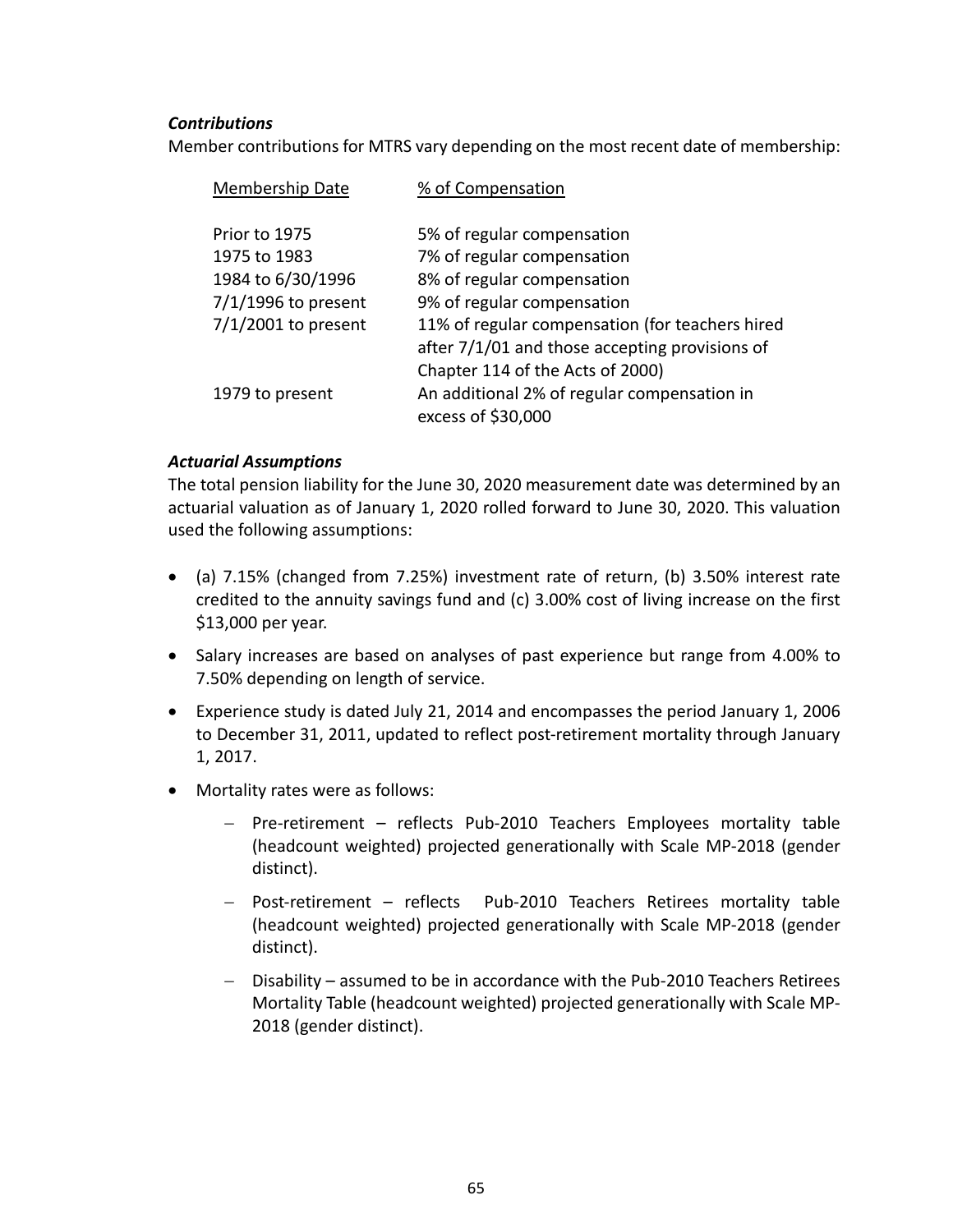***Contributions***

Member contributions for MTRS vary depending on the most recent date of membership:

| Membership Date | % of Compensation |
|---|---|
| Prior to 1975 | 5% of regular compensation |
| 1975 to 1983 | 7% of regular compensation |
| 1984 to 6/30/1996 | 8% of regular compensation |
| 7/1/1996 to present | 9% of regular compensation |
| 7/1/2001 to present | 11% of regular compensation (for teachers hired after 7/1/01 and those accepting provisions of Chapter 114 of the Acts of 2000) |
| 1979 to present | An additional 2% of regular compensation in excess of $30,000 |

***Actuarial Assumptions***

The total pension liability for the June 30, 2020 measurement date was determined by an actuarial valuation as of January 1, 2020 rolled forward to June 30, 2020. This valuation used the following assumptions:

- (a) 7.15% (changed from 7.25%) investment rate of return, (b) 3.50% interest rate credited to the annuity savings fund and (c) 3.00% cost of living increase on the first $13,000 per year.
- Salary increases are based on analyses of past experience but range from 4.00% to 7.50% depending on length of service.
- Experience study is dated July 21, 2014 and encompasses the period January 1, 2006 to December 31, 2011, updated to reflect post-retirement mortality through January 1, 2017.
- Mortality rates were as follows:
  - Pre-retirement – reflects Pub-2010 Teachers Employees mortality table (headcount weighted) projected generationally with Scale MP-2018 (gender distinct).
  - Post-retirement – reflects Pub-2010 Teachers Retirees mortality table (headcount weighted) projected generationally with Scale MP-2018 (gender distinct).
  - Disability – assumed to be in accordance with the Pub-2010 Teachers Retirees Mortality Table (headcount weighted) projected generationally with Scale MP-2018 (gender distinct).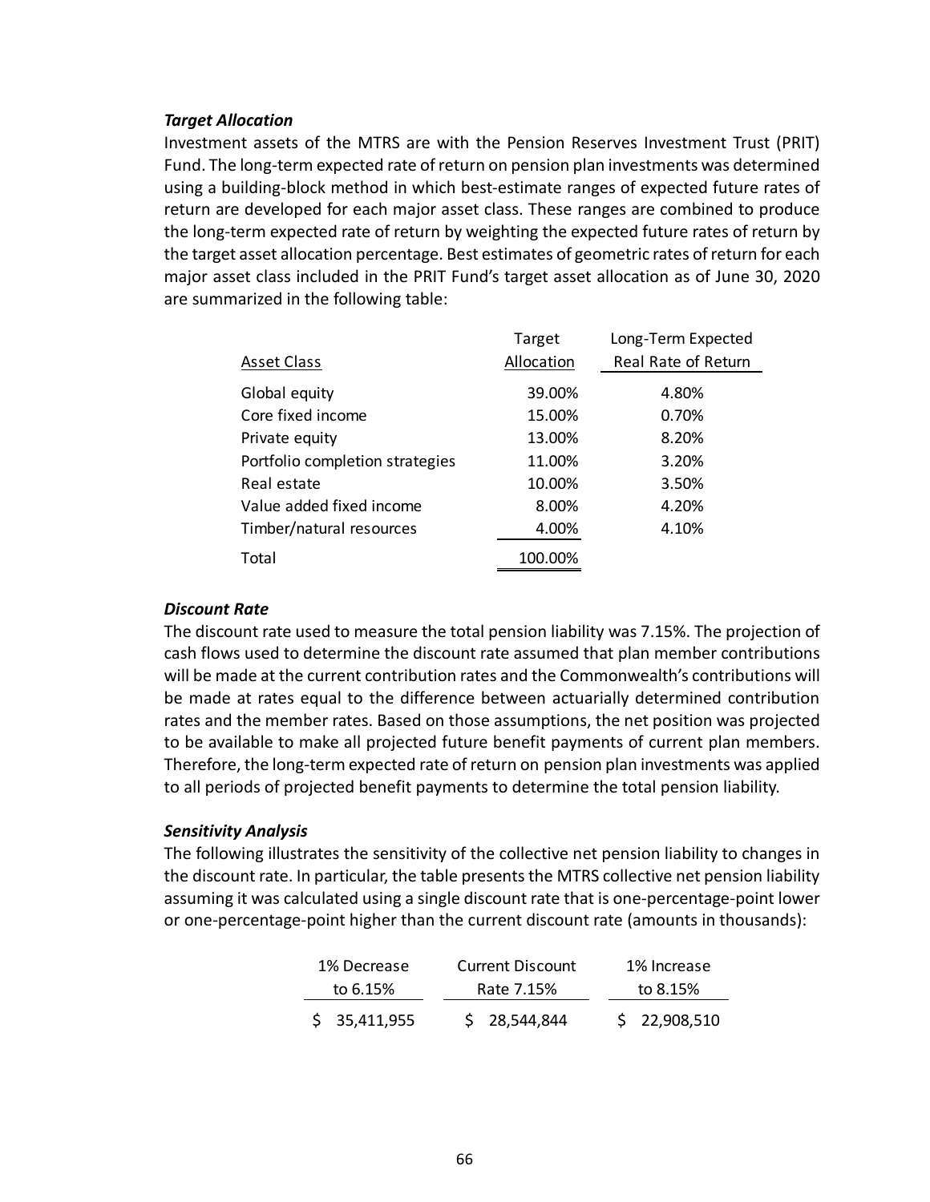### *Target Allocation*

Investment assets of the MTRS are with the Pension Reserves Investment Trust (PRIT) Fund. The long-term expected rate of return on pension plan investments was determined using a building-block method in which best-estimate ranges of expected future rates of return are developed for each major asset class. These ranges are combined to produce the long-term expected rate of return by weighting the expected future rates of return by the target asset allocation percentage. Best estimates of geometric rates of return for each major asset class included in the PRIT Fund's target asset allocation as of June 30, 2020 are summarized in the following table:

| Asset Class | Target Allocation | Long-Term Expected Real Rate of Return |
|---|---|---|
| Global equity | 39.00% | 4.80% |
| Core fixed income | 15.00% | 0.70% |
| Private equity | 13.00% | 8.20% |
| Portfolio completion strategies | 11.00% | 3.20% |
| Real estate | 10.00% | 3.50% |
| Value added fixed income | 8.00% | 4.20% |
| Timber/natural resources | 4.00% | 4.10% |
| Total | 100.00% | |

### *Discount Rate*

The discount rate used to measure the total pension liability was 7.15%. The projection of cash flows used to determine the discount rate assumed that plan member contributions will be made at the current contribution rates and the Commonwealth's contributions will be made at rates equal to the difference between actuarially determined contribution rates and the member rates. Based on those assumptions, the net position was projected to be available to make all projected future benefit payments of current plan members. Therefore, the long-term expected rate of return on pension plan investments was applied to all periods of projected benefit payments to determine the total pension liability.

### *Sensitivity Analysis*

The following illustrates the sensitivity of the collective net pension liability to changes in the discount rate. In particular, the table presents the MTRS collective net pension liability assuming it was calculated using a single discount rate that is one-percentage-point lower or one-percentage-point higher than the current discount rate (amounts in thousands):

| 1% Decrease to 6.15% | Current Discount Rate 7.15% | 1% Increase to 8.15% |
|---|---|---|
| $ 35,411,955 | $ 28,544,844 | $ 22,908,510 |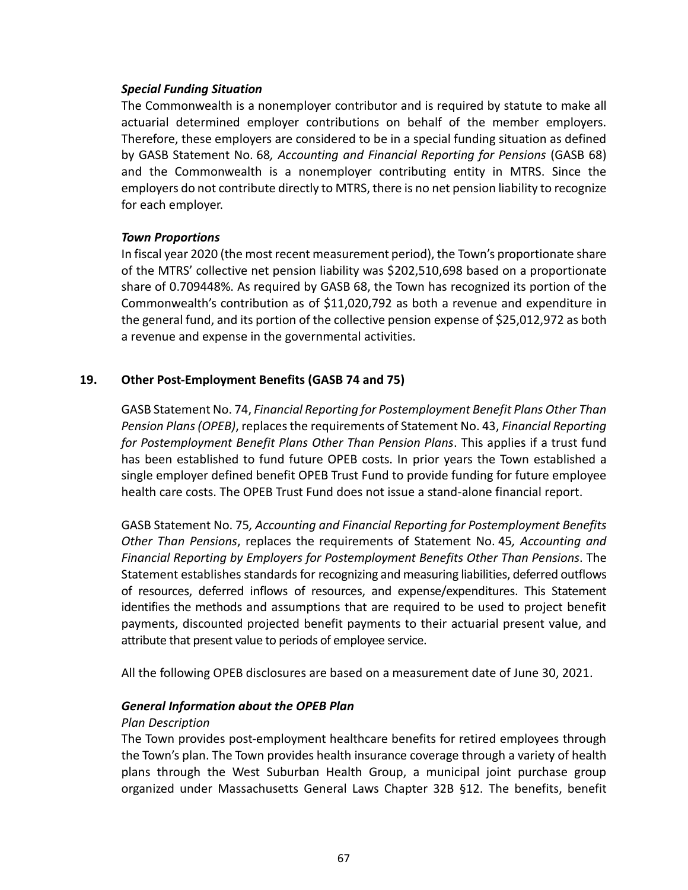***Special Funding Situation***

The Commonwealth is a nonemployer contributor and is required by statute to make all actuarial determined employer contributions on behalf of the member employers. Therefore, these employers are considered to be in a special funding situation as defined by GASB Statement No. 68*, Accounting and Financial Reporting for Pensions* (GASB 68) and the Commonwealth is a nonemployer contributing entity in MTRS. Since the employers do not contribute directly to MTRS, there is no net pension liability to recognize for each employer.

***Town Proportions***

In fiscal year 2020 (the most recent measurement period), the Town's proportionate share of the MTRS' collective net pension liability was $202,510,698 based on a proportionate share of 0.709448%. As required by GASB 68, the Town has recognized its portion of the Commonwealth's contribution as of $11,020,792 as both a revenue and expenditure in the general fund, and its portion of the collective pension expense of $25,012,972 as both a revenue and expense in the governmental activities.

## 19. Other Post-Employment Benefits (GASB 74 and 75)

GASB Statement No. 74, *Financial Reporting for Postemployment Benefit Plans Other Than Pension Plans (OPEB)*, replaces the requirements of Statement No. 43, *Financial Reporting for Postemployment Benefit Plans Other Than Pension Plans*. This applies if a trust fund has been established to fund future OPEB costs. In prior years the Town established a single employer defined benefit OPEB Trust Fund to provide funding for future employee health care costs. The OPEB Trust Fund does not issue a stand-alone financial report.

GASB Statement No. 75*, Accounting and Financial Reporting for Postemployment Benefits Other Than Pensions*, replaces the requirements of Statement No. 45*, Accounting and Financial Reporting by Employers for Postemployment Benefits Other Than Pensions*. The Statement establishes standards for recognizing and measuring liabilities, deferred outflows of resources, deferred inflows of resources, and expense/expenditures. This Statement identifies the methods and assumptions that are required to be used to project benefit payments, discounted projected benefit payments to their actuarial present value, and attribute that present value to periods of employee service.

All the following OPEB disclosures are based on a measurement date of June 30, 2021.

***General Information about the OPEB Plan***

*Plan Description*

The Town provides post-employment healthcare benefits for retired employees through the Town's plan. The Town provides health insurance coverage through a variety of health plans through the West Suburban Health Group, a municipal joint purchase group organized under Massachusetts General Laws Chapter 32B §12. The benefits, benefit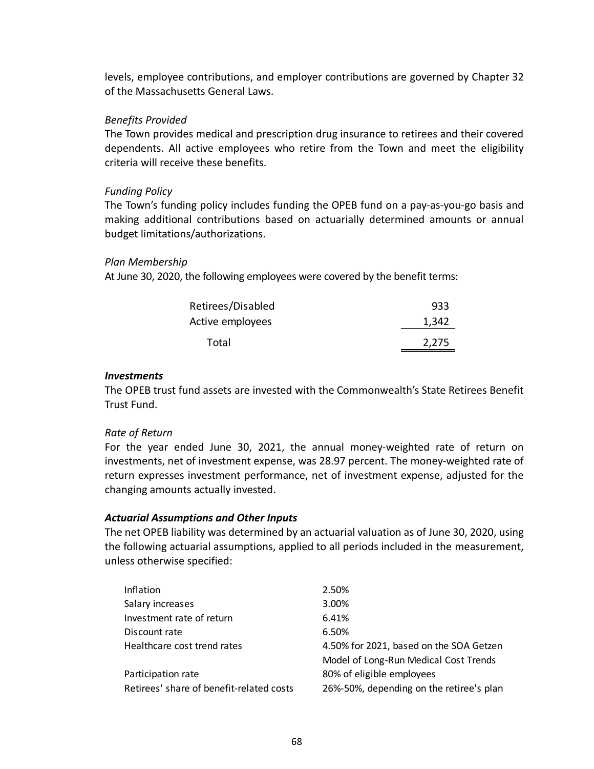levels, employee contributions, and employer contributions are governed by Chapter 32 of the Massachusetts General Laws.

*Benefits Provided*

The Town provides medical and prescription drug insurance to retirees and their covered dependents. All active employees who retire from the Town and meet the eligibility criteria will receive these benefits.

*Funding Policy*

The Town's funding policy includes funding the OPEB fund on a pay-as-you-go basis and making additional contributions based on actuarially determined amounts or annual budget limitations/authorizations.

*Plan Membership*

At June 30, 2020, the following employees were covered by the benefit terms:

| | |
|---|---|
| Retirees/Disabled | 933 |
| Active employees | 1,342 |
| Total | 2,275 |

***Investments***

The OPEB trust fund assets are invested with the Commonwealth's State Retirees Benefit Trust Fund.

*Rate of Return*

For the year ended June 30, 2021, the annual money-weighted rate of return on investments, net of investment expense, was 28.97 percent. The money-weighted rate of return expresses investment performance, net of investment expense, adjusted for the changing amounts actually invested.

***Actuarial Assumptions and Other Inputs***

The net OPEB liability was determined by an actuarial valuation as of June 30, 2020, using the following actuarial assumptions, applied to all periods included in the measurement, unless otherwise specified:

| | |
|---|---|
| Inflation | 2.50% |
| Salary increases | 3.00% |
| Investment rate of return | 6.41% |
| Discount rate | 6.50% |
| Healthcare cost trend rates | 4.50% for 2021, based on the SOA Getzen Model of Long-Run Medical Cost Trends |
| Participation rate | 80% of eligible employees |
| Retirees' share of benefit-related costs | 26%-50%, depending on the retiree's plan |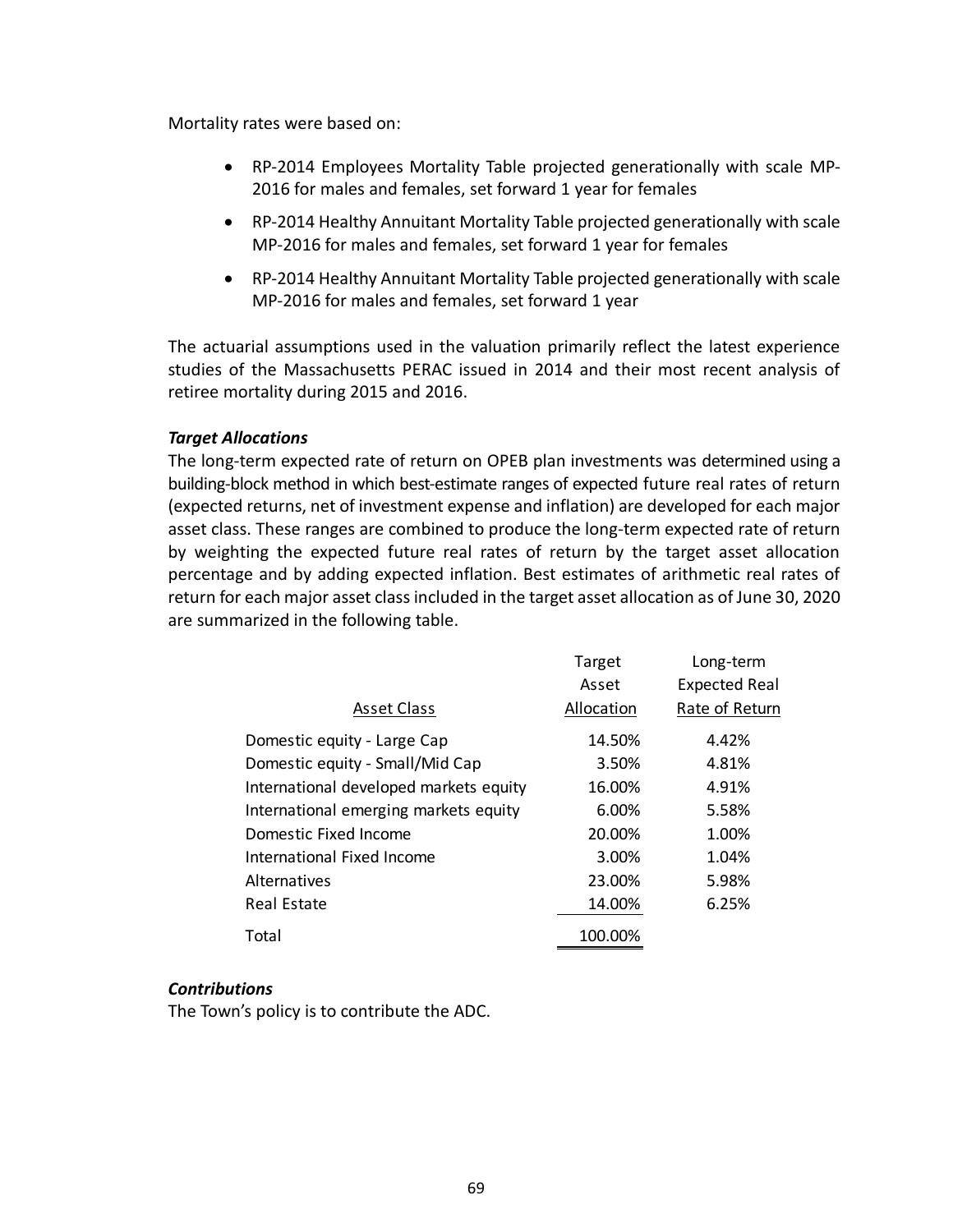Mortality rates were based on:

- RP-2014 Employees Mortality Table projected generationally with scale MP-2016 for males and females, set forward 1 year for females
- RP-2014 Healthy Annuitant Mortality Table projected generationally with scale MP-2016 for males and females, set forward 1 year for females
- RP-2014 Healthy Annuitant Mortality Table projected generationally with scale MP-2016 for males and females, set forward 1 year

The actuarial assumptions used in the valuation primarily reflect the latest experience studies of the Massachusetts PERAC issued in 2014 and their most recent analysis of retiree mortality during 2015 and 2016.

***Target Allocations***

The long-term expected rate of return on OPEB plan investments was determined using a building-block method in which best-estimate ranges of expected future real rates of return (expected returns, net of investment expense and inflation) are developed for each major asset class. These ranges are combined to produce the long-term expected rate of return by weighting the expected future real rates of return by the target asset allocation percentage and by adding expected inflation. Best estimates of arithmetic real rates of return for each major asset class included in the target asset allocation as of June 30, 2020 are summarized in the following table.

| Asset Class | Target Asset Allocation | Long-term Expected Real Rate of Return |
|---|---|---|
| Domestic equity - Large Cap | 14.50% | 4.42% |
| Domestic equity - Small/Mid Cap | 3.50% | 4.81% |
| International developed markets equity | 16.00% | 4.91% |
| International emerging markets equity | 6.00% | 5.58% |
| Domestic Fixed Income | 20.00% | 1.00% |
| International Fixed Income | 3.00% | 1.04% |
| Alternatives | 23.00% | 5.98% |
| Real Estate | 14.00% | 6.25% |
| Total | 100.00% | |

***Contributions***

The Town's policy is to contribute the ADC.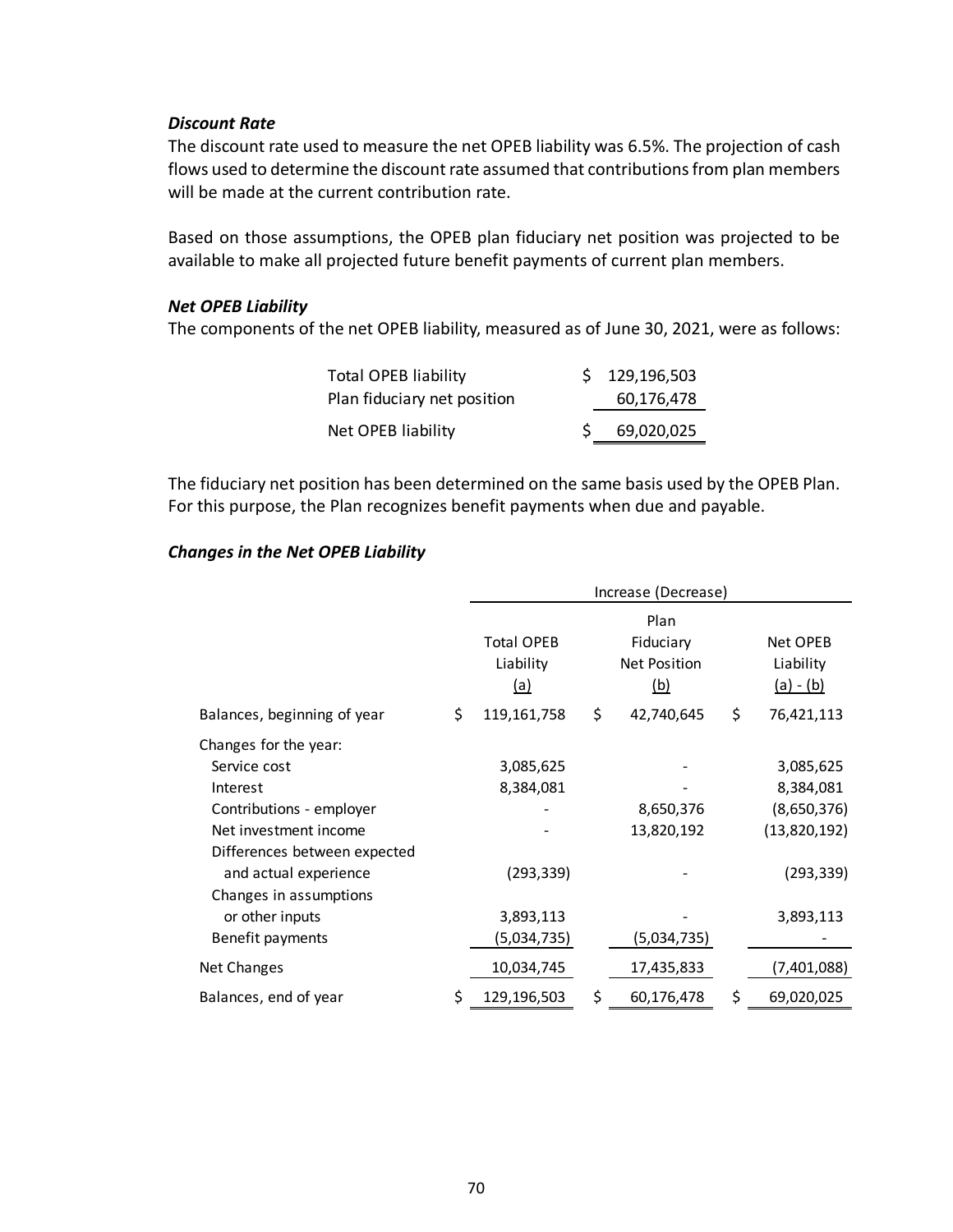### *Discount Rate*

The discount rate used to measure the net OPEB liability was 6.5%. The projection of cash flows used to determine the discount rate assumed that contributions from plan members will be made at the current contribution rate.

Based on those assumptions, the OPEB plan fiduciary net position was projected to be available to make all projected future benefit payments of current plan members.

### *Net OPEB Liability*

The components of the net OPEB liability, measured as of June 30, 2021, were as follows:

| | |
|---|---|
| Total OPEB liability | $ 129,196,503 |
| Plan fiduciary net position | 60,176,478 |
| Net OPEB liability | $ 69,020,025 |

The fiduciary net position has been determined on the same basis used by the OPEB Plan. For this purpose, the Plan recognizes benefit payments when due and payable.

### *Changes in the Net OPEB Liability*

| | Increase (Decrease) | | |
|---|---|---|---|
| | Total OPEB Liability (a) | Plan Fiduciary Net Position (b) | Net OPEB Liability (a) - (b) |
| Balances, beginning of year | $ 119,161,758 | $ 42,740,645 | $ 76,421,113 |
| Changes for the year: | | | |
| Service cost | 3,085,625 | - | 3,085,625 |
| Interest | 8,384,081 | - | 8,384,081 |
| Contributions - employer | - | 8,650,376 | (8,650,376) |
| Net investment income | - | 13,820,192 | (13,820,192) |
| Differences between expected and actual experience | (293,339) | - | (293,339) |
| Changes in assumptions or other inputs | 3,893,113 | - | 3,893,113 |
| Benefit payments | (5,034,735) | (5,034,735) | - |
| Net Changes | 10,034,745 | 17,435,833 | (7,401,088) |
| Balances, end of year | $ 129,196,503 | $ 60,176,478 | $ 69,020,025 |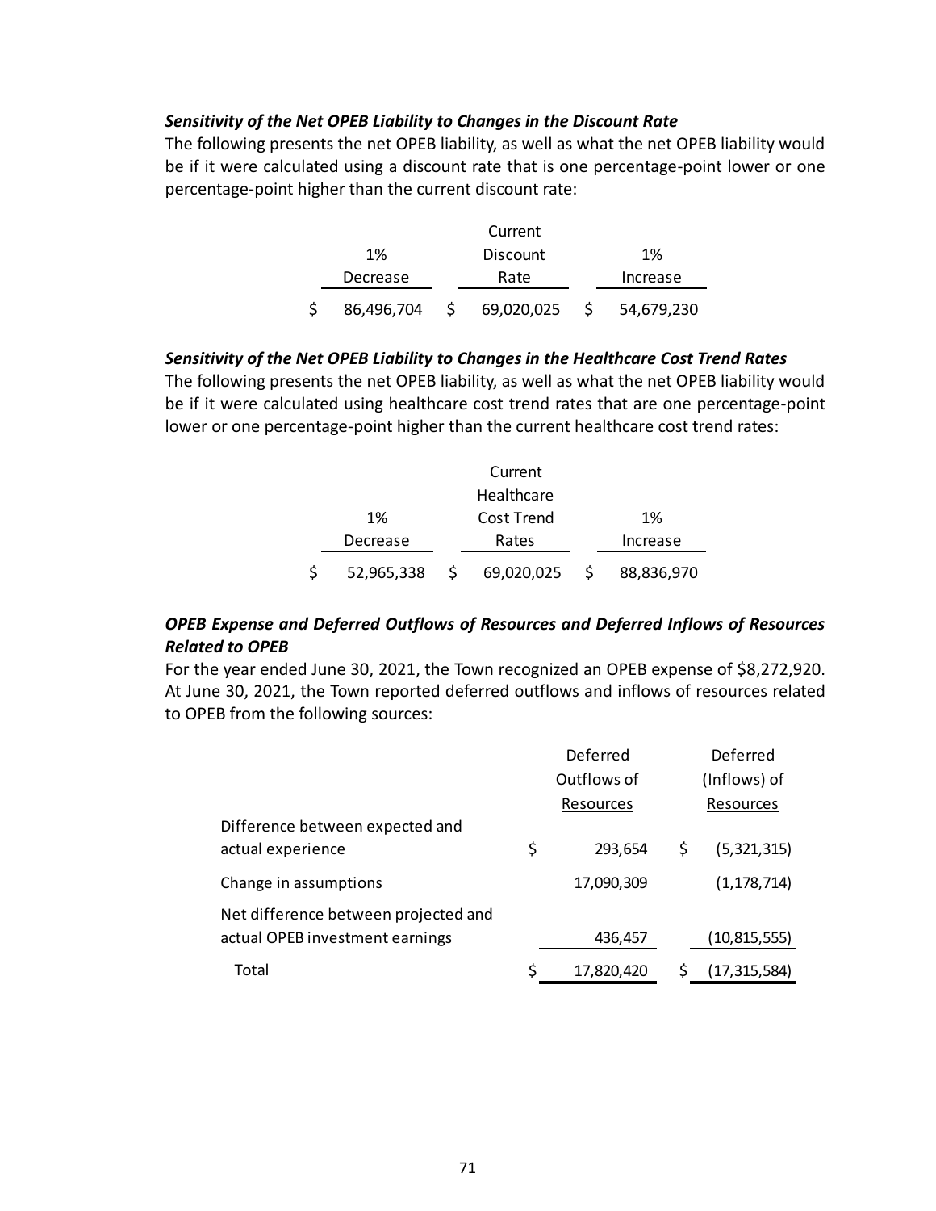***Sensitivity of the Net OPEB Liability to Changes in the Discount Rate***

The following presents the net OPEB liability, as well as what the net OPEB liability would be if it were calculated using a discount rate that is one percentage-point lower or one percentage-point higher than the current discount rate:

| 1% Decrease | Current Discount Rate | 1% Increase |
|---|---|---|
| $ 86,496,704 | $ 69,020,025 | $ 54,679,230 |

***Sensitivity of the Net OPEB Liability to Changes in the Healthcare Cost Trend Rates***

The following presents the net OPEB liability, as well as what the net OPEB liability would be if it were calculated using healthcare cost trend rates that are one percentage-point lower or one percentage-point higher than the current healthcare cost trend rates:

| 1% Decrease | Current Healthcare Cost Trend Rates | 1% Increase |
|---|---|---|
| $ 52,965,338 | $ 69,020,025 | $ 88,836,970 |

### *OPEB Expense and Deferred Outflows of Resources and Deferred Inflows of Resources Related to OPEB*

For the year ended June 30, 2021, the Town recognized an OPEB expense of $8,272,920. At June 30, 2021, the Town reported deferred outflows and inflows of resources related to OPEB from the following sources:

| | Deferred Outflows of Resources | Deferred (Inflows) of Resources |
|---|---|---|
| Difference between expected and actual experience | $ 293,654 | $ (5,321,315) |
| Change in assumptions | 17,090,309 | (1,178,714) |
| Net difference between projected and actual OPEB investment earnings | 436,457 | (10,815,555) |
| Total | $ 17,820,420 | $ (17,315,584) |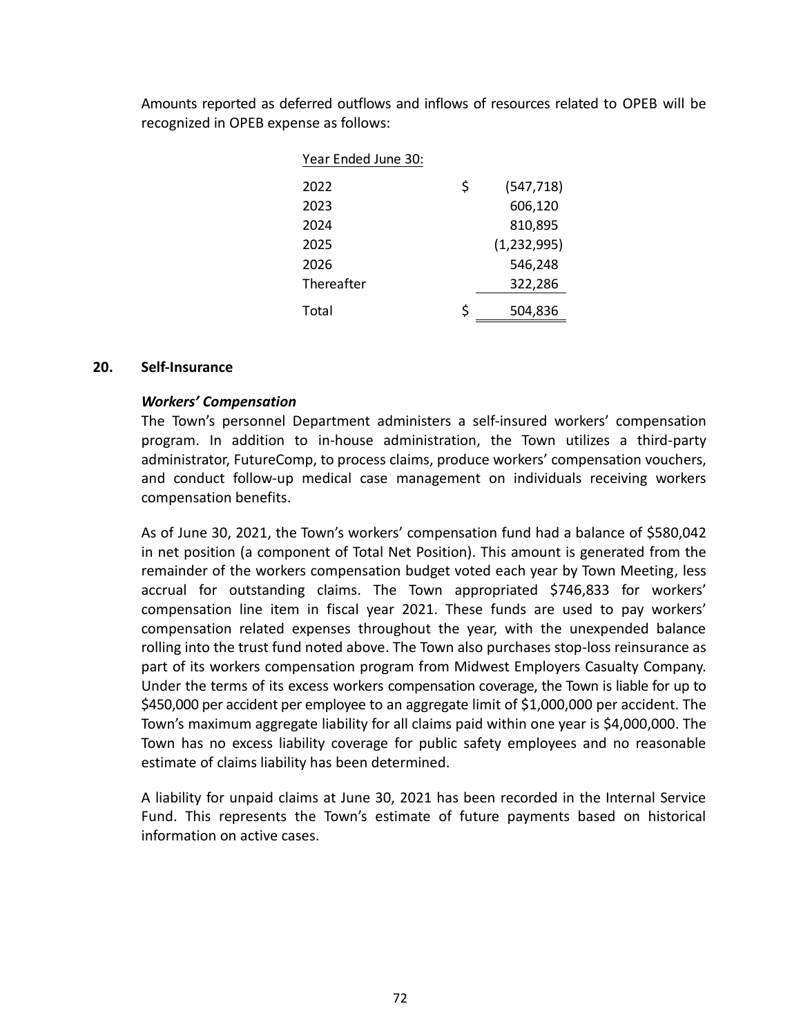Amounts reported as deferred outflows and inflows of resources related to OPEB will be recognized in OPEB expense as follows:

| Year Ended June 30: | | |
|---|---|---|
| 2022 | $ | (547,718) |
| 2023 | | 606,120 |
| 2024 | | 810,895 |
| 2025 | | (1,232,995) |
| 2026 | | 546,248 |
| Thereafter | | 322,286 |
| Total | $ | 504,836 |

## 20. Self-Insurance

### *Workers' Compensation*

The Town's personnel Department administers a self-insured workers' compensation program. In addition to in-house administration, the Town utilizes a third-party administrator, FutureComp, to process claims, produce workers' compensation vouchers, and conduct follow-up medical case management on individuals receiving workers compensation benefits.

As of June 30, 2021, the Town's workers' compensation fund had a balance of $580,042 in net position (a component of Total Net Position). This amount is generated from the remainder of the workers compensation budget voted each year by Town Meeting, less accrual for outstanding claims. The Town appropriated $746,833 for workers' compensation line item in fiscal year 2021. These funds are used to pay workers' compensation related expenses throughout the year, with the unexpended balance rolling into the trust fund noted above. The Town also purchases stop-loss reinsurance as part of its workers compensation program from Midwest Employers Casualty Company. Under the terms of its excess workers compensation coverage, the Town is liable for up to $450,000 per accident per employee to an aggregate limit of $1,000,000 per accident. The Town's maximum aggregate liability for all claims paid within one year is $4,000,000. The Town has no excess liability coverage for public safety employees and no reasonable estimate of claims liability has been determined.

A liability for unpaid claims at June 30, 2021 has been recorded in the Internal Service Fund. This represents the Town's estimate of future payments based on historical information on active cases.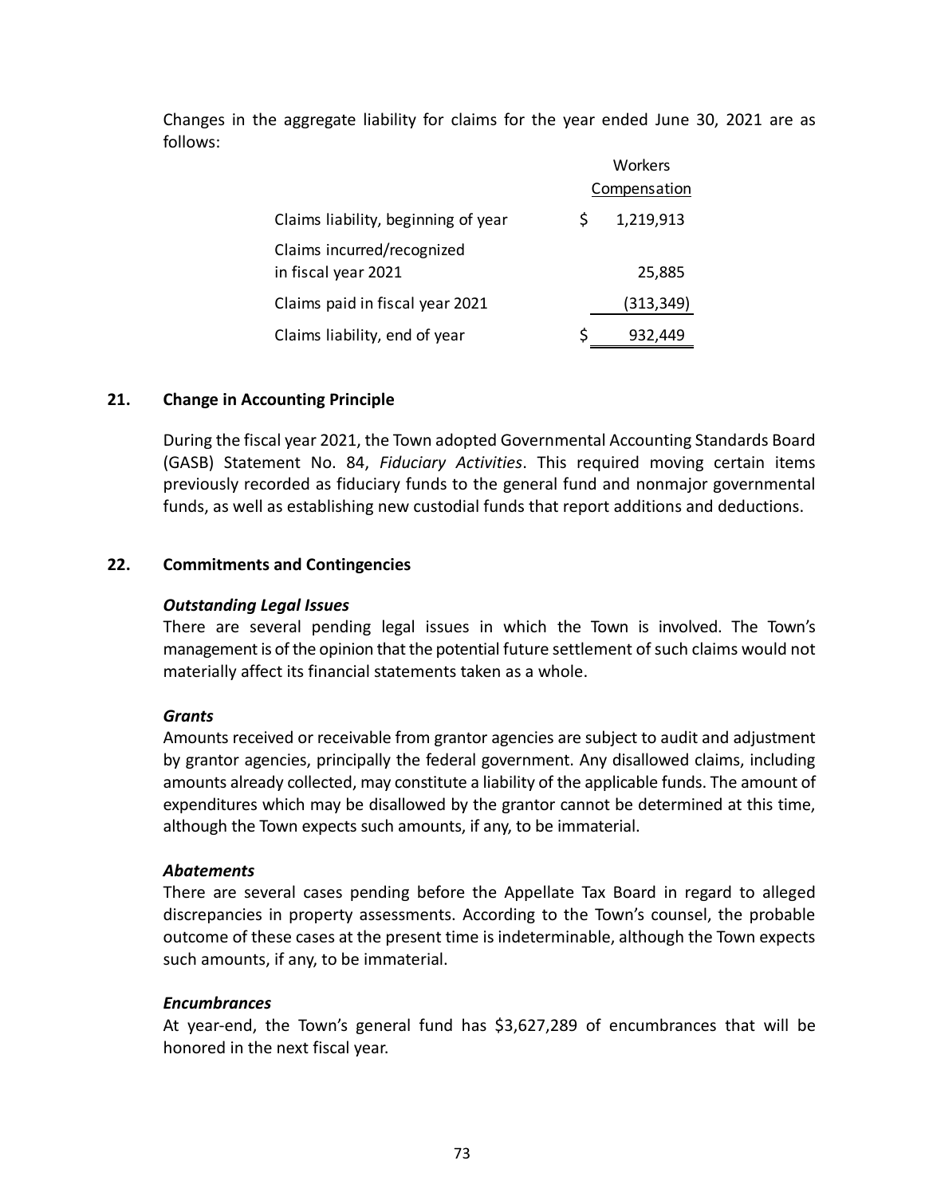Changes in the aggregate liability for claims for the year ended June 30, 2021 are as follows:

| | Workers Compensation |
|---|---|
| Claims liability, beginning of year | $ 1,219,913 |
| Claims incurred/recognized in fiscal year 2021 | 25,885 |
| Claims paid in fiscal year 2021 | (313,349) |
| Claims liability, end of year | $ 932,449 |

## 21. Change in Accounting Principle

During the fiscal year 2021, the Town adopted Governmental Accounting Standards Board (GASB) Statement No. 84, *Fiduciary Activities*. This required moving certain items previously recorded as fiduciary funds to the general fund and nonmajor governmental funds, as well as establishing new custodial funds that report additions and deductions.

## 22. Commitments and Contingencies

***Outstanding Legal Issues***

There are several pending legal issues in which the Town is involved. The Town's management is of the opinion that the potential future settlement of such claims would not materially affect its financial statements taken as a whole.

***Grants***

Amounts received or receivable from grantor agencies are subject to audit and adjustment by grantor agencies, principally the federal government. Any disallowed claims, including amounts already collected, may constitute a liability of the applicable funds. The amount of expenditures which may be disallowed by the grantor cannot be determined at this time, although the Town expects such amounts, if any, to be immaterial.

***Abatements***

There are several cases pending before the Appellate Tax Board in regard to alleged discrepancies in property assessments. According to the Town's counsel, the probable outcome of these cases at the present time is indeterminable, although the Town expects such amounts, if any, to be immaterial.

***Encumbrances***

At year-end, the Town's general fund has $3,627,289 of encumbrances that will be honored in the next fiscal year.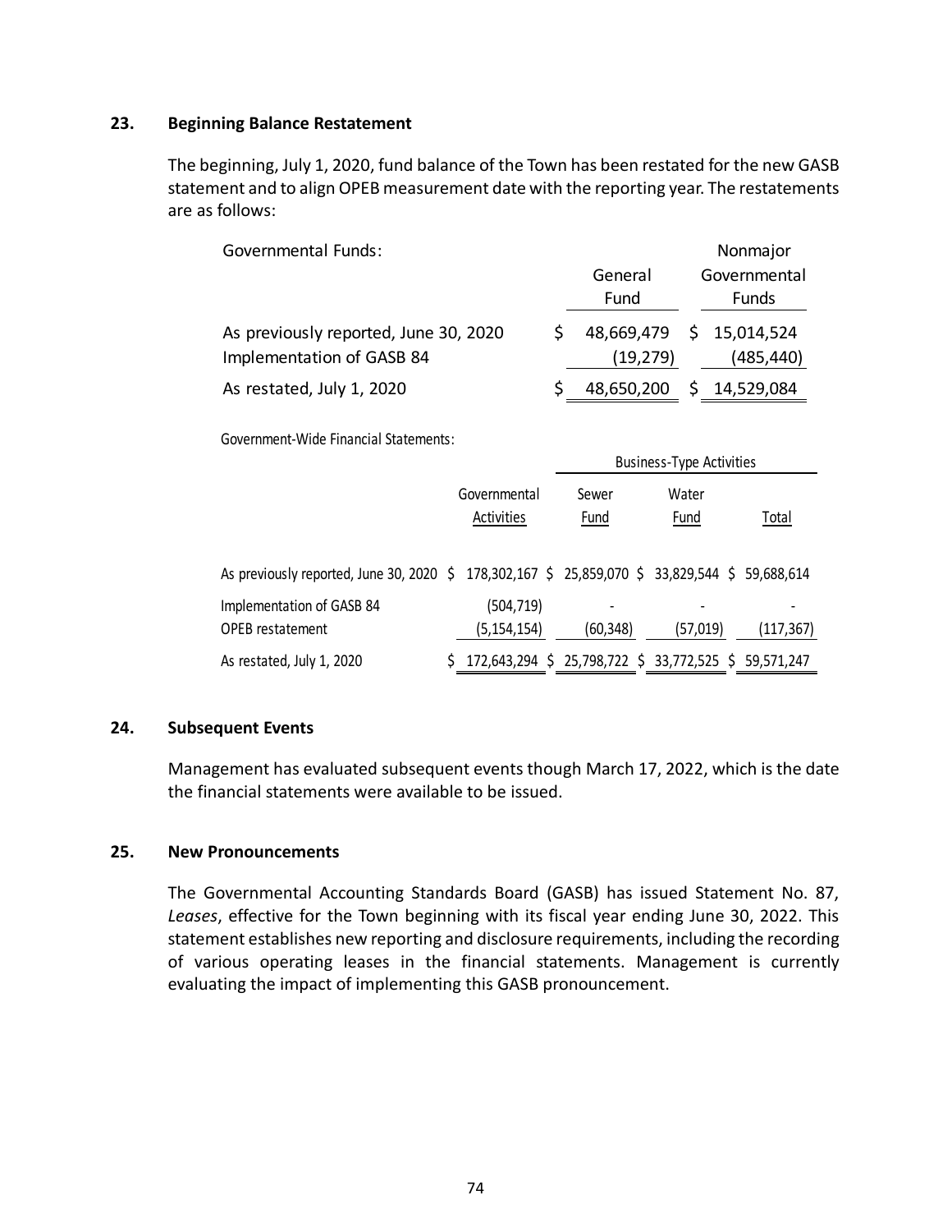## 23. Beginning Balance Restatement

The beginning, July 1, 2020, fund balance of the Town has been restated for the new GASB statement and to align OPEB measurement date with the reporting year. The restatements are as follows:

| Governmental Funds: | General Fund | Nonmajor Governmental Funds |
|---|---|---|
| As previously reported, June 30, 2020 | $ 48,669,479 | $ 15,014,524 |
| Implementation of GASB 84 | (19,279) | (485,440) |
| As restated, July 1, 2020 | $ 48,650,200 | $ 14,529,084 |

Government-Wide Financial Statements:

| | | Business-Type Activities | | |
|---|---|---|---|---|
| | Governmental Activities | Sewer Fund | Water Fund | Total |
| As previously reported, June 30, 2020 | $ 178,302,167 | $ 25,859,070 | $ 33,829,544 | $ 59,688,614 |
| Implementation of GASB 84 | (504,719) | - | - | - |
| OPEB restatement | (5,154,154) | (60,348) | (57,019) | (117,367) |
| As restated, July 1, 2020 | $ 172,643,294 | $ 25,798,722 | $ 33,772,525 | $ 59,571,247 |

## 24. Subsequent Events

Management has evaluated subsequent events though March 17, 2022, which is the date the financial statements were available to be issued.

## 25. New Pronouncements

The Governmental Accounting Standards Board (GASB) has issued Statement No. 87, *Leases*, effective for the Town beginning with its fiscal year ending June 30, 2022. This statement establishes new reporting and disclosure requirements, including the recording of various operating leases in the financial statements. Management is currently evaluating the impact of implementing this GASB pronouncement.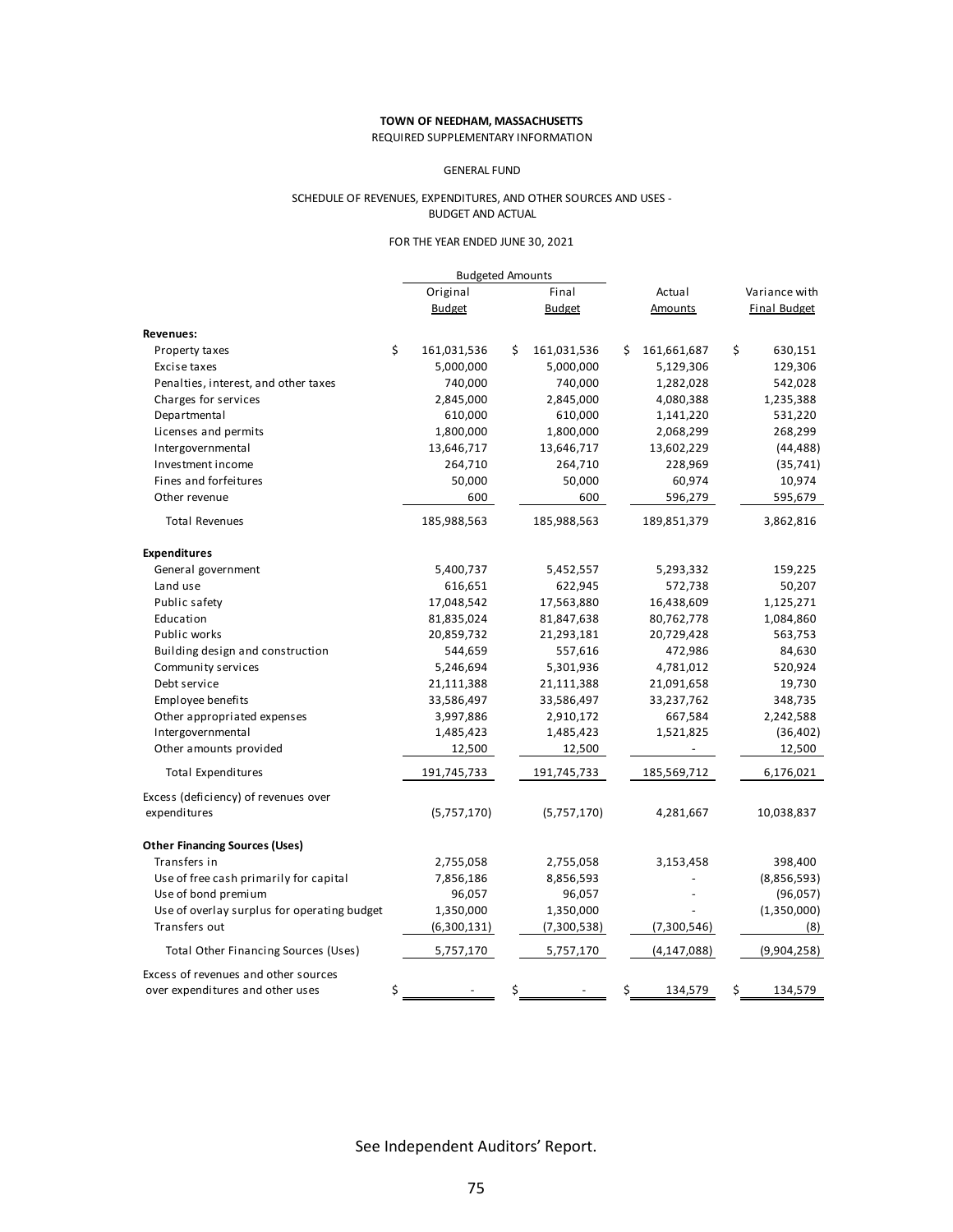**TOWN OF NEEDHAM, MASSACHUSETTS**
REQUIRED SUPPLEMENTARY INFORMATION

GENERAL FUND

SCHEDULE OF REVENUES, EXPENDITURES, AND OTHER SOURCES AND USES - BUDGET AND ACTUAL

FOR THE YEAR ENDED JUNE 30, 2021

| | Budgeted Amounts | | | |
|---|---|---|---|---|
| | Original Budget | Final Budget | Actual Amounts | Variance with Final Budget |
| **Revenues:** | | | | |
| Property taxes | $ 161,031,536 | $ 161,031,536 | $ 161,661,687 | $ 630,151 |
| Excise taxes | 5,000,000 | 5,000,000 | 5,129,306 | 129,306 |
| Penalties, interest, and other taxes | 740,000 | 740,000 | 1,282,028 | 542,028 |
| Charges for services | 2,845,000 | 2,845,000 | 4,080,388 | 1,235,388 |
| Departmental | 610,000 | 610,000 | 1,141,220 | 531,220 |
| Licenses and permits | 1,800,000 | 1,800,000 | 2,068,299 | 268,299 |
| Intergovernmental | 13,646,717 | 13,646,717 | 13,602,229 | (44,488) |
| Investment income | 264,710 | 264,710 | 228,969 | (35,741) |
| Fines and forfeitures | 50,000 | 50,000 | 60,974 | 10,974 |
| Other revenue | 600 | 600 | 596,279 | 595,679 |
| Total Revenues | 185,988,563 | 185,988,563 | 189,851,379 | 3,862,816 |
| **Expenditures** | | | | |
| General government | 5,400,737 | 5,452,557 | 5,293,332 | 159,225 |
| Land use | 616,651 | 622,945 | 572,738 | 50,207 |
| Public safety | 17,048,542 | 17,563,880 | 16,438,609 | 1,125,271 |
| Education | 81,835,024 | 81,847,638 | 80,762,778 | 1,084,860 |
| Public works | 20,859,732 | 21,293,181 | 20,729,428 | 563,753 |
| Building design and construction | 544,659 | 557,616 | 472,986 | 84,630 |
| Community services | 5,246,694 | 5,301,936 | 4,781,012 | 520,924 |
| Debt service | 21,111,388 | 21,111,388 | 21,091,658 | 19,730 |
| Employee benefits | 33,586,497 | 33,586,497 | 33,237,762 | 348,735 |
| Other appropriated expenses | 3,997,886 | 2,910,172 | 667,584 | 2,242,588 |
| Intergovernmental | 1,485,423 | 1,485,423 | 1,521,825 | (36,402) |
| Other amounts provided | 12,500 | 12,500 | - | 12,500 |
| Total Expenditures | 191,745,733 | 191,745,733 | 185,569,712 | 6,176,021 |
| Excess (deficiency) of revenues over expenditures | (5,757,170) | (5,757,170) | 4,281,667 | 10,038,837 |
| **Other Financing Sources (Uses)** | | | | |
| Transfers in | 2,755,058 | 2,755,058 | 3,153,458 | 398,400 |
| Use of free cash primarily for capital | 7,856,186 | 8,856,593 | - | (8,856,593) |
| Use of bond premium | 96,057 | 96,057 | - | (96,057) |
| Use of overlay surplus for operating budget | 1,350,000 | 1,350,000 | - | (1,350,000) |
| Transfers out | (6,300,131) | (7,300,538) | (7,300,546) | (8) |
| Total Other Financing Sources (Uses) | 5,757,170 | 5,757,170 | (4,147,088) | (9,904,258) |
| Excess of revenues and other sources over expenditures and other uses | $ - | $ - | $ 134,579 | $ 134,579 |

See Independent Auditors' Report.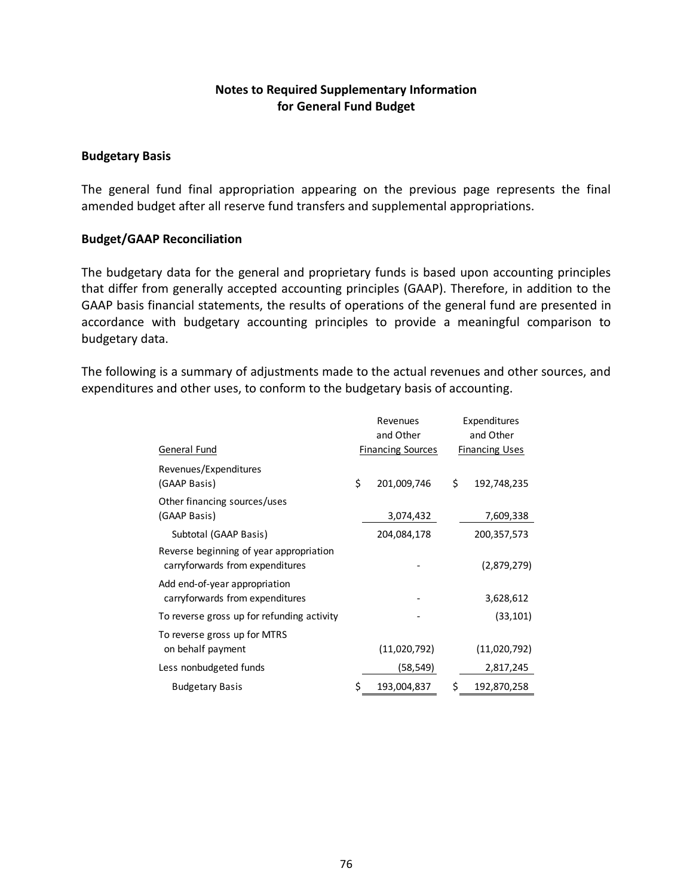## Notes to Required Supplementary Information for General Fund Budget

### Budgetary Basis

The general fund final appropriation appearing on the previous page represents the final amended budget after all reserve fund transfers and supplemental appropriations.

### Budget/GAAP Reconciliation

The budgetary data for the general and proprietary funds is based upon accounting principles that differ from generally accepted accounting principles (GAAP). Therefore, in addition to the GAAP basis financial statements, the results of operations of the general fund are presented in accordance with budgetary accounting principles to provide a meaningful comparison to budgetary data.

The following is a summary of adjustments made to the actual revenues and other sources, and expenditures and other uses, to conform to the budgetary basis of accounting.

| General Fund | Revenues and Other Financing Sources | Expenditures and Other Financing Uses |
|---|---|---|
| Revenues/Expenditures (GAAP Basis) | $ 201,009,746 | $ 192,748,235 |
| Other financing sources/uses (GAAP Basis) | 3,074,432 | 7,609,338 |
| Subtotal (GAAP Basis) | 204,084,178 | 200,357,573 |
| Reverse beginning of year appropriation carryforwards from expenditures | - | (2,879,279) |
| Add end-of-year appropriation carryforwards from expenditures | - | 3,628,612 |
| To reverse gross up for refunding activity | - | (33,101) |
| To reverse gross up for MTRS on behalf payment | (11,020,792) | (11,020,792) |
| Less nonbudgeted funds | (58,549) | 2,817,245 |
| Budgetary Basis | $ 193,004,837 | $ 192,870,258 |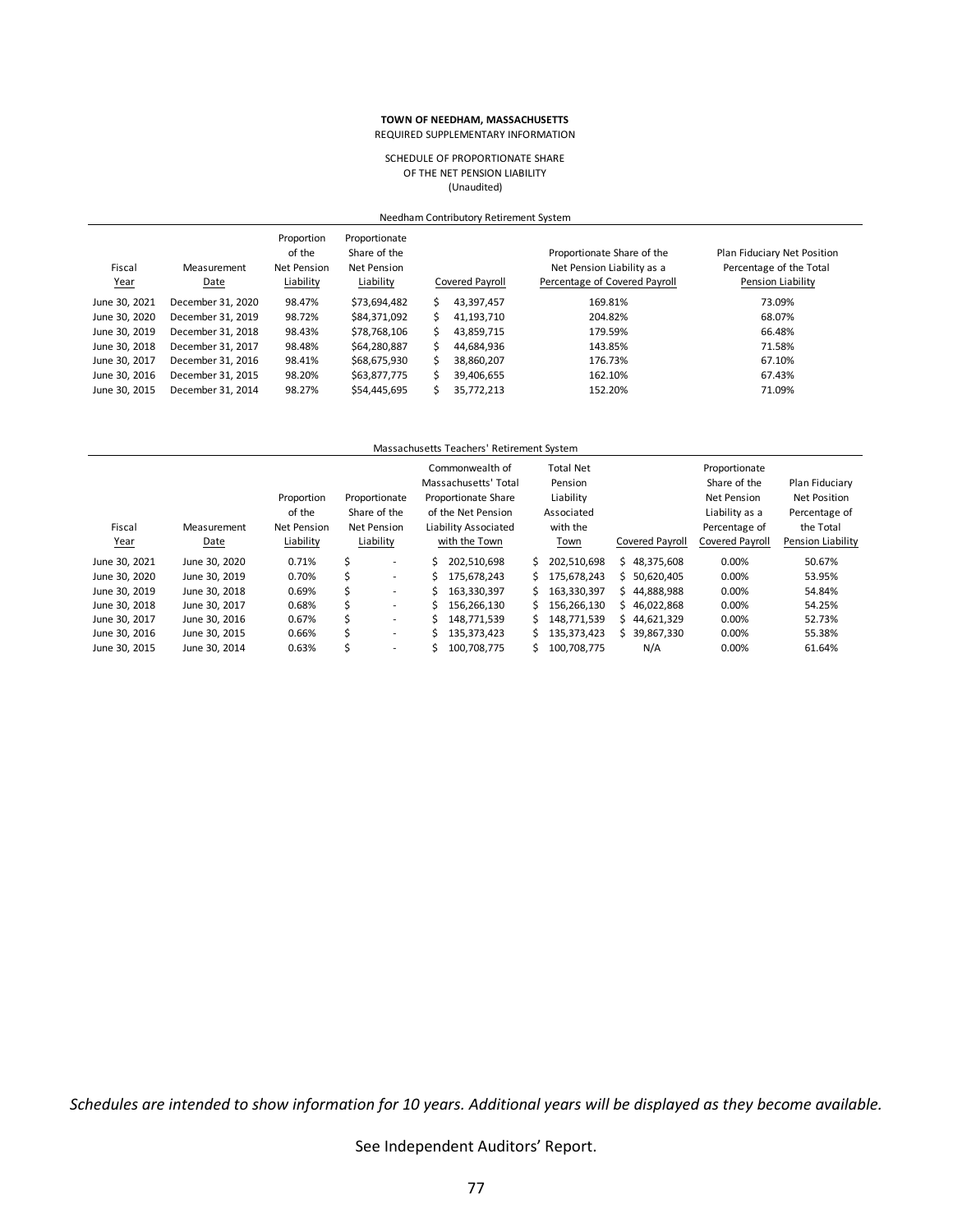**TOWN OF NEEDHAM, MASSACHUSETTS**
REQUIRED SUPPLEMENTARY INFORMATION

SCHEDULE OF PROPORTIONATE SHARE
OF THE NET PENSION LIABILITY
(Unaudited)

Needham Contributory Retirement System

| Fiscal Year | Measurement Date | Proportion of the Net Pension Liability | Proportionate Share of the Net Pension Liability | Covered Payroll | Proportionate Share of the Net Pension Liability as a Percentage of Covered Payroll | Plan Fiduciary Net Position Percentage of the Total Pension Liability |
|---|---|---|---|---|---|---|
| June 30, 2021 | December 31, 2020 | 98.47% | $73,694,482 | $ 43,397,457 | 169.81% | 73.09% |
| June 30, 2020 | December 31, 2019 | 98.72% | $84,371,092 | $ 41,193,710 | 204.82% | 68.07% |
| June 30, 2019 | December 31, 2018 | 98.43% | $78,768,106 | $ 43,859,715 | 179.59% | 66.48% |
| June 30, 2018 | December 31, 2017 | 98.48% | $64,280,887 | $ 44,684,936 | 143.85% | 71.58% |
| June 30, 2017 | December 31, 2016 | 98.41% | $68,675,930 | $ 38,860,207 | 176.73% | 67.10% |
| June 30, 2016 | December 31, 2015 | 98.20% | $63,877,775 | $ 39,406,655 | 162.10% | 67.43% |
| June 30, 2015 | December 31, 2014 | 98.27% | $54,445,695 | $ 35,772,213 | 152.20% | 71.09% |

Massachusetts Teachers' Retirement System

| Fiscal Year | Measurement Date | Proportion of the Net Pension Liability | Proportionate Share of the Net Pension Liability | Commonwealth of Massachusetts' Total Proportionate Share of the Net Pension Liability Associated with the Town | Total Net Pension Liability Associated with the Town | Covered Payroll | Proportionate Share of the Net Pension Liability as a Percentage of Covered Payroll | Plan Fiduciary Net Position Percentage of the Total Pension Liability |
|---|---|---|---|---|---|---|---|---|
| June 30, 2021 | June 30, 2020 | 0.71% | $ - | $ 202,510,698 | $ 202,510,698 | $ 48,375,608 | 0.00% | 50.67% |
| June 30, 2020 | June 30, 2019 | 0.70% | $ - | $ 175,678,243 | $ 175,678,243 | $ 50,620,405 | 0.00% | 53.95% |
| June 30, 2019 | June 30, 2018 | 0.69% | $ - | $ 163,330,397 | $ 163,330,397 | $ 44,888,988 | 0.00% | 54.84% |
| June 30, 2018 | June 30, 2017 | 0.68% | $ - | $ 156,266,130 | $ 156,266,130 | $ 46,022,868 | 0.00% | 54.25% |
| June 30, 2017 | June 30, 2016 | 0.67% | $ - | $ 148,771,539 | $ 148,771,539 | $ 44,621,329 | 0.00% | 52.73% |
| June 30, 2016 | June 30, 2015 | 0.66% | $ - | $ 135,373,423 | $ 135,373,423 | $ 39,867,330 | 0.00% | 55.38% |
| June 30, 2015 | June 30, 2014 | 0.63% | $ - | $ 100,708,775 | $ 100,708,775 | N/A | 0.00% | 61.64% |

*Schedules are intended to show information for 10 years. Additional years will be displayed as they become available.*

See Independent Auditors' Report.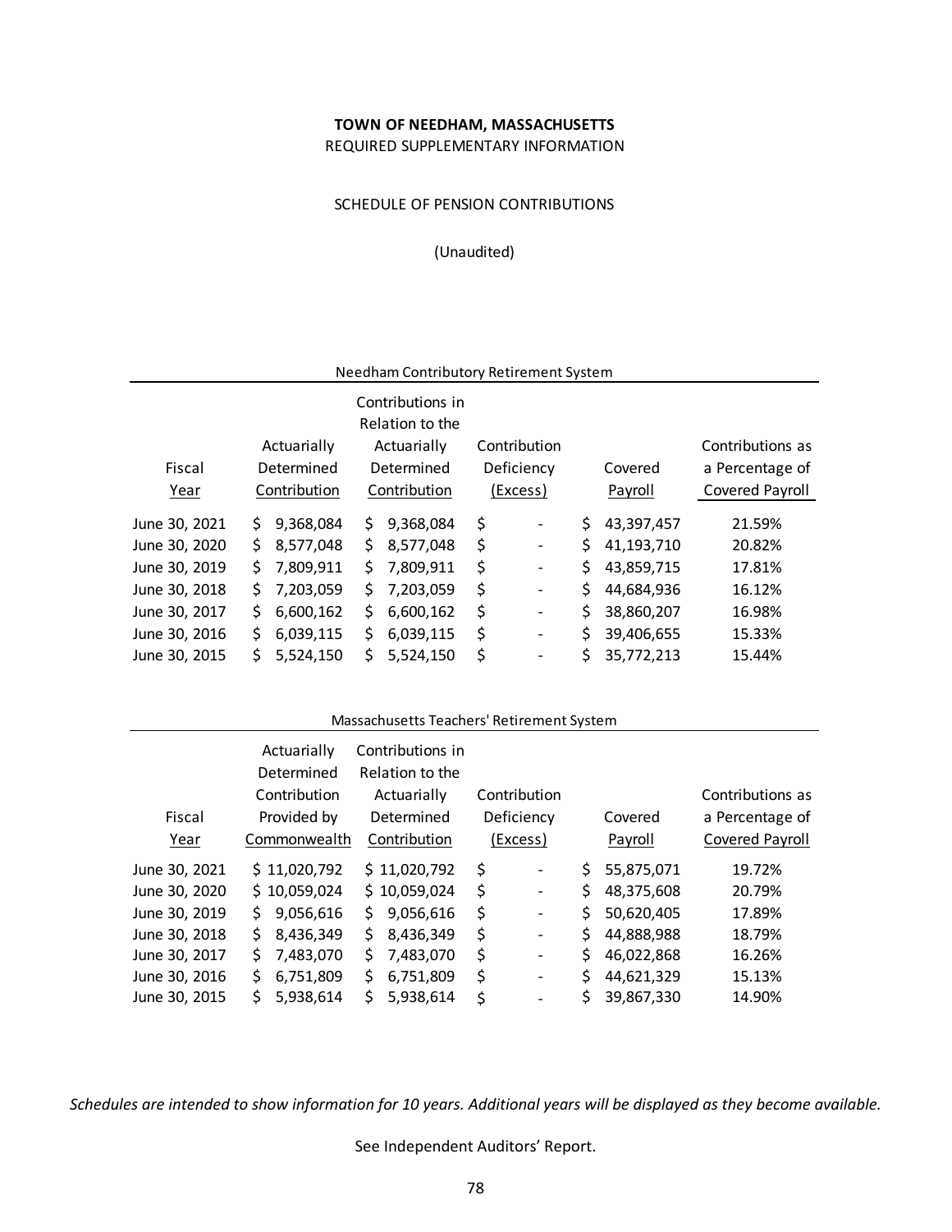**TOWN OF NEEDHAM, MASSACHUSETTS**

REQUIRED SUPPLEMENTARY INFORMATION

SCHEDULE OF PENSION CONTRIBUTIONS

(Unaudited)

Needham Contributory Retirement System

| Fiscal Year | Actuarially Determined Contribution | Contributions in Relation to the Actuarially Determined Contribution | Contribution Deficiency (Excess) | Covered Payroll | Contributions as a Percentage of Covered Payroll |
|---|---|---|---|---|---|
| June 30, 2021 | $ 9,368,084 | $ 9,368,084 | $ - | $ 43,397,457 | 21.59% |
| June 30, 2020 | $ 8,577,048 | $ 8,577,048 | $ - | $ 41,193,710 | 20.82% |
| June 30, 2019 | $ 7,809,911 | $ 7,809,911 | $ - | $ 43,859,715 | 17.81% |
| June 30, 2018 | $ 7,203,059 | $ 7,203,059 | $ - | $ 44,684,936 | 16.12% |
| June 30, 2017 | $ 6,600,162 | $ 6,600,162 | $ - | $ 38,860,207 | 16.98% |
| June 30, 2016 | $ 6,039,115 | $ 6,039,115 | $ - | $ 39,406,655 | 15.33% |
| June 30, 2015 | $ 5,524,150 | $ 5,524,150 | $ - | $ 35,772,213 | 15.44% |

Massachusetts Teachers' Retirement System

| Fiscal Year | Actuarially Determined Contribution Provided by Commonwealth | Contributions in Relation to the Actuarially Determined Contribution | Contribution Deficiency (Excess) | Covered Payroll | Contributions as a Percentage of Covered Payroll |
|---|---|---|---|---|---|
| June 30, 2021 | $ 11,020,792 | $ 11,020,792 | $ - | $ 55,875,071 | 19.72% |
| June 30, 2020 | $ 10,059,024 | $ 10,059,024 | $ - | $ 48,375,608 | 20.79% |
| June 30, 2019 | $ 9,056,616 | $ 9,056,616 | $ - | $ 50,620,405 | 17.89% |
| June 30, 2018 | $ 8,436,349 | $ 8,436,349 | $ - | $ 44,888,988 | 18.79% |
| June 30, 2017 | $ 7,483,070 | $ 7,483,070 | $ - | $ 46,022,868 | 16.26% |
| June 30, 2016 | $ 6,751,809 | $ 6,751,809 | $ - | $ 44,621,329 | 15.13% |
| June 30, 2015 | $ 5,938,614 | $ 5,938,614 | $ - | $ 39,867,330 | 14.90% |

*Schedules are intended to show information for 10 years. Additional years will be displayed as they become available.*

See Independent Auditors' Report.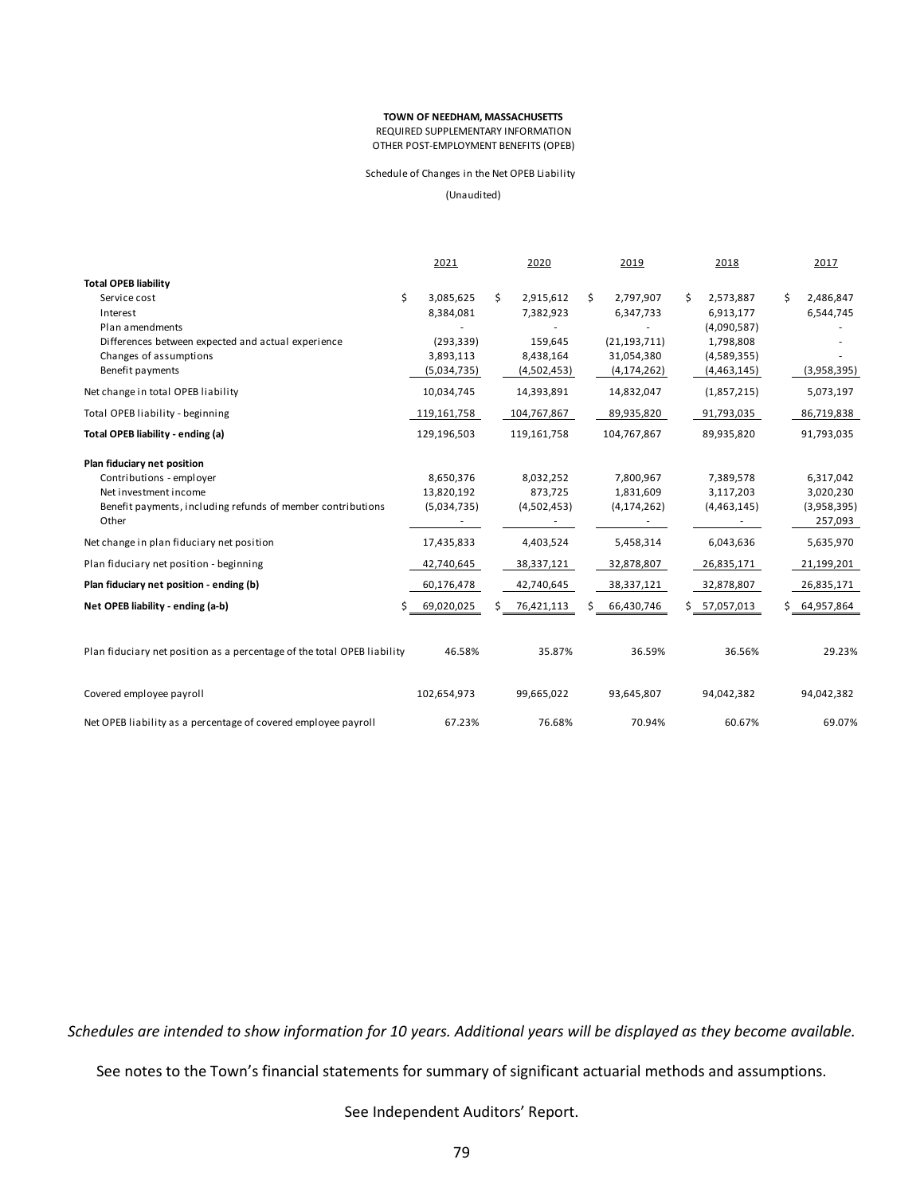**TOWN OF NEEDHAM, MASSACHUSETTS**

REQUIRED SUPPLEMENTARY INFORMATION

OTHER POST-EMPLOYMENT BENEFITS (OPEB)

Schedule of Changes in the Net OPEB Liability

(Unaudited)

| | 2021 | 2020 | 2019 | 2018 | 2017 |
|---|---|---|---|---|---|
| **Total OPEB liability** | | | | | |
| Service cost | $ 3,085,625 | $ 2,915,612 | $ 2,797,907 | $ 2,573,887 | $ 2,486,847 |
| Interest | 8,384,081 | 7,382,923 | 6,347,733 | 6,913,177 | 6,544,745 |
| Plan amendments | - | - | - | (4,090,587) | - |
| Differences between expected and actual experience | (293,339) | 159,645 | (21,193,711) | 1,798,808 | - |
| Changes of assumptions | 3,893,113 | 8,438,164 | 31,054,380 | (4,589,355) | - |
| Benefit payments | (5,034,735) | (4,502,453) | (4,174,262) | (4,463,145) | (3,958,395) |
| Net change in total OPEB liability | 10,034,745 | 14,393,891 | 14,832,047 | (1,857,215) | 5,073,197 |
| Total OPEB liability - beginning | 119,161,758 | 104,767,867 | 89,935,820 | 91,793,035 | 86,719,838 |
| **Total OPEB liability - ending (a)** | 129,196,503 | 119,161,758 | 104,767,867 | 89,935,820 | 91,793,035 |
| **Plan fiduciary net position** | | | | | |
| Contributions - employer | 8,650,376 | 8,032,252 | 7,800,967 | 7,389,578 | 6,317,042 |
| Net investment income | 13,820,192 | 873,725 | 1,831,609 | 3,117,203 | 3,020,230 |
| Benefit payments, including refunds of member contributions | (5,034,735) | (4,502,453) | (4,174,262) | (4,463,145) | (3,958,395) |
| Other | - | - | - | - | 257,093 |
| Net change in plan fiduciary net position | 17,435,833 | 4,403,524 | 5,458,314 | 6,043,636 | 5,635,970 |
| Plan fiduciary net position - beginning | 42,740,645 | 38,337,121 | 32,878,807 | 26,835,171 | 21,199,201 |
| **Plan fiduciary net position - ending (b)** | 60,176,478 | 42,740,645 | 38,337,121 | 32,878,807 | 26,835,171 |
| **Net OPEB liability - ending (a-b)** | $ 69,020,025 | $ 76,421,113 | $ 66,430,746 | $ 57,057,013 | $ 64,957,864 |
| Plan fiduciary net position as a percentage of the total OPEB liability | 46.58% | 35.87% | 36.59% | 36.56% | 29.23% |
| Covered employee payroll | 102,654,973 | 99,665,022 | 93,645,807 | 94,042,382 | 94,042,382 |
| Net OPEB liability as a percentage of covered employee payroll | 67.23% | 76.68% | 70.94% | 60.67% | 69.07% |

*Schedules are intended to show information for 10 years. Additional years will be displayed as they become available.*

See notes to the Town's financial statements for summary of significant actuarial methods and assumptions.

See Independent Auditors' Report.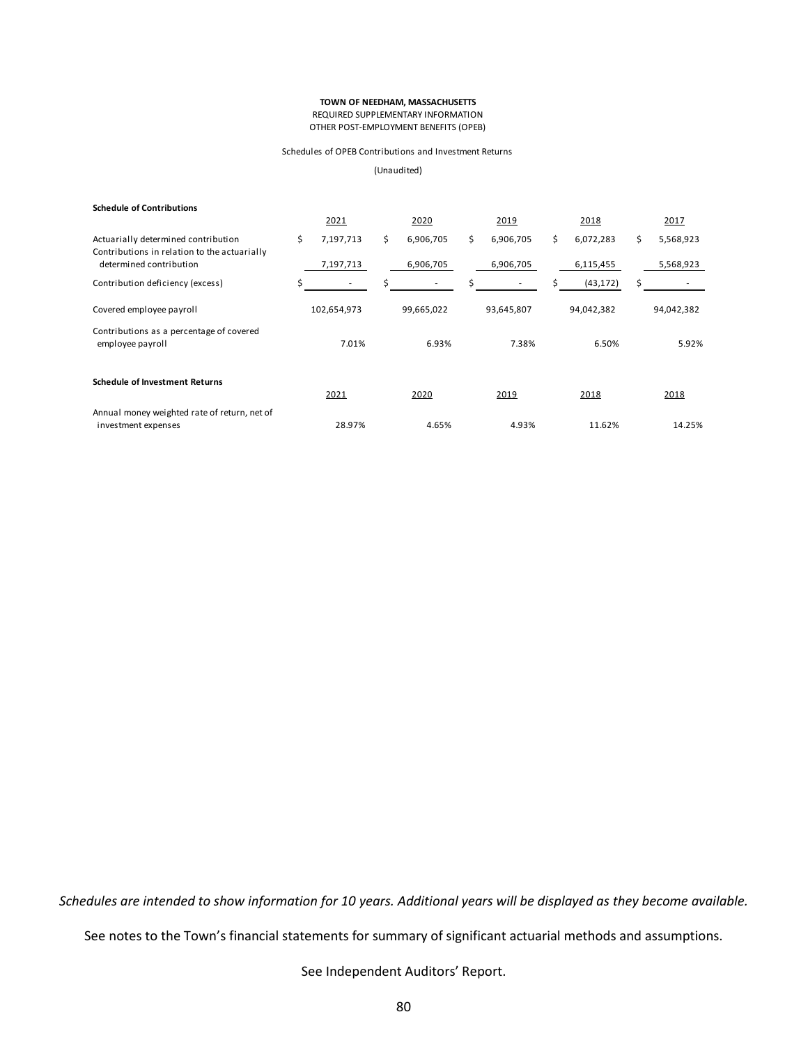**TOWN OF NEEDHAM, MASSACHUSETTS**
REQUIRED SUPPLEMENTARY INFORMATION
OTHER POST-EMPLOYMENT BENEFITS (OPEB)

Schedules of OPEB Contributions and Investment Returns

(Unaudited)

**Schedule of Contributions**

| | 2021 | 2020 | 2019 | 2018 | 2017 |
|---|---|---|---|---|---|
| Actuarially determined contribution | $ 7,197,713 | $ 6,906,705 | $ 6,906,705 | $ 6,072,283 | $ 5,568,923 |
| Contributions in relation to the actuarially determined contribution | 7,197,713 | 6,906,705 | 6,906,705 | 6,115,455 | 5,568,923 |
| Contribution deficiency (excess) | $ - | $ - | $ - | $ (43,172) | $ - |
| Covered employee payroll | 102,654,973 | 99,665,022 | 93,645,807 | 94,042,382 | 94,042,382 |
| Contributions as a percentage of covered employee payroll | 7.01% | 6.93% | 7.38% | 6.50% | 5.92% |

**Schedule of Investment Returns**

| | 2021 | 2020 | 2019 | 2018 | 2018 |
|---|---|---|---|---|---|
| Annual money weighted rate of return, net of investment expenses | 28.97% | 4.65% | 4.93% | 11.62% | 14.25% |

*Schedules are intended to show information for 10 years. Additional years will be displayed as they become available.*

See notes to the Town's financial statements for summary of significant actuarial methods and assumptions.

See Independent Auditors' Report.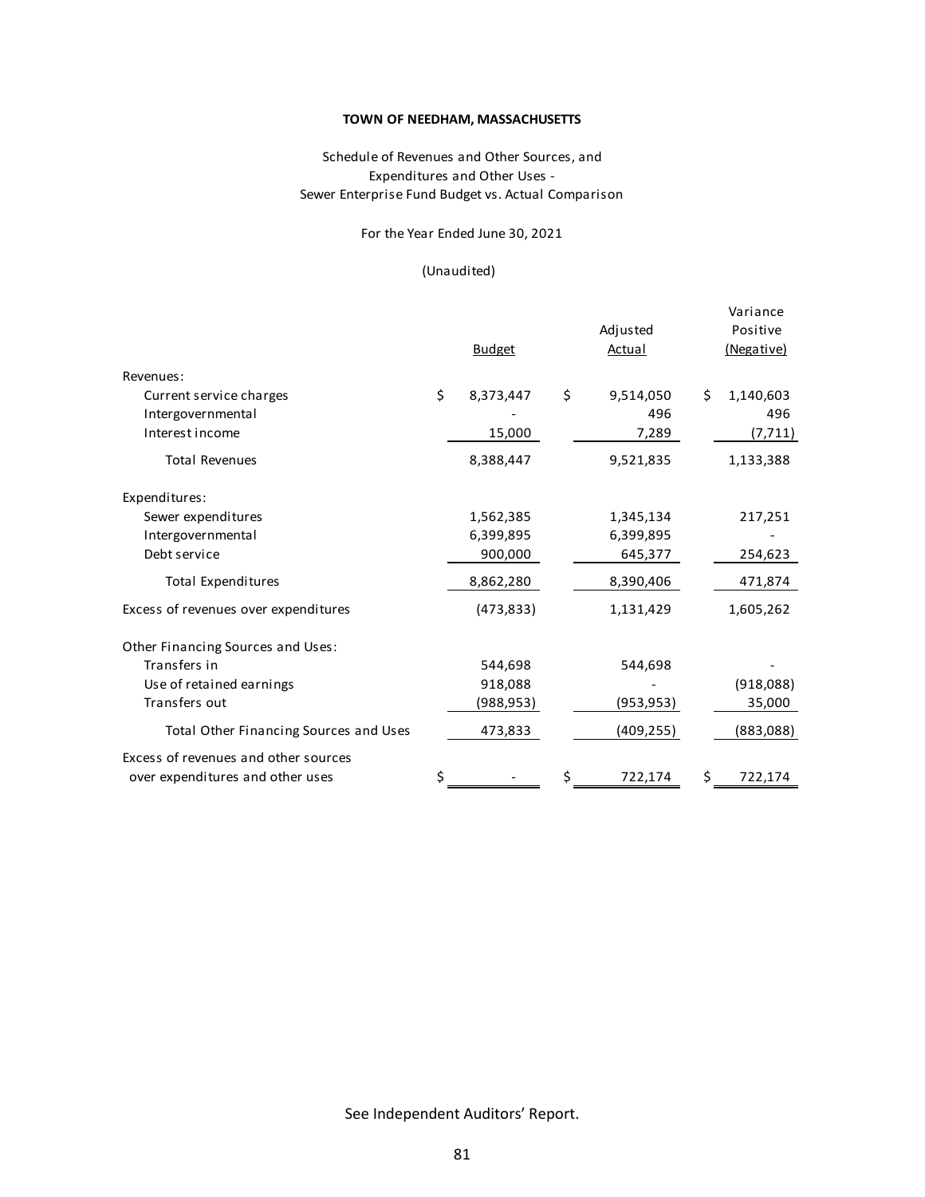**TOWN OF NEEDHAM, MASSACHUSETTS**

Schedule of Revenues and Other Sources, and
Expenditures and Other Uses -
Sewer Enterprise Fund Budget vs. Actual Comparison

For the Year Ended June 30, 2021

(Unaudited)

| | Budget | Adjusted Actual | Variance Positive (Negative) |
|---|---|---|---|
| Revenues: | | | |
| Current service charges | $ 8,373,447 | $ 9,514,050 | $ 1,140,603 |
| Intergovernmental | - | 496 | 496 |
| Interest income | 15,000 | 7,289 | (7,711) |
| Total Revenues | 8,388,447 | 9,521,835 | 1,133,388 |
| Expenditures: | | | |
| Sewer expenditures | 1,562,385 | 1,345,134 | 217,251 |
| Intergovernmental | 6,399,895 | 6,399,895 | - |
| Debt service | 900,000 | 645,377 | 254,623 |
| Total Expenditures | 8,862,280 | 8,390,406 | 471,874 |
| Excess of revenues over expenditures | (473,833) | 1,131,429 | 1,605,262 |
| Other Financing Sources and Uses: | | | |
| Transfers in | 544,698 | 544,698 | - |
| Use of retained earnings | 918,088 | - | (918,088) |
| Transfers out | (988,953) | (953,953) | 35,000 |
| Total Other Financing Sources and Uses | 473,833 | (409,255) | (883,088) |
| Excess of revenues and other sources over expenditures and other uses | $ - | $ 722,174 | $ 722,174 |

See Independent Auditors' Report.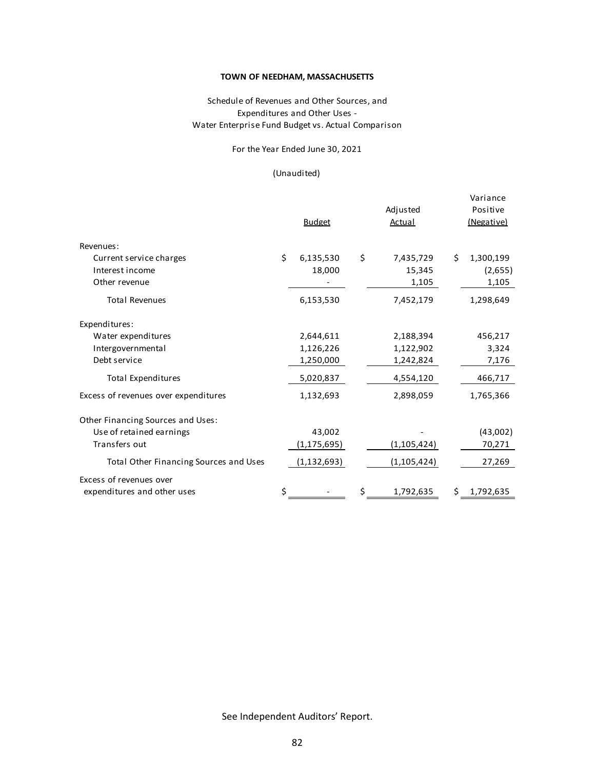**TOWN OF NEEDHAM, MASSACHUSETTS**

Schedule of Revenues and Other Sources, and
Expenditures and Other Uses -
Water Enterprise Fund Budget vs. Actual Comparison

For the Year Ended June 30, 2021

(Unaudited)

| | Budget | Adjusted Actual | Variance Positive (Negative) |
|---|---|---|---|
| Revenues: | | | |
| Current service charges | $ 6,135,530 | $ 7,435,729 | $ 1,300,199 |
| Interest income | 18,000 | 15,345 | (2,655) |
| Other revenue | - | 1,105 | 1,105 |
| Total Revenues | 6,153,530 | 7,452,179 | 1,298,649 |
| Expenditures: | | | |
| Water expenditures | 2,644,611 | 2,188,394 | 456,217 |
| Intergovernmental | 1,126,226 | 1,122,902 | 3,324 |
| Debt service | 1,250,000 | 1,242,824 | 7,176 |
| Total Expenditures | 5,020,837 | 4,554,120 | 466,717 |
| Excess of revenues over expenditures | 1,132,693 | 2,898,059 | 1,765,366 |
| Other Financing Sources and Uses: | | | |
| Use of retained earnings | 43,002 | - | (43,002) |
| Transfers out | (1,175,695) | (1,105,424) | 70,271 |
| Total Other Financing Sources and Uses | (1,132,693) | (1,105,424) | 27,269 |
| Excess of revenues over expenditures and other uses | $ - | $ 1,792,635 | $ 1,792,635 |

See Independent Auditors' Report.